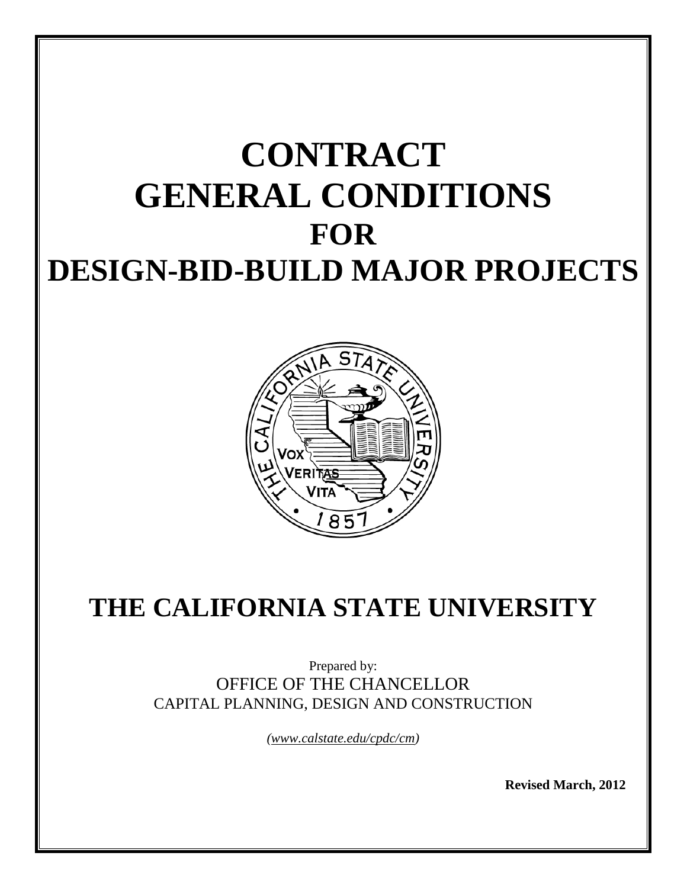# CONTRACT GENERAL CONDITIONS FOR DESIGN-BID-BUILD MAJOR PROJECTS

## THE CALIFORNIA STATE UNIVERSITY

Prepared by:
OFFICE OF THE CHANCELLOR
CAPITAL PLANNING, DESIGN AND CONSTRUCTION

*(www.calstate.edu/cpdc/cm)*

**Revised March, 2012**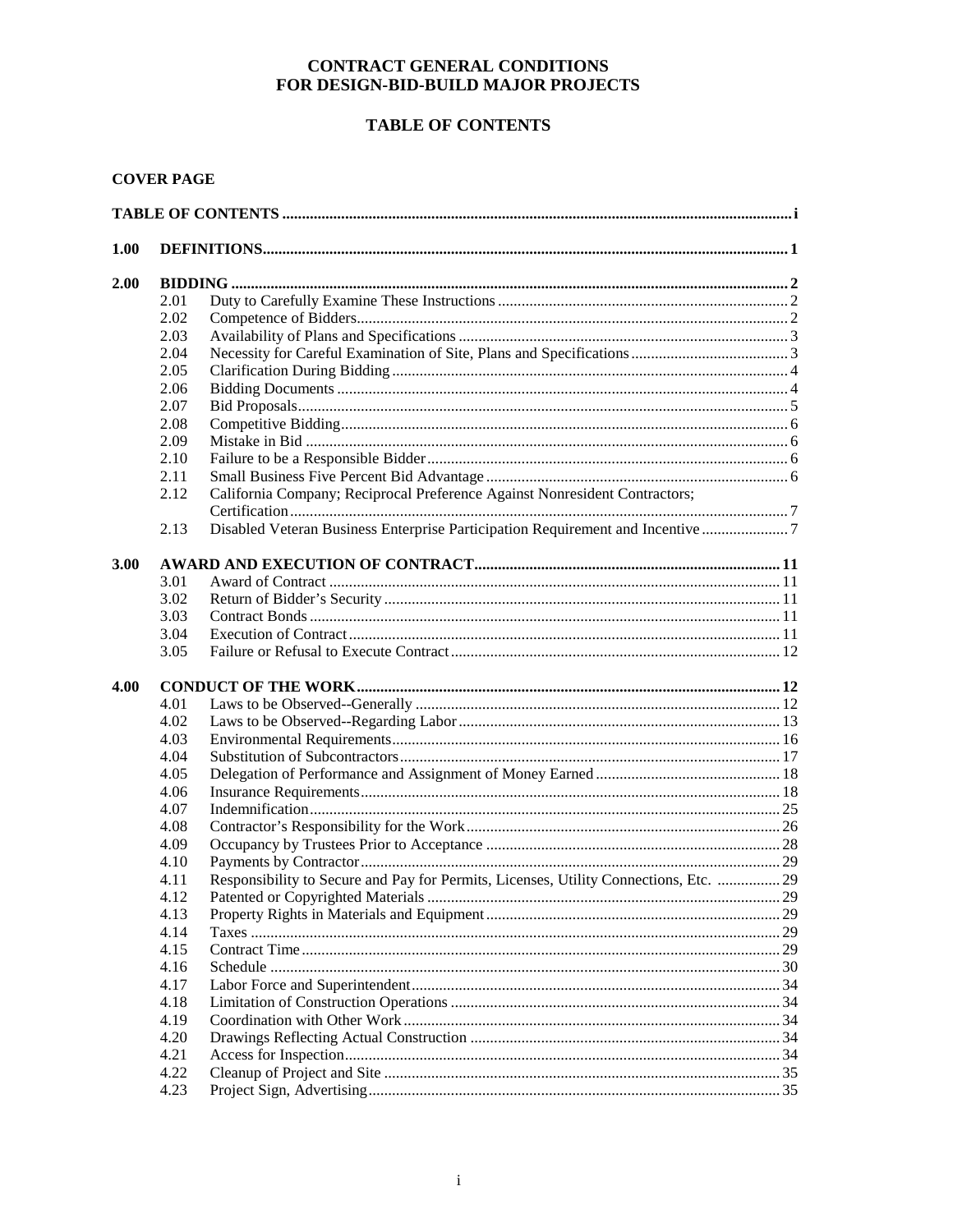# CONTRACT GENERAL CONDITIONS FOR DESIGN-BID-BUILD MAJOR PROJECTS

## TABLE OF CONTENTS

**COVER PAGE**

| | | | |
|---|---|---|---|
| **TABLE OF CONTENTS** | | | **i** |
| **1.00** | **DEFINITIONS** | | **1** |
| **2.00** | **BIDDING** | | **2** |
| | 2.01 | Duty to Carefully Examine These Instructions | 2 |
| | 2.02 | Competence of Bidders | 2 |
| | 2.03 | Availability of Plans and Specifications | 3 |
| | 2.04 | Necessity for Careful Examination of Site, Plans and Specifications | 3 |
| | 2.05 | Clarification During Bidding | 4 |
| | 2.06 | Bidding Documents | 4 |
| | 2.07 | Bid Proposals | 5 |
| | 2.08 | Competitive Bidding | 6 |
| | 2.09 | Mistake in Bid | 6 |
| | 2.10 | Failure to be a Responsible Bidder | 6 |
| | 2.11 | Small Business Five Percent Bid Advantage | 6 |
| | 2.12 | California Company; Reciprocal Preference Against Nonresident Contractors; Certification | 7 |
| | 2.13 | Disabled Veteran Business Enterprise Participation Requirement and Incentive | 7 |
| **3.00** | **AWARD AND EXECUTION OF CONTRACT** | | **11** |
| | 3.01 | Award of Contract | 11 |
| | 3.02 | Return of Bidder's Security | 11 |
| | 3.03 | Contract Bonds | 11 |
| | 3.04 | Execution of Contract | 11 |
| | 3.05 | Failure or Refusal to Execute Contract | 12 |
| **4.00** | **CONDUCT OF THE WORK** | | **12** |
| | 4.01 | Laws to be Observed--Generally | 12 |
| | 4.02 | Laws to be Observed--Regarding Labor | 13 |
| | 4.03 | Environmental Requirements | 16 |
| | 4.04 | Substitution of Subcontractors | 17 |
| | 4.05 | Delegation of Performance and Assignment of Money Earned | 18 |
| | 4.06 | Insurance Requirements | 18 |
| | 4.07 | Indemnification | 25 |
| | 4.08 | Contractor's Responsibility for the Work | 26 |
| | 4.09 | Occupancy by Trustees Prior to Acceptance | 28 |
| | 4.10 | Payments by Contractor | 29 |
| | 4.11 | Responsibility to Secure and Pay for Permits, Licenses, Utility Connections, Etc. | 29 |
| | 4.12 | Patented or Copyrighted Materials | 29 |
| | 4.13 | Property Rights in Materials and Equipment | 29 |
| | 4.14 | Taxes | 29 |
| | 4.15 | Contract Time | 29 |
| | 4.16 | Schedule | 30 |
| | 4.17 | Labor Force and Superintendent | 34 |
| | 4.18 | Limitation of Construction Operations | 34 |
| | 4.19 | Coordination with Other Work | 34 |
| | 4.20 | Drawings Reflecting Actual Construction | 34 |
| | 4.21 | Access for Inspection | 34 |
| | 4.22 | Cleanup of Project and Site | 35 |
| | 4.23 | Project Sign, Advertising | 35 |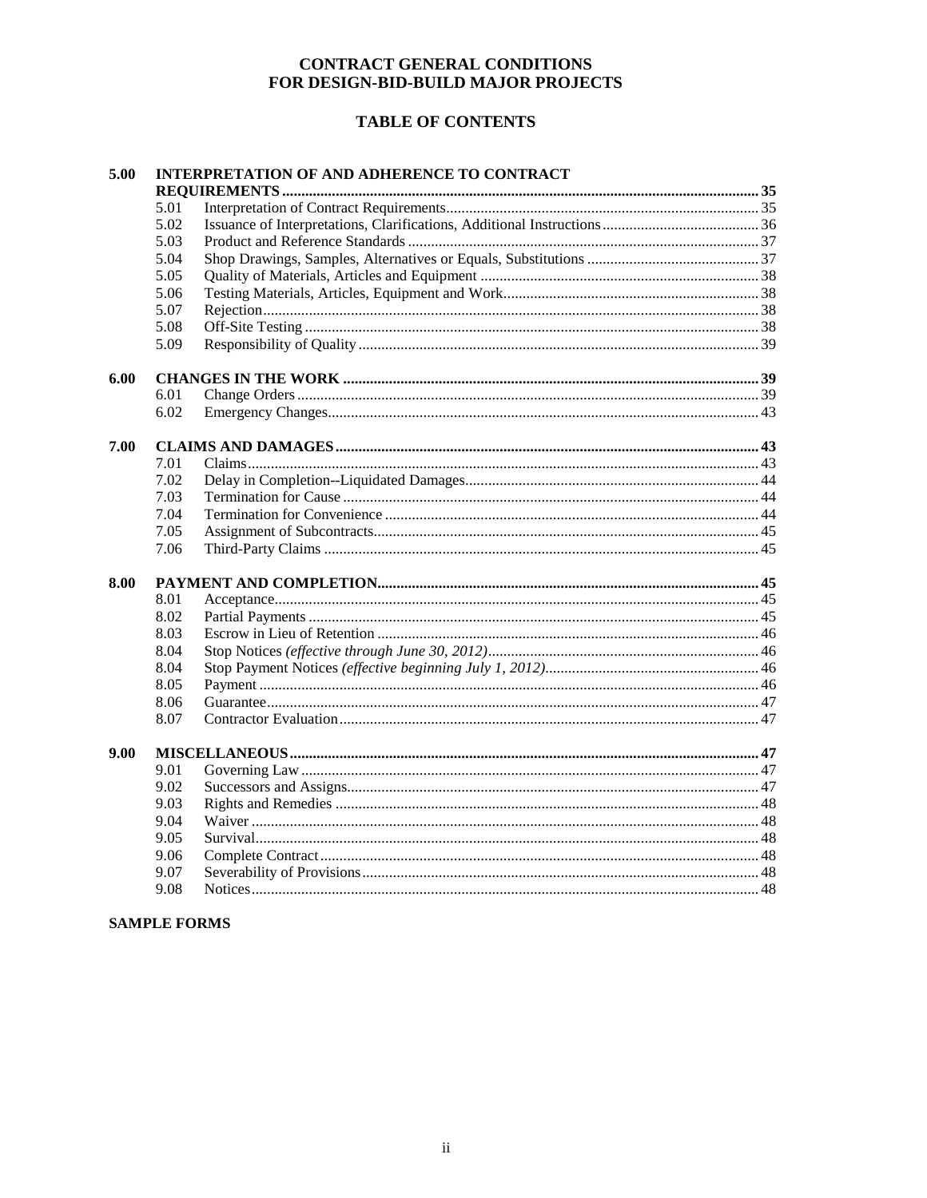# CONTRACT GENERAL CONDITIONS
# FOR DESIGN-BID-BUILD MAJOR PROJECTS

## TABLE OF CONTENTS

| | | | |
|---|---|---|---|
| **5.00** | **INTERPRETATION OF AND ADHERENCE TO CONTRACT REQUIREMENTS** | | **35** |
| | 5.01 | Interpretation of Contract Requirements | 35 |
| | 5.02 | Issuance of Interpretations, Clarifications, Additional Instructions | 36 |
| | 5.03 | Product and Reference Standards | 37 |
| | 5.04 | Shop Drawings, Samples, Alternatives or Equals, Substitutions | 37 |
| | 5.05 | Quality of Materials, Articles and Equipment | 38 |
| | 5.06 | Testing Materials, Articles, Equipment and Work | 38 |
| | 5.07 | Rejection | 38 |
| | 5.08 | Off-Site Testing | 38 |
| | 5.09 | Responsibility of Quality | 39 |
| **6.00** | **CHANGES IN THE WORK** | | **39** |
| | 6.01 | Change Orders | 39 |
| | 6.02 | Emergency Changes | 43 |
| **7.00** | **CLAIMS AND DAMAGES** | | **43** |
| | 7.01 | Claims | 43 |
| | 7.02 | Delay in Completion--Liquidated Damages | 44 |
| | 7.03 | Termination for Cause | 44 |
| | 7.04 | Termination for Convenience | 44 |
| | 7.05 | Assignment of Subcontracts | 45 |
| | 7.06 | Third-Party Claims | 45 |
| **8.00** | **PAYMENT AND COMPLETION** | | **45** |
| | 8.01 | Acceptance | 45 |
| | 8.02 | Partial Payments | 45 |
| | 8.03 | Escrow in Lieu of Retention | 46 |
| | 8.04 | Stop Notices *(effective through June 30, 2012)* | 46 |
| | 8.04 | Stop Payment Notices *(effective beginning July 1, 2012)* | 46 |
| | 8.05 | Payment | 46 |
| | 8.06 | Guarantee | 47 |
| | 8.07 | Contractor Evaluation | 47 |
| **9.00** | **MISCELLANEOUS** | | **47** |
| | 9.01 | Governing Law | 47 |
| | 9.02 | Successors and Assigns | 47 |
| | 9.03 | Rights and Remedies | 48 |
| | 9.04 | Waiver | 48 |
| | 9.05 | Survival | 48 |
| | 9.06 | Complete Contract | 48 |
| | 9.07 | Severability of Provisions | 48 |
| | 9.08 | Notices | 48 |

**SAMPLE FORMS**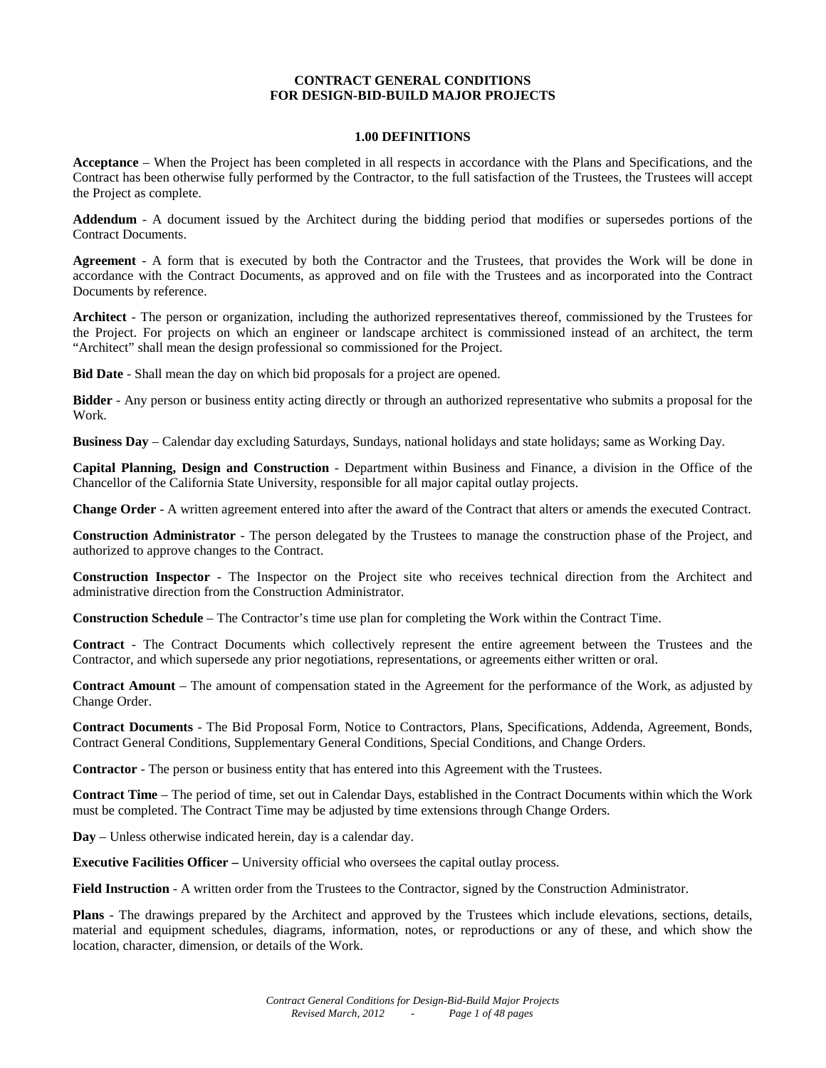## CONTRACT GENERAL CONDITIONS FOR DESIGN-BID-BUILD MAJOR PROJECTS

### 1.00 DEFINITIONS

**Acceptance** – When the Project has been completed in all respects in accordance with the Plans and Specifications, and the Contract has been otherwise fully performed by the Contractor, to the full satisfaction of the Trustees, the Trustees will accept the Project as complete.

**Addendum** - A document issued by the Architect during the bidding period that modifies or supersedes portions of the Contract Documents.

**Agreement** - A form that is executed by both the Contractor and the Trustees, that provides the Work will be done in accordance with the Contract Documents, as approved and on file with the Trustees and as incorporated into the Contract Documents by reference.

**Architect** - The person or organization, including the authorized representatives thereof, commissioned by the Trustees for the Project. For projects on which an engineer or landscape architect is commissioned instead of an architect, the term "Architect" shall mean the design professional so commissioned for the Project.

**Bid Date** - Shall mean the day on which bid proposals for a project are opened.

**Bidder** - Any person or business entity acting directly or through an authorized representative who submits a proposal for the Work.

**Business Day** – Calendar day excluding Saturdays, Sundays, national holidays and state holidays; same as Working Day.

**Capital Planning, Design and Construction** - Department within Business and Finance, a division in the Office of the Chancellor of the California State University, responsible for all major capital outlay projects.

**Change Order** - A written agreement entered into after the award of the Contract that alters or amends the executed Contract.

**Construction Administrator** - The person delegated by the Trustees to manage the construction phase of the Project, and authorized to approve changes to the Contract.

**Construction Inspector** - The Inspector on the Project site who receives technical direction from the Architect and administrative direction from the Construction Administrator.

**Construction Schedule** – The Contractor's time use plan for completing the Work within the Contract Time.

**Contract** - The Contract Documents which collectively represent the entire agreement between the Trustees and the Contractor, and which supersede any prior negotiations, representations, or agreements either written or oral.

**Contract Amount** – The amount of compensation stated in the Agreement for the performance of the Work, as adjusted by Change Order.

**Contract Documents** - The Bid Proposal Form, Notice to Contractors, Plans, Specifications, Addenda, Agreement, Bonds, Contract General Conditions, Supplementary General Conditions, Special Conditions, and Change Orders.

**Contractor** - The person or business entity that has entered into this Agreement with the Trustees.

**Contract Time** – The period of time, set out in Calendar Days, established in the Contract Documents within which the Work must be completed. The Contract Time may be adjusted by time extensions through Change Orders.

**Day** – Unless otherwise indicated herein, day is a calendar day.

**Executive Facilities Officer –** University official who oversees the capital outlay process.

**Field Instruction** - A written order from the Trustees to the Contractor, signed by the Construction Administrator.

**Plans** - The drawings prepared by the Architect and approved by the Trustees which include elevations, sections, details, material and equipment schedules, diagrams, information, notes, or reproductions or any of these, and which show the location, character, dimension, or details of the Work.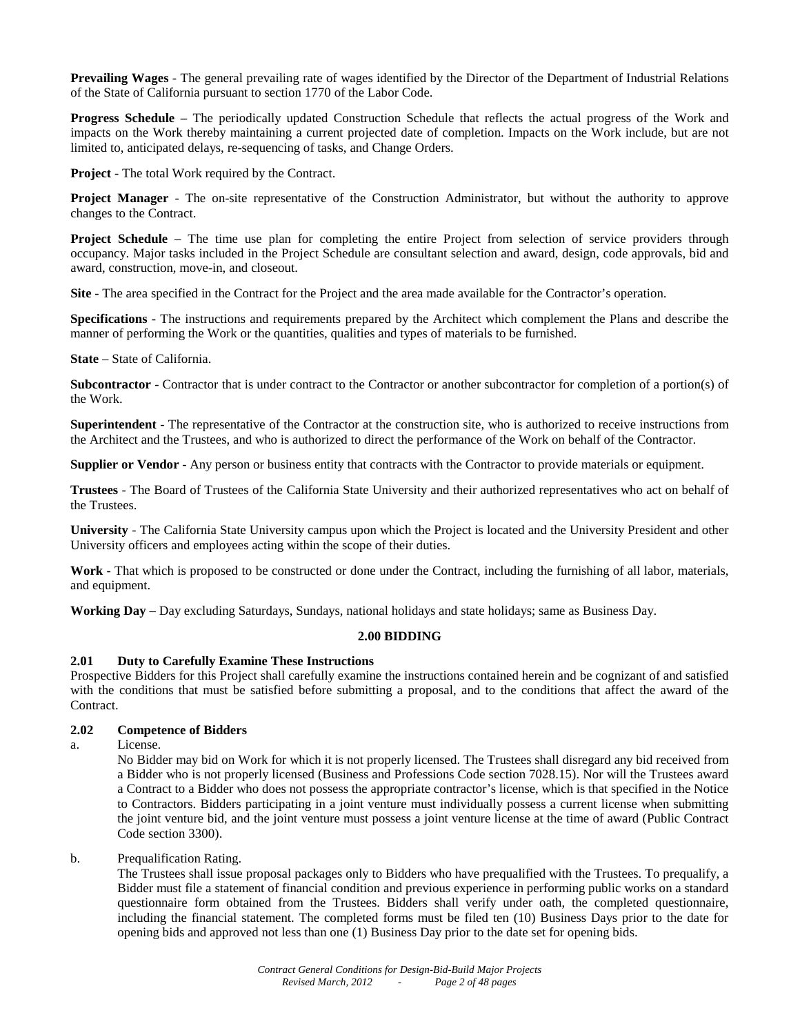**Prevailing Wages** - The general prevailing rate of wages identified by the Director of the Department of Industrial Relations of the State of California pursuant to section 1770 of the Labor Code.

**Progress Schedule –** The periodically updated Construction Schedule that reflects the actual progress of the Work and impacts on the Work thereby maintaining a current projected date of completion. Impacts on the Work include, but are not limited to, anticipated delays, re-sequencing of tasks, and Change Orders.

**Project** - The total Work required by the Contract.

**Project Manager** - The on-site representative of the Construction Administrator, but without the authority to approve changes to the Contract.

**Project Schedule** – The time use plan for completing the entire Project from selection of service providers through occupancy. Major tasks included in the Project Schedule are consultant selection and award, design, code approvals, bid and award, construction, move-in, and closeout.

**Site** - The area specified in the Contract for the Project and the area made available for the Contractor's operation.

**Specifications** - The instructions and requirements prepared by the Architect which complement the Plans and describe the manner of performing the Work or the quantities, qualities and types of materials to be furnished.

**State** – State of California.

**Subcontractor** - Contractor that is under contract to the Contractor or another subcontractor for completion of a portion(s) of the Work.

**Superintendent** - The representative of the Contractor at the construction site, who is authorized to receive instructions from the Architect and the Trustees, and who is authorized to direct the performance of the Work on behalf of the Contractor.

**Supplier or Vendor** - Any person or business entity that contracts with the Contractor to provide materials or equipment.

**Trustees** - The Board of Trustees of the California State University and their authorized representatives who act on behalf of the Trustees.

**University** - The California State University campus upon which the Project is located and the University President and other University officers and employees acting within the scope of their duties.

**Work** - That which is proposed to be constructed or done under the Contract, including the furnishing of all labor, materials, and equipment.

**Working Day** – Day excluding Saturdays, Sundays, national holidays and state holidays; same as Business Day.

## 2.00 BIDDING

### 2.01 Duty to Carefully Examine These Instructions

Prospective Bidders for this Project shall carefully examine the instructions contained herein and be cognizant of and satisfied with the conditions that must be satisfied before submitting a proposal, and to the conditions that affect the award of the Contract.

### 2.02 Competence of Bidders

a. License.

No Bidder may bid on Work for which it is not properly licensed. The Trustees shall disregard any bid received from a Bidder who is not properly licensed (Business and Professions Code section 7028.15). Nor will the Trustees award a Contract to a Bidder who does not possess the appropriate contractor's license, which is that specified in the Notice to Contractors. Bidders participating in a joint venture must individually possess a current license when submitting the joint venture bid, and the joint venture must possess a joint venture license at the time of award (Public Contract Code section 3300).

b. Prequalification Rating.

The Trustees shall issue proposal packages only to Bidders who have prequalified with the Trustees. To prequalify, a Bidder must file a statement of financial condition and previous experience in performing public works on a standard questionnaire form obtained from the Trustees. Bidders shall verify under oath, the completed questionnaire, including the financial statement. The completed forms must be filed ten (10) Business Days prior to the date for opening bids and approved not less than one (1) Business Day prior to the date set for opening bids.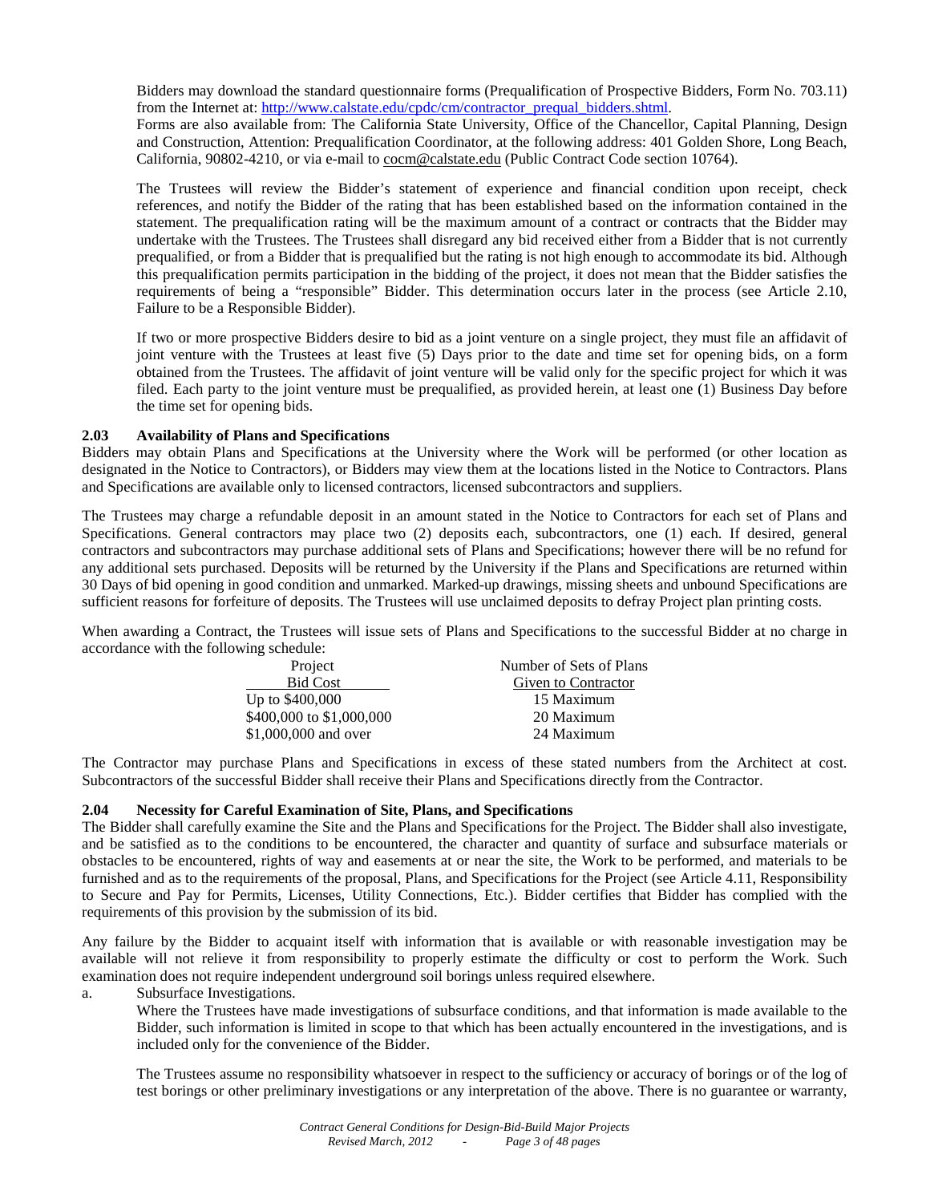Bidders may download the standard questionnaire forms (Prequalification of Prospective Bidders, Form No. 703.11) from the Internet at: http://www.calstate.edu/cpdc/cm/contractor_prequal_bidders.shtml.

Forms are also available from: The California State University, Office of the Chancellor, Capital Planning, Design and Construction, Attention: Prequalification Coordinator, at the following address: 401 Golden Shore, Long Beach, California, 90802-4210, or via e-mail to cocm@calstate.edu (Public Contract Code section 10764).

The Trustees will review the Bidder's statement of experience and financial condition upon receipt, check references, and notify the Bidder of the rating that has been established based on the information contained in the statement. The prequalification rating will be the maximum amount of a contract or contracts that the Bidder may undertake with the Trustees. The Trustees shall disregard any bid received either from a Bidder that is not currently prequalified, or from a Bidder that is prequalified but the rating is not high enough to accommodate its bid. Although this prequalification permits participation in the bidding of the project, it does not mean that the Bidder satisfies the requirements of being a "responsible" Bidder. This determination occurs later in the process (see Article 2.10, Failure to be a Responsible Bidder).

If two or more prospective Bidders desire to bid as a joint venture on a single project, they must file an affidavit of joint venture with the Trustees at least five (5) Days prior to the date and time set for opening bids, on a form obtained from the Trustees. The affidavit of joint venture will be valid only for the specific project for which it was filed. Each party to the joint venture must be prequalified, as provided herein, at least one (1) Business Day before the time set for opening bids.

### 2.03 Availability of Plans and Specifications

Bidders may obtain Plans and Specifications at the University where the Work will be performed (or other location as designated in the Notice to Contractors), or Bidders may view them at the locations listed in the Notice to Contractors. Plans and Specifications are available only to licensed contractors, licensed subcontractors and suppliers.

The Trustees may charge a refundable deposit in an amount stated in the Notice to Contractors for each set of Plans and Specifications. General contractors may place two (2) deposits each, subcontractors, one (1) each. If desired, general contractors and subcontractors may purchase additional sets of Plans and Specifications; however there will be no refund for any additional sets purchased. Deposits will be returned by the University if the Plans and Specifications are returned within 30 Days of bid opening in good condition and unmarked. Marked-up drawings, missing sheets and unbound Specifications are sufficient reasons for forfeiture of deposits. The Trustees will use unclaimed deposits to defray Project plan printing costs.

When awarding a Contract, the Trustees will issue sets of Plans and Specifications to the successful Bidder at no charge in accordance with the following schedule:

| Project Bid Cost | Number of Sets of Plans Given to Contractor |
|---|---|
| Up to $400,000 | 15 Maximum |
| $400,000 to $1,000,000 | 20 Maximum |
| $1,000,000 and over | 24 Maximum |

The Contractor may purchase Plans and Specifications in excess of these stated numbers from the Architect at cost. Subcontractors of the successful Bidder shall receive their Plans and Specifications directly from the Contractor.

### 2.04 Necessity for Careful Examination of Site, Plans, and Specifications

The Bidder shall carefully examine the Site and the Plans and Specifications for the Project. The Bidder shall also investigate, and be satisfied as to the conditions to be encountered, the character and quantity of surface and subsurface materials or obstacles to be encountered, rights of way and easements at or near the site, the Work to be performed, and materials to be furnished and as to the requirements of the proposal, Plans, and Specifications for the Project (see Article 4.11, Responsibility to Secure and Pay for Permits, Licenses, Utility Connections, Etc.). Bidder certifies that Bidder has complied with the requirements of this provision by the submission of its bid.

Any failure by the Bidder to acquaint itself with information that is available or with reasonable investigation may be available will not relieve it from responsibility to properly estimate the difficulty or cost to perform the Work. Such examination does not require independent underground soil borings unless required elsewhere.

a. Subsurface Investigations.

   Where the Trustees have made investigations of subsurface conditions, and that information is made available to the Bidder, such information is limited in scope to that which has been actually encountered in the investigations, and is included only for the convenience of the Bidder.

   The Trustees assume no responsibility whatsoever in respect to the sufficiency or accuracy of borings or of the log of test borings or other preliminary investigations or any interpretation of the above. There is no guarantee or warranty,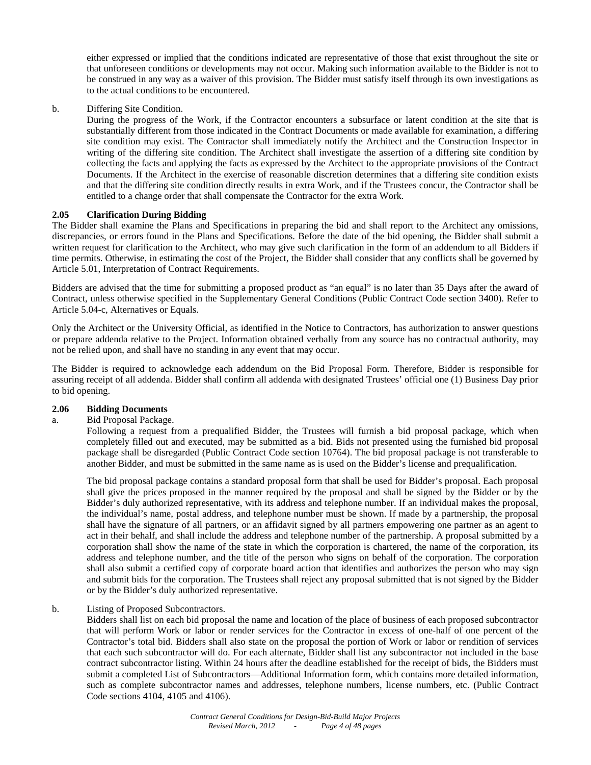either expressed or implied that the conditions indicated are representative of those that exist throughout the site or that unforeseen conditions or developments may not occur. Making such information available to the Bidder is not to be construed in any way as a waiver of this provision. The Bidder must satisfy itself through its own investigations as to the actual conditions to be encountered.

b. Differing Site Condition.

During the progress of the Work, if the Contractor encounters a subsurface or latent condition at the site that is substantially different from those indicated in the Contract Documents or made available for examination, a differing site condition may exist. The Contractor shall immediately notify the Architect and the Construction Inspector in writing of the differing site condition. The Architect shall investigate the assertion of a differing site condition by collecting the facts and applying the facts as expressed by the Architect to the appropriate provisions of the Contract Documents. If the Architect in the exercise of reasonable discretion determines that a differing site condition exists and that the differing site condition directly results in extra Work, and if the Trustees concur, the Contractor shall be entitled to a change order that shall compensate the Contractor for the extra Work.

### 2.05 Clarification During Bidding

The Bidder shall examine the Plans and Specifications in preparing the bid and shall report to the Architect any omissions, discrepancies, or errors found in the Plans and Specifications. Before the date of the bid opening, the Bidder shall submit a written request for clarification to the Architect, who may give such clarification in the form of an addendum to all Bidders if time permits. Otherwise, in estimating the cost of the Project, the Bidder shall consider that any conflicts shall be governed by Article 5.01, Interpretation of Contract Requirements.

Bidders are advised that the time for submitting a proposed product as "an equal" is no later than 35 Days after the award of Contract, unless otherwise specified in the Supplementary General Conditions (Public Contract Code section 3400). Refer to Article 5.04-c, Alternatives or Equals.

Only the Architect or the University Official, as identified in the Notice to Contractors, has authorization to answer questions or prepare addenda relative to the Project. Information obtained verbally from any source has no contractual authority, may not be relied upon, and shall have no standing in any event that may occur.

The Bidder is required to acknowledge each addendum on the Bid Proposal Form. Therefore, Bidder is responsible for assuring receipt of all addenda. Bidder shall confirm all addenda with designated Trustees' official one (1) Business Day prior to bid opening.

### 2.06 Bidding Documents

a. Bid Proposal Package.

Following a request from a prequalified Bidder, the Trustees will furnish a bid proposal package, which when completely filled out and executed, may be submitted as a bid. Bids not presented using the furnished bid proposal package shall be disregarded (Public Contract Code section 10764). The bid proposal package is not transferable to another Bidder, and must be submitted in the same name as is used on the Bidder's license and prequalification.

The bid proposal package contains a standard proposal form that shall be used for Bidder's proposal. Each proposal shall give the prices proposed in the manner required by the proposal and shall be signed by the Bidder or by the Bidder's duly authorized representative, with its address and telephone number. If an individual makes the proposal, the individual's name, postal address, and telephone number must be shown. If made by a partnership, the proposal shall have the signature of all partners, or an affidavit signed by all partners empowering one partner as an agent to act in their behalf, and shall include the address and telephone number of the partnership. A proposal submitted by a corporation shall show the name of the state in which the corporation is chartered, the name of the corporation, its address and telephone number, and the title of the person who signs on behalf of the corporation. The corporation shall also submit a certified copy of corporate board action that identifies and authorizes the person who may sign and submit bids for the corporation. The Trustees shall reject any proposal submitted that is not signed by the Bidder or by the Bidder's duly authorized representative.

b. Listing of Proposed Subcontractors.

Bidders shall list on each bid proposal the name and location of the place of business of each proposed subcontractor that will perform Work or labor or render services for the Contractor in excess of one-half of one percent of the Contractor's total bid. Bidders shall also state on the proposal the portion of Work or labor or rendition of services that each such subcontractor will do. For each alternate, Bidder shall list any subcontractor not included in the base contract subcontractor listing. Within 24 hours after the deadline established for the receipt of bids, the Bidders must submit a completed List of Subcontractors—Additional Information form, which contains more detailed information, such as complete subcontractor names and addresses, telephone numbers, license numbers, etc. (Public Contract Code sections 4104, 4105 and 4106).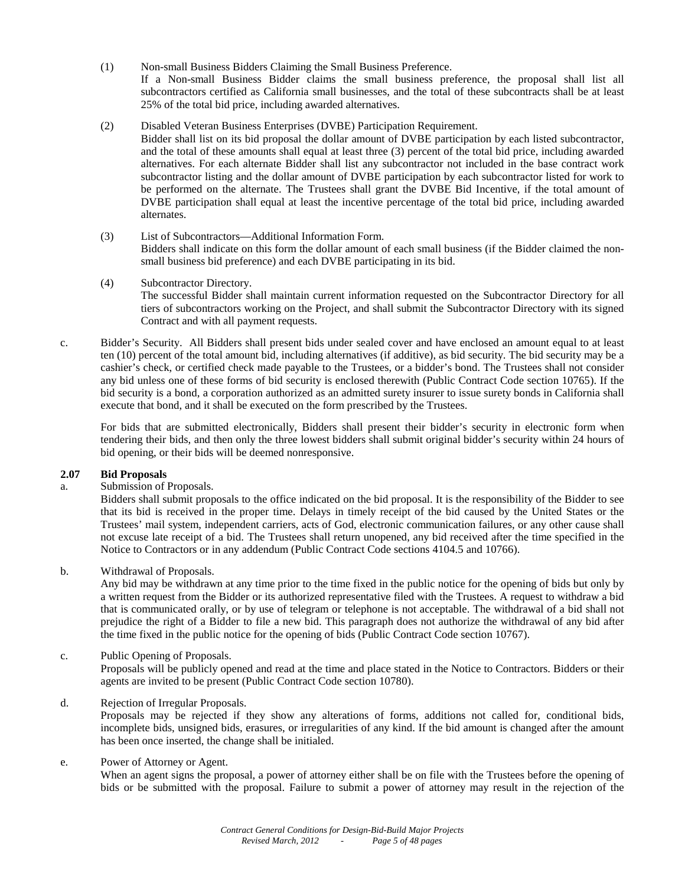(1) Non-small Business Bidders Claiming the Small Business Preference.
If a Non-small Business Bidder claims the small business preference, the proposal shall list all subcontractors certified as California small businesses, and the total of these subcontracts shall be at least 25% of the total bid price, including awarded alternatives.

(2) Disabled Veteran Business Enterprises (DVBE) Participation Requirement.
Bidder shall list on its bid proposal the dollar amount of DVBE participation by each listed subcontractor, and the total of these amounts shall equal at least three (3) percent of the total bid price, including awarded alternatives. For each alternate Bidder shall list any subcontractor not included in the base contract work subcontractor listing and the dollar amount of DVBE participation by each subcontractor listed for work to be performed on the alternate. The Trustees shall grant the DVBE Bid Incentive, if the total amount of DVBE participation shall equal at least the incentive percentage of the total bid price, including awarded alternates.

(3) List of Subcontractors—Additional Information Form.
Bidders shall indicate on this form the dollar amount of each small business (if the Bidder claimed the non-small business bid preference) and each DVBE participating in its bid.

(4) Subcontractor Directory.
The successful Bidder shall maintain current information requested on the Subcontractor Directory for all tiers of subcontractors working on the Project, and shall submit the Subcontractor Directory with its signed Contract and with all payment requests.

c. Bidder's Security. All Bidders shall present bids under sealed cover and have enclosed an amount equal to at least ten (10) percent of the total amount bid, including alternatives (if additive), as bid security. The bid security may be a cashier's check, or certified check made payable to the Trustees, or a bidder's bond. The Trustees shall not consider any bid unless one of these forms of bid security is enclosed therewith (Public Contract Code section 10765). If the bid security is a bond, a corporation authorized as an admitted surety insurer to issue surety bonds in California shall execute that bond, and it shall be executed on the form prescribed by the Trustees.

For bids that are submitted electronically, Bidders shall present their bidder's security in electronic form when tendering their bids, and then only the three lowest bidders shall submit original bidder's security within 24 hours of bid opening, or their bids will be deemed nonresponsive.

**2.07 Bid Proposals**

a. Submission of Proposals.
Bidders shall submit proposals to the office indicated on the bid proposal. It is the responsibility of the Bidder to see that its bid is received in the proper time. Delays in timely receipt of the bid caused by the United States or the Trustees' mail system, independent carriers, acts of God, electronic communication failures, or any other cause shall not excuse late receipt of a bid. The Trustees shall return unopened, any bid received after the time specified in the Notice to Contractors or in any addendum (Public Contract Code sections 4104.5 and 10766).

b. Withdrawal of Proposals.
Any bid may be withdrawn at any time prior to the time fixed in the public notice for the opening of bids but only by a written request from the Bidder or its authorized representative filed with the Trustees. A request to withdraw a bid that is communicated orally, or by use of telegram or telephone is not acceptable. The withdrawal of a bid shall not prejudice the right of a Bidder to file a new bid. This paragraph does not authorize the withdrawal of any bid after the time fixed in the public notice for the opening of bids (Public Contract Code section 10767).

c. Public Opening of Proposals.
Proposals will be publicly opened and read at the time and place stated in the Notice to Contractors. Bidders or their agents are invited to be present (Public Contract Code section 10780).

d. Rejection of Irregular Proposals.
Proposals may be rejected if they show any alterations of forms, additions not called for, conditional bids, incomplete bids, unsigned bids, erasures, or irregularities of any kind. If the bid amount is changed after the amount has been once inserted, the change shall be initialed.

e. Power of Attorney or Agent.
When an agent signs the proposal, a power of attorney either shall be on file with the Trustees before the opening of bids or be submitted with the proposal. Failure to submit a power of attorney may result in the rejection of the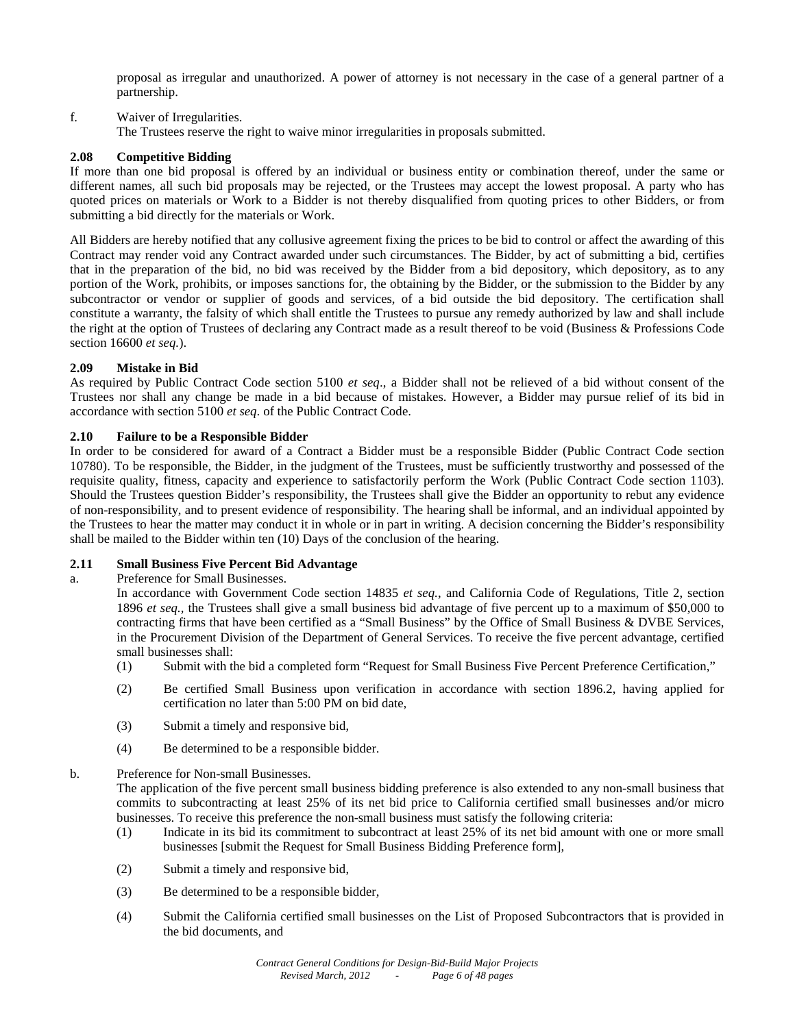proposal as irregular and unauthorized. A power of attorney is not necessary in the case of a general partner of a partnership.

f. Waiver of Irregularities.
The Trustees reserve the right to waive minor irregularities in proposals submitted.

**2.08 Competitive Bidding**

If more than one bid proposal is offered by an individual or business entity or combination thereof, under the same or different names, all such bid proposals may be rejected, or the Trustees may accept the lowest proposal. A party who has quoted prices on materials or Work to a Bidder is not thereby disqualified from quoting prices to other Bidders, or from submitting a bid directly for the materials or Work.

All Bidders are hereby notified that any collusive agreement fixing the prices to be bid to control or affect the awarding of this Contract may render void any Contract awarded under such circumstances. The Bidder, by act of submitting a bid, certifies that in the preparation of the bid, no bid was received by the Bidder from a bid depository, which depository, as to any portion of the Work, prohibits, or imposes sanctions for, the obtaining by the Bidder, or the submission to the Bidder by any subcontractor or vendor or supplier of goods and services, of a bid outside the bid depository. The certification shall constitute a warranty, the falsity of which shall entitle the Trustees to pursue any remedy authorized by law and shall include the right at the option of Trustees of declaring any Contract made as a result thereof to be void (Business & Professions Code section 16600 *et seq.*).

**2.09 Mistake in Bid**

As required by Public Contract Code section 5100 *et seq*., a Bidder shall not be relieved of a bid without consent of the Trustees nor shall any change be made in a bid because of mistakes. However, a Bidder may pursue relief of its bid in accordance with section 5100 *et seq*. of the Public Contract Code.

**2.10 Failure to be a Responsible Bidder**

In order to be considered for award of a Contract a Bidder must be a responsible Bidder (Public Contract Code section 10780). To be responsible, the Bidder, in the judgment of the Trustees, must be sufficiently trustworthy and possessed of the requisite quality, fitness, capacity and experience to satisfactorily perform the Work (Public Contract Code section 1103). Should the Trustees question Bidder's responsibility, the Trustees shall give the Bidder an opportunity to rebut any evidence of non-responsibility, and to present evidence of responsibility. The hearing shall be informal, and an individual appointed by the Trustees to hear the matter may conduct it in whole or in part in writing. A decision concerning the Bidder's responsibility shall be mailed to the Bidder within ten (10) Days of the conclusion of the hearing.

**2.11 Small Business Five Percent Bid Advantage**

a. Preference for Small Businesses.
In accordance with Government Code section 14835 *et seq.*, and California Code of Regulations, Title 2, section 1896 *et seq.*, the Trustees shall give a small business bid advantage of five percent up to a maximum of $50,000 to contracting firms that have been certified as a "Small Business" by the Office of Small Business & DVBE Services, in the Procurement Division of the Department of General Services. To receive the five percent advantage, certified small businesses shall:
   (1) Submit with the bid a completed form "Request for Small Business Five Percent Preference Certification,"
   (2) Be certified Small Business upon verification in accordance with section 1896.2, having applied for certification no later than 5:00 PM on bid date,
   (3) Submit a timely and responsive bid,
   (4) Be determined to be a responsible bidder.

b. Preference for Non-small Businesses.
The application of the five percent small business bidding preference is also extended to any non-small business that commits to subcontracting at least 25% of its net bid price to California certified small businesses and/or micro businesses. To receive this preference the non-small business must satisfy the following criteria:
   (1) Indicate in its bid its commitment to subcontract at least 25% of its net bid amount with one or more small businesses [submit the Request for Small Business Bidding Preference form],
   (2) Submit a timely and responsive bid,
   (3) Be determined to be a responsible bidder,
   (4) Submit the California certified small businesses on the List of Proposed Subcontractors that is provided in the bid documents, and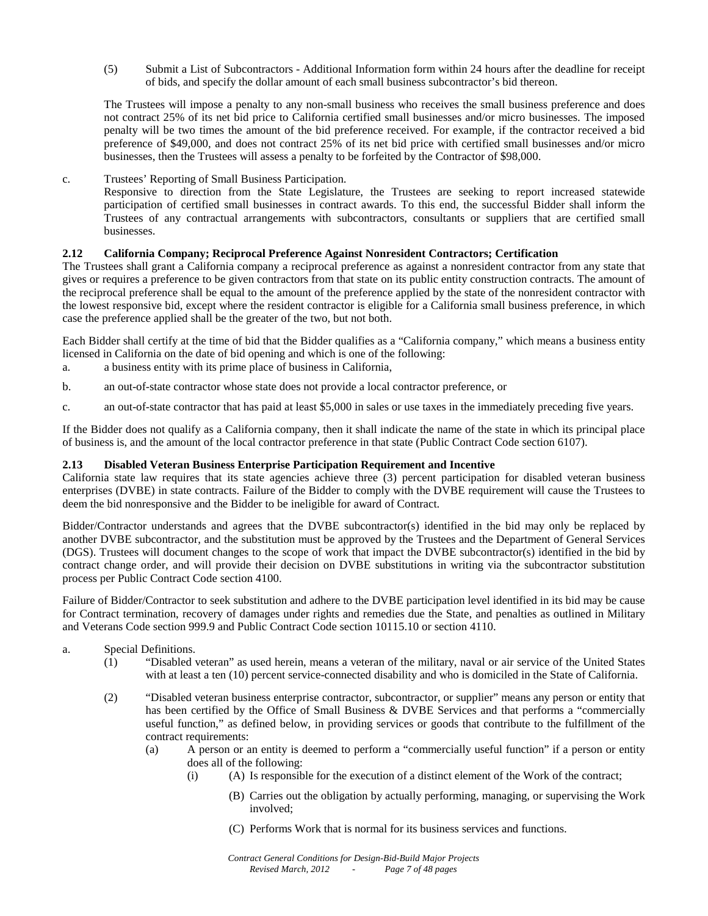(5) Submit a List of Subcontractors - Additional Information form within 24 hours after the deadline for receipt of bids, and specify the dollar amount of each small business subcontractor's bid thereon.

The Trustees will impose a penalty to any non-small business who receives the small business preference and does not contract 25% of its net bid price to California certified small businesses and/or micro businesses. The imposed penalty will be two times the amount of the bid preference received. For example, if the contractor received a bid preference of $49,000, and does not contract 25% of its net bid price with certified small businesses and/or micro businesses, then the Trustees will assess a penalty to be forfeited by the Contractor of $98,000.

c. Trustees' Reporting of Small Business Participation.
Responsive to direction from the State Legislature, the Trustees are seeking to report increased statewide participation of certified small businesses in contract awards. To this end, the successful Bidder shall inform the Trustees of any contractual arrangements with subcontractors, consultants or suppliers that are certified small businesses.

### 2.12 California Company; Reciprocal Preference Against Nonresident Contractors; Certification

The Trustees shall grant a California company a reciprocal preference as against a nonresident contractor from any state that gives or requires a preference to be given contractors from that state on its public entity construction contracts. The amount of the reciprocal preference shall be equal to the amount of the preference applied by the state of the nonresident contractor with the lowest responsive bid, except where the resident contractor is eligible for a California small business preference, in which case the preference applied shall be the greater of the two, but not both.

Each Bidder shall certify at the time of bid that the Bidder qualifies as a "California company," which means a business entity licensed in California on the date of bid opening and which is one of the following:

a. a business entity with its prime place of business in California,

b. an out-of-state contractor whose state does not provide a local contractor preference, or

c. an out-of-state contractor that has paid at least $5,000 in sales or use taxes in the immediately preceding five years.

If the Bidder does not qualify as a California company, then it shall indicate the name of the state in which its principal place of business is, and the amount of the local contractor preference in that state (Public Contract Code section 6107).

### 2.13 Disabled Veteran Business Enterprise Participation Requirement and Incentive

California state law requires that its state agencies achieve three (3) percent participation for disabled veteran business enterprises (DVBE) in state contracts. Failure of the Bidder to comply with the DVBE requirement will cause the Trustees to deem the bid nonresponsive and the Bidder to be ineligible for award of Contract.

Bidder/Contractor understands and agrees that the DVBE subcontractor(s) identified in the bid may only be replaced by another DVBE subcontractor, and the substitution must be approved by the Trustees and the Department of General Services (DGS). Trustees will document changes to the scope of work that impact the DVBE subcontractor(s) identified in the bid by contract change order, and will provide their decision on DVBE substitutions in writing via the subcontractor substitution process per Public Contract Code section 4100.

Failure of Bidder/Contractor to seek substitution and adhere to the DVBE participation level identified in its bid may be cause for Contract termination, recovery of damages under rights and remedies due the State, and penalties as outlined in Military and Veterans Code section 999.9 and Public Contract Code section 10115.10 or section 4110.

a. Special Definitions.

(1) "Disabled veteran" as used herein, means a veteran of the military, naval or air service of the United States with at least a ten (10) percent service-connected disability and who is domiciled in the State of California.

(2) "Disabled veteran business enterprise contractor, subcontractor, or supplier" means any person or entity that has been certified by the Office of Small Business & DVBE Services and that performs a "commercially useful function," as defined below, in providing services or goods that contribute to the fulfillment of the contract requirements:

(a) A person or an entity is deemed to perform a "commercially useful function" if a person or entity does all of the following:

(i) (A) Is responsible for the execution of a distinct element of the Work of the contract;

(B) Carries out the obligation by actually performing, managing, or supervising the Work involved;

(C) Performs Work that is normal for its business services and functions.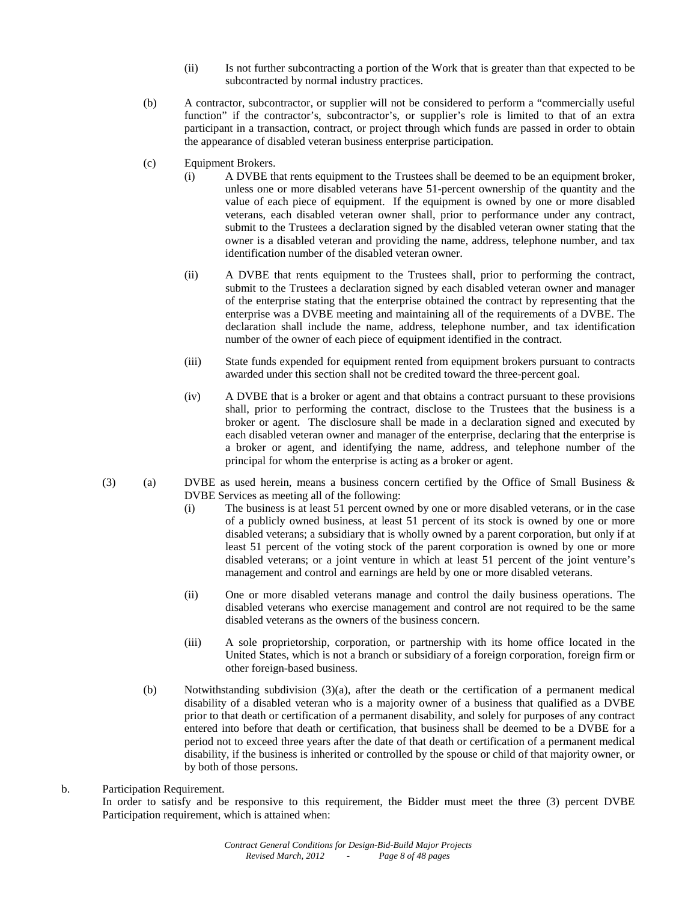(ii) Is not further subcontracting a portion of the Work that is greater than that expected to be subcontracted by normal industry practices.

(b) A contractor, subcontractor, or supplier will not be considered to perform a "commercially useful function" if the contractor's, subcontractor's, or supplier's role is limited to that of an extra participant in a transaction, contract, or project through which funds are passed in order to obtain the appearance of disabled veteran business enterprise participation.

(c) Equipment Brokers.

(i) A DVBE that rents equipment to the Trustees shall be deemed to be an equipment broker, unless one or more disabled veterans have 51-percent ownership of the quantity and the value of each piece of equipment. If the equipment is owned by one or more disabled veterans, each disabled veteran owner shall, prior to performance under any contract, submit to the Trustees a declaration signed by the disabled veteran owner stating that the owner is a disabled veteran and providing the name, address, telephone number, and tax identification number of the disabled veteran owner.

(ii) A DVBE that rents equipment to the Trustees shall, prior to performing the contract, submit to the Trustees a declaration signed by each disabled veteran owner and manager of the enterprise stating that the enterprise obtained the contract by representing that the enterprise was a DVBE meeting and maintaining all of the requirements of a DVBE. The declaration shall include the name, address, telephone number, and tax identification number of the owner of each piece of equipment identified in the contract.

(iii) State funds expended for equipment rented from equipment brokers pursuant to contracts awarded under this section shall not be credited toward the three-percent goal.

(iv) A DVBE that is a broker or agent and that obtains a contract pursuant to these provisions shall, prior to performing the contract, disclose to the Trustees that the business is a broker or agent. The disclosure shall be made in a declaration signed and executed by each disabled veteran owner and manager of the enterprise, declaring that the enterprise is a broker or agent, and identifying the name, address, and telephone number of the principal for whom the enterprise is acting as a broker or agent.

(3) (a) DVBE as used herein, means a business concern certified by the Office of Small Business & DVBE Services as meeting all of the following:

(i) The business is at least 51 percent owned by one or more disabled veterans, or in the case of a publicly owned business, at least 51 percent of its stock is owned by one or more disabled veterans; a subsidiary that is wholly owned by a parent corporation, but only if at least 51 percent of the voting stock of the parent corporation is owned by one or more disabled veterans; or a joint venture in which at least 51 percent of the joint venture's management and control and earnings are held by one or more disabled veterans.

(ii) One or more disabled veterans manage and control the daily business operations. The disabled veterans who exercise management and control are not required to be the same disabled veterans as the owners of the business concern.

(iii) A sole proprietorship, corporation, or partnership with its home office located in the United States, which is not a branch or subsidiary of a foreign corporation, foreign firm or other foreign-based business.

(b) Notwithstanding subdivision (3)(a), after the death or the certification of a permanent medical disability of a disabled veteran who is a majority owner of a business that qualified as a DVBE prior to that death or certification of a permanent disability, and solely for purposes of any contract entered into before that death or certification, that business shall be deemed to be a DVBE for a period not to exceed three years after the date of that death or certification of a permanent medical disability, if the business is inherited or controlled by the spouse or child of that majority owner, or by both of those persons.

b. Participation Requirement.
In order to satisfy and be responsive to this requirement, the Bidder must meet the three (3) percent DVBE Participation requirement, which is attained when: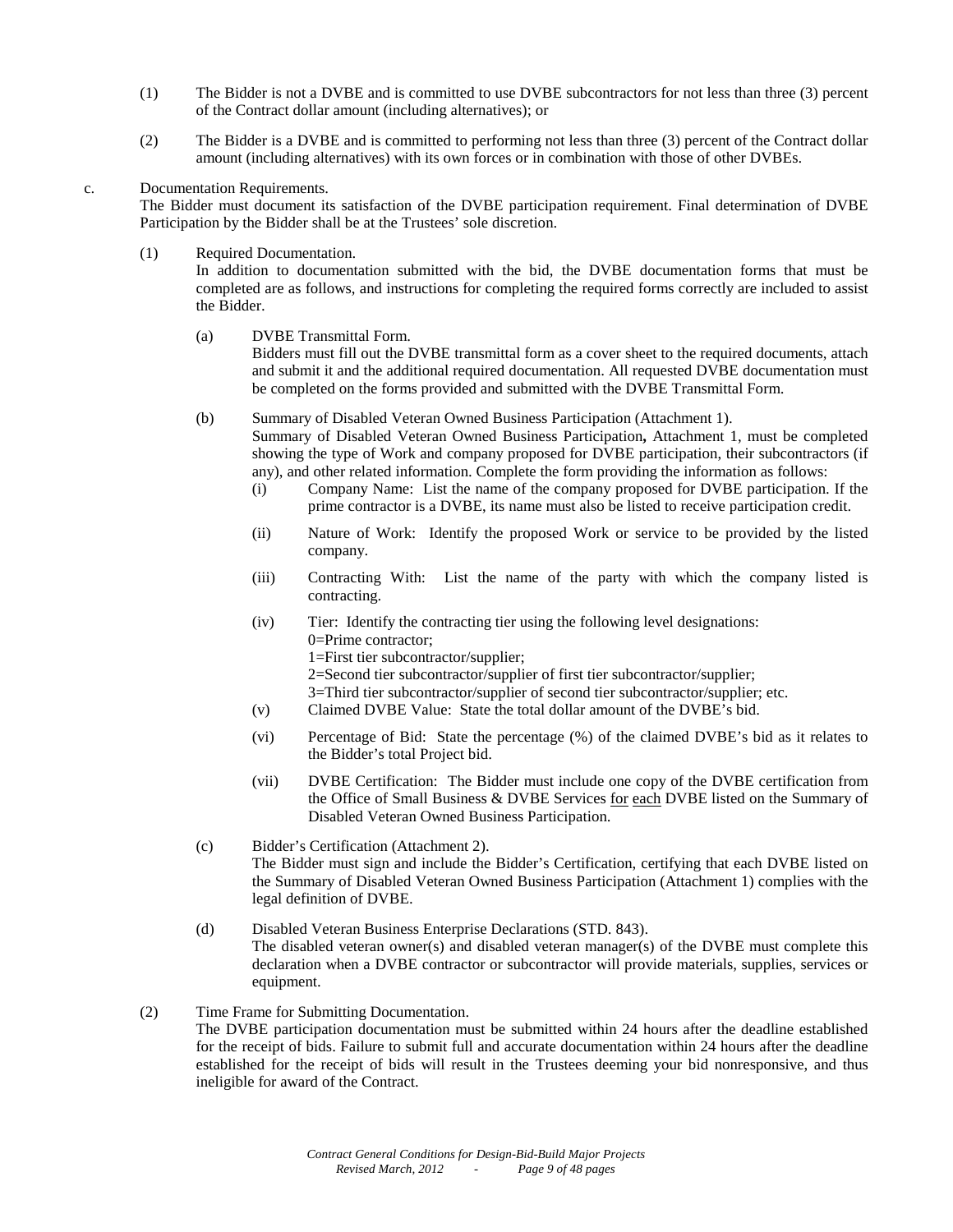(1) The Bidder is not a DVBE and is committed to use DVBE subcontractors for not less than three (3) percent of the Contract dollar amount (including alternatives); or

(2) The Bidder is a DVBE and is committed to performing not less than three (3) percent of the Contract dollar amount (including alternatives) with its own forces or in combination with those of other DVBEs.

c. Documentation Requirements.
The Bidder must document its satisfaction of the DVBE participation requirement. Final determination of DVBE Participation by the Bidder shall be at the Trustees' sole discretion.

(1) Required Documentation.
In addition to documentation submitted with the bid, the DVBE documentation forms that must be completed are as follows, and instructions for completing the required forms correctly are included to assist the Bidder.

(a) DVBE Transmittal Form.
Bidders must fill out the DVBE transmittal form as a cover sheet to the required documents, attach and submit it and the additional required documentation. All requested DVBE documentation must be completed on the forms provided and submitted with the DVBE Transmittal Form.

(b) Summary of Disabled Veteran Owned Business Participation (Attachment 1).
Summary of Disabled Veteran Owned Business Participation**,** Attachment 1, must be completed showing the type of Work and company proposed for DVBE participation, their subcontractors (if any), and other related information. Complete the form providing the information as follows:

(i) Company Name: List the name of the company proposed for DVBE participation. If the prime contractor is a DVBE, its name must also be listed to receive participation credit.

(ii) Nature of Work: Identify the proposed Work or service to be provided by the listed company.

(iii) Contracting With: List the name of the party with which the company listed is contracting.

(iv) Tier: Identify the contracting tier using the following level designations:
0=Prime contractor;
1=First tier subcontractor/supplier;
2=Second tier subcontractor/supplier of first tier subcontractor/supplier;
3=Third tier subcontractor/supplier of second tier subcontractor/supplier; etc.

(v) Claimed DVBE Value: State the total dollar amount of the DVBE's bid.

(vi) Percentage of Bid: State the percentage (%) of the claimed DVBE's bid as it relates to the Bidder's total Project bid.

(vii) DVBE Certification: The Bidder must include one copy of the DVBE certification from the Office of Small Business & DVBE Services for each DVBE listed on the Summary of Disabled Veteran Owned Business Participation.

(c) Bidder's Certification (Attachment 2).
The Bidder must sign and include the Bidder's Certification, certifying that each DVBE listed on the Summary of Disabled Veteran Owned Business Participation (Attachment 1) complies with the legal definition of DVBE.

(d) Disabled Veteran Business Enterprise Declarations (STD. 843).
The disabled veteran owner(s) and disabled veteran manager(s) of the DVBE must complete this declaration when a DVBE contractor or subcontractor will provide materials, supplies, services or equipment.

(2) Time Frame for Submitting Documentation.
The DVBE participation documentation must be submitted within 24 hours after the deadline established for the receipt of bids. Failure to submit full and accurate documentation within 24 hours after the deadline established for the receipt of bids will result in the Trustees deeming your bid nonresponsive, and thus ineligible for award of the Contract.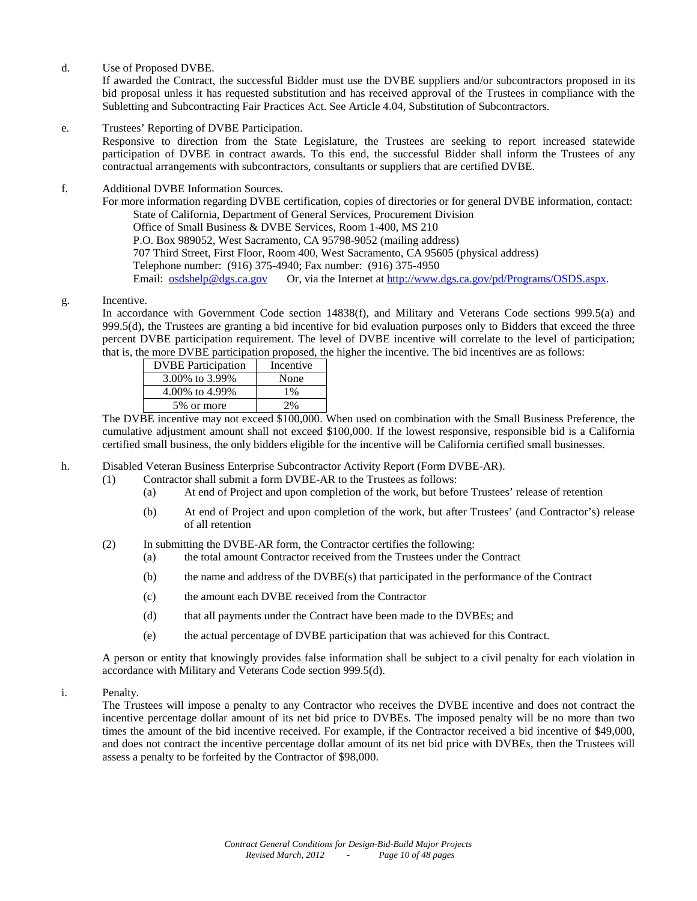d. Use of Proposed DVBE.

If awarded the Contract, the successful Bidder must use the DVBE suppliers and/or subcontractors proposed in its bid proposal unless it has requested substitution and has received approval of the Trustees in compliance with the Subletting and Subcontracting Fair Practices Act. See Article 4.04, Substitution of Subcontractors.

e. Trustees' Reporting of DVBE Participation.

Responsive to direction from the State Legislature, the Trustees are seeking to report increased statewide participation of DVBE in contract awards. To this end, the successful Bidder shall inform the Trustees of any contractual arrangements with subcontractors, consultants or suppliers that are certified DVBE.

f. Additional DVBE Information Sources.

For more information regarding DVBE certification, copies of directories or for general DVBE information, contact:

State of California, Department of General Services, Procurement Division
Office of Small Business & DVBE Services, Room 1-400, MS 210
P.O. Box 989052, West Sacramento, CA 95798-9052 (mailing address)
707 Third Street, First Floor, Room 400, West Sacramento, CA 95605 (physical address)
Telephone number: (916) 375-4940; Fax number: (916) 375-4950
Email: osdshelp@dgs.ca.gov Or, via the Internet at http://www.dgs.ca.gov/pd/Programs/OSDS.aspx.

g. Incentive.

In accordance with Government Code section 14838(f), and Military and Veterans Code sections 999.5(a) and 999.5(d), the Trustees are granting a bid incentive for bid evaluation purposes only to Bidders that exceed the three percent DVBE participation requirement. The level of DVBE incentive will correlate to the level of participation; that is, the more DVBE participation proposed, the higher the incentive. The bid incentives are as follows:

| DVBE Participation | Incentive |
|---|---|
| 3.00% to 3.99% | None |
| 4.00% to 4.99% | 1% |
| 5% or more | 2% |

The DVBE incentive may not exceed $100,000. When used on combination with the Small Business Preference, the cumulative adjustment amount shall not exceed $100,000. If the lowest responsive, responsible bid is a California certified small business, the only bidders eligible for the incentive will be California certified small businesses.

h. Disabled Veteran Business Enterprise Subcontractor Activity Report (Form DVBE-AR).

(1) Contractor shall submit a form DVBE-AR to the Trustees as follows:

(a) At end of Project and upon completion of the work, but before Trustees' release of retention

(b) At end of Project and upon completion of the work, but after Trustees' (and Contractor's) release of all retention

(2) In submitting the DVBE-AR form, the Contractor certifies the following:

(a) the total amount Contractor received from the Trustees under the Contract

(b) the name and address of the DVBE(s) that participated in the performance of the Contract

(c) the amount each DVBE received from the Contractor

(d) that all payments under the Contract have been made to the DVBEs; and

(e) the actual percentage of DVBE participation that was achieved for this Contract.

A person or entity that knowingly provides false information shall be subject to a civil penalty for each violation in accordance with Military and Veterans Code section 999.5(d).

i. Penalty.

The Trustees will impose a penalty to any Contractor who receives the DVBE incentive and does not contract the incentive percentage dollar amount of its net bid price to DVBEs. The imposed penalty will be no more than two times the amount of the bid incentive received. For example, if the Contractor received a bid incentive of $49,000, and does not contract the incentive percentage dollar amount of its net bid price with DVBEs, then the Trustees will assess a penalty to be forfeited by the Contractor of $98,000.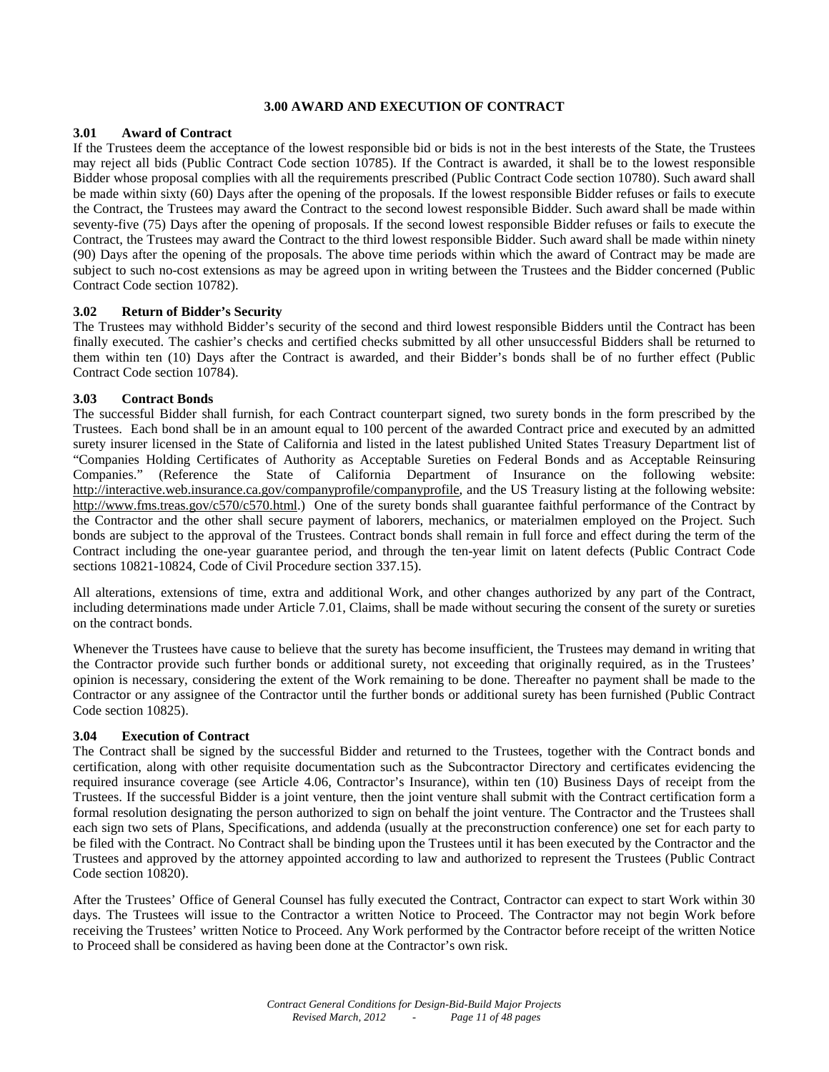## 3.00 AWARD AND EXECUTION OF CONTRACT

### 3.01 Award of Contract

If the Trustees deem the acceptance of the lowest responsible bid or bids is not in the best interests of the State, the Trustees may reject all bids (Public Contract Code section 10785). If the Contract is awarded, it shall be to the lowest responsible Bidder whose proposal complies with all the requirements prescribed (Public Contract Code section 10780). Such award shall be made within sixty (60) Days after the opening of the proposals. If the lowest responsible Bidder refuses or fails to execute the Contract, the Trustees may award the Contract to the second lowest responsible Bidder. Such award shall be made within seventy-five (75) Days after the opening of proposals. If the second lowest responsible Bidder refuses or fails to execute the Contract, the Trustees may award the Contract to the third lowest responsible Bidder. Such award shall be made within ninety (90) Days after the opening of the proposals. The above time periods within which the award of Contract may be made are subject to such no-cost extensions as may be agreed upon in writing between the Trustees and the Bidder concerned (Public Contract Code section 10782).

### 3.02 Return of Bidder's Security

The Trustees may withhold Bidder's security of the second and third lowest responsible Bidders until the Contract has been finally executed. The cashier's checks and certified checks submitted by all other unsuccessful Bidders shall be returned to them within ten (10) Days after the Contract is awarded, and their Bidder's bonds shall be of no further effect (Public Contract Code section 10784).

### 3.03 Contract Bonds

The successful Bidder shall furnish, for each Contract counterpart signed, two surety bonds in the form prescribed by the Trustees. Each bond shall be in an amount equal to 100 percent of the awarded Contract price and executed by an admitted surety insurer licensed in the State of California and listed in the latest published United States Treasury Department list of "Companies Holding Certificates of Authority as Acceptable Sureties on Federal Bonds and as Acceptable Reinsuring Companies." (Reference the State of California Department of Insurance on the following website: http://interactive.web.insurance.ca.gov/companyprofile/companyprofile, and the US Treasury listing at the following website: http://www.fms.treas.gov/c570/c570.html.) One of the surety bonds shall guarantee faithful performance of the Contract by the Contractor and the other shall secure payment of laborers, mechanics, or materialmen employed on the Project. Such bonds are subject to the approval of the Trustees. Contract bonds shall remain in full force and effect during the term of the Contract including the one-year guarantee period, and through the ten-year limit on latent defects (Public Contract Code sections 10821-10824, Code of Civil Procedure section 337.15).

All alterations, extensions of time, extra and additional Work, and other changes authorized by any part of the Contract, including determinations made under Article 7.01, Claims, shall be made without securing the consent of the surety or sureties on the contract bonds.

Whenever the Trustees have cause to believe that the surety has become insufficient, the Trustees may demand in writing that the Contractor provide such further bonds or additional surety, not exceeding that originally required, as in the Trustees' opinion is necessary, considering the extent of the Work remaining to be done. Thereafter no payment shall be made to the Contractor or any assignee of the Contractor until the further bonds or additional surety has been furnished (Public Contract Code section 10825).

### 3.04 Execution of Contract

The Contract shall be signed by the successful Bidder and returned to the Trustees, together with the Contract bonds and certification, along with other requisite documentation such as the Subcontractor Directory and certificates evidencing the required insurance coverage (see Article 4.06, Contractor's Insurance), within ten (10) Business Days of receipt from the Trustees. If the successful Bidder is a joint venture, then the joint venture shall submit with the Contract certification form a formal resolution designating the person authorized to sign on behalf the joint venture. The Contractor and the Trustees shall each sign two sets of Plans, Specifications, and addenda (usually at the preconstruction conference) one set for each party to be filed with the Contract. No Contract shall be binding upon the Trustees until it has been executed by the Contractor and the Trustees and approved by the attorney appointed according to law and authorized to represent the Trustees (Public Contract Code section 10820).

After the Trustees' Office of General Counsel has fully executed the Contract, Contractor can expect to start Work within 30 days. The Trustees will issue to the Contractor a written Notice to Proceed. The Contractor may not begin Work before receiving the Trustees' written Notice to Proceed. Any Work performed by the Contractor before receipt of the written Notice to Proceed shall be considered as having been done at the Contractor's own risk.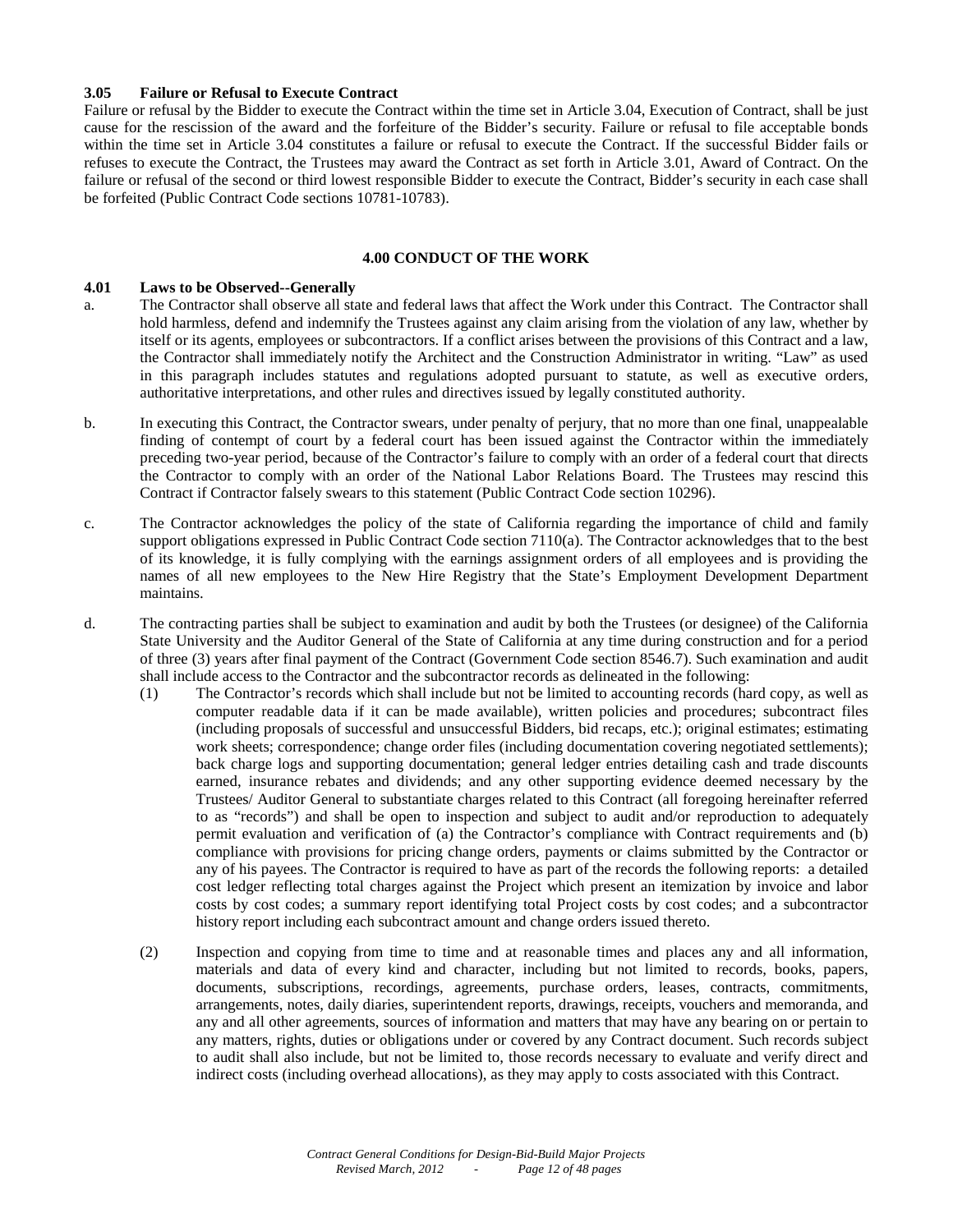### 3.05 Failure or Refusal to Execute Contract

Failure or refusal by the Bidder to execute the Contract within the time set in Article 3.04, Execution of Contract, shall be just cause for the rescission of the award and the forfeiture of the Bidder's security. Failure or refusal to file acceptable bonds within the time set in Article 3.04 constitutes a failure or refusal to execute the Contract. If the successful Bidder fails or refuses to execute the Contract, the Trustees may award the Contract as set forth in Article 3.01, Award of Contract. On the failure or refusal of the second or third lowest responsible Bidder to execute the Contract, Bidder's security in each case shall be forfeited (Public Contract Code sections 10781-10783).

## 4.00 CONDUCT OF THE WORK

### 4.01 Laws to be Observed--Generally

a. The Contractor shall observe all state and federal laws that affect the Work under this Contract. The Contractor shall hold harmless, defend and indemnify the Trustees against any claim arising from the violation of any law, whether by itself or its agents, employees or subcontractors. If a conflict arises between the provisions of this Contract and a law, the Contractor shall immediately notify the Architect and the Construction Administrator in writing. "Law" as used in this paragraph includes statutes and regulations adopted pursuant to statute, as well as executive orders, authoritative interpretations, and other rules and directives issued by legally constituted authority.

b. In executing this Contract, the Contractor swears, under penalty of perjury, that no more than one final, unappealable finding of contempt of court by a federal court has been issued against the Contractor within the immediately preceding two-year period, because of the Contractor's failure to comply with an order of a federal court that directs the Contractor to comply with an order of the National Labor Relations Board. The Trustees may rescind this Contract if Contractor falsely swears to this statement (Public Contract Code section 10296).

c. The Contractor acknowledges the policy of the state of California regarding the importance of child and family support obligations expressed in Public Contract Code section 7110(a). The Contractor acknowledges that to the best of its knowledge, it is fully complying with the earnings assignment orders of all employees and is providing the names of all new employees to the New Hire Registry that the State's Employment Development Department maintains.

d. The contracting parties shall be subject to examination and audit by both the Trustees (or designee) of the California State University and the Auditor General of the State of California at any time during construction and for a period of three (3) years after final payment of the Contract (Government Code section 8546.7). Such examination and audit shall include access to the Contractor and the subcontractor records as delineated in the following:

   (1) The Contractor's records which shall include but not be limited to accounting records (hard copy, as well as computer readable data if it can be made available), written policies and procedures; subcontract files (including proposals of successful and unsuccessful Bidders, bid recaps, etc.); original estimates; estimating work sheets; correspondence; change order files (including documentation covering negotiated settlements); back charge logs and supporting documentation; general ledger entries detailing cash and trade discounts earned, insurance rebates and dividends; and any other supporting evidence deemed necessary by the Trustees/ Auditor General to substantiate charges related to this Contract (all foregoing hereinafter referred to as "records") and shall be open to inspection and subject to audit and/or reproduction to adequately permit evaluation and verification of (a) the Contractor's compliance with Contract requirements and (b) compliance with provisions for pricing change orders, payments or claims submitted by the Contractor or any of his payees. The Contractor is required to have as part of the records the following reports: a detailed cost ledger reflecting total charges against the Project which present an itemization by invoice and labor costs by cost codes; a summary report identifying total Project costs by cost codes; and a subcontractor history report including each subcontract amount and change orders issued thereto.

   (2) Inspection and copying from time to time and at reasonable times and places any and all information, materials and data of every kind and character, including but not limited to records, books, papers, documents, subscriptions, recordings, agreements, purchase orders, leases, contracts, commitments, arrangements, notes, daily diaries, superintendent reports, drawings, receipts, vouchers and memoranda, and any and all other agreements, sources of information and matters that may have any bearing on or pertain to any matters, rights, duties or obligations under or covered by any Contract document. Such records subject to audit shall also include, but not be limited to, those records necessary to evaluate and verify direct and indirect costs (including overhead allocations), as they may apply to costs associated with this Contract.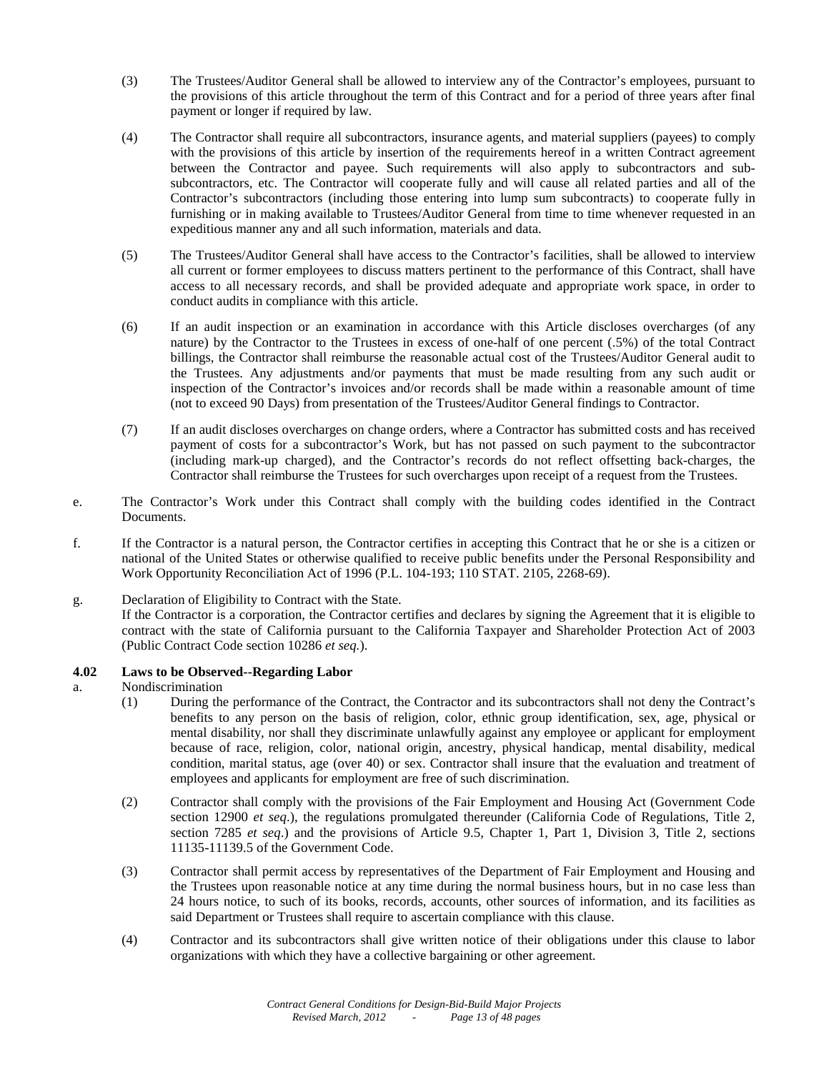(3) The Trustees/Auditor General shall be allowed to interview any of the Contractor's employees, pursuant to the provisions of this article throughout the term of this Contract and for a period of three years after final payment or longer if required by law.

(4) The Contractor shall require all subcontractors, insurance agents, and material suppliers (payees) to comply with the provisions of this article by insertion of the requirements hereof in a written Contract agreement between the Contractor and payee. Such requirements will also apply to subcontractors and sub-subcontractors, etc. The Contractor will cooperate fully and will cause all related parties and all of the Contractor's subcontractors (including those entering into lump sum subcontracts) to cooperate fully in furnishing or in making available to Trustees/Auditor General from time to time whenever requested in an expeditious manner any and all such information, materials and data.

(5) The Trustees/Auditor General shall have access to the Contractor's facilities, shall be allowed to interview all current or former employees to discuss matters pertinent to the performance of this Contract, shall have access to all necessary records, and shall be provided adequate and appropriate work space, in order to conduct audits in compliance with this article.

(6) If an audit inspection or an examination in accordance with this Article discloses overcharges (of any nature) by the Contractor to the Trustees in excess of one-half of one percent (.5%) of the total Contract billings, the Contractor shall reimburse the reasonable actual cost of the Trustees/Auditor General audit to the Trustees. Any adjustments and/or payments that must be made resulting from any such audit or inspection of the Contractor's invoices and/or records shall be made within a reasonable amount of time (not to exceed 90 Days) from presentation of the Trustees/Auditor General findings to Contractor.

(7) If an audit discloses overcharges on change orders, where a Contractor has submitted costs and has received payment of costs for a subcontractor's Work, but has not passed on such payment to the subcontractor (including mark-up charged), and the Contractor's records do not reflect offsetting back-charges, the Contractor shall reimburse the Trustees for such overcharges upon receipt of a request from the Trustees.

e. The Contractor's Work under this Contract shall comply with the building codes identified in the Contract Documents.

f. If the Contractor is a natural person, the Contractor certifies in accepting this Contract that he or she is a citizen or national of the United States or otherwise qualified to receive public benefits under the Personal Responsibility and Work Opportunity Reconciliation Act of 1996 (P.L. 104-193; 110 STAT. 2105, 2268-69).

g. Declaration of Eligibility to Contract with the State.
If the Contractor is a corporation, the Contractor certifies and declares by signing the Agreement that it is eligible to contract with the state of California pursuant to the California Taxpayer and Shareholder Protection Act of 2003 (Public Contract Code section 10286 *et seq.*).

**4.02 Laws to be Observed--Regarding Labor**

a. Nondiscrimination

(1) During the performance of the Contract, the Contractor and its subcontractors shall not deny the Contract's benefits to any person on the basis of religion, color, ethnic group identification, sex, age, physical or mental disability, nor shall they discriminate unlawfully against any employee or applicant for employment because of race, religion, color, national origin, ancestry, physical handicap, mental disability, medical condition, marital status, age (over 40) or sex. Contractor shall insure that the evaluation and treatment of employees and applicants for employment are free of such discrimination.

(2) Contractor shall comply with the provisions of the Fair Employment and Housing Act (Government Code section 12900 *et seq*.), the regulations promulgated thereunder (California Code of Regulations, Title 2, section 7285 *et seq*.) and the provisions of Article 9.5, Chapter 1, Part 1, Division 3, Title 2, sections 11135-11139.5 of the Government Code.

(3) Contractor shall permit access by representatives of the Department of Fair Employment and Housing and the Trustees upon reasonable notice at any time during the normal business hours, but in no case less than 24 hours notice, to such of its books, records, accounts, other sources of information, and its facilities as said Department or Trustees shall require to ascertain compliance with this clause.

(4) Contractor and its subcontractors shall give written notice of their obligations under this clause to labor organizations with which they have a collective bargaining or other agreement.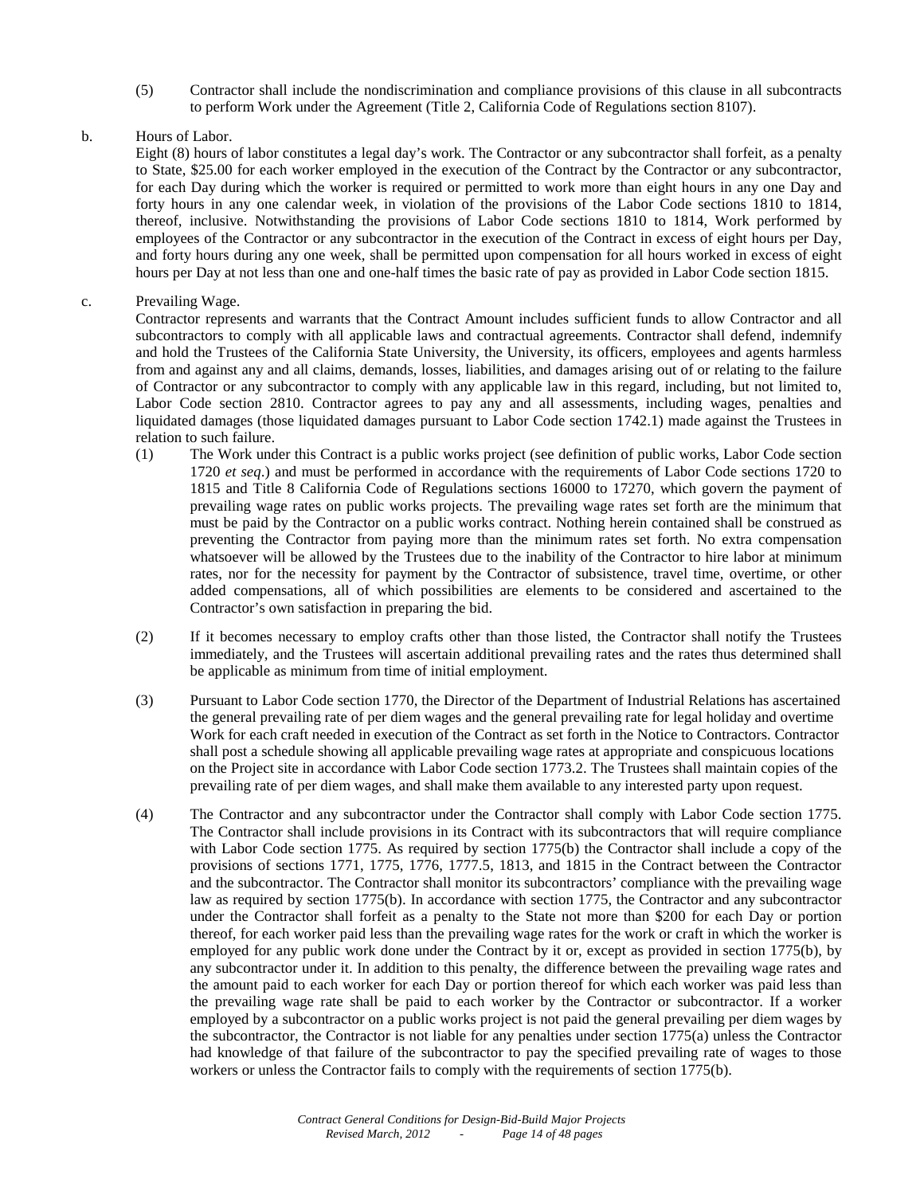(5) Contractor shall include the nondiscrimination and compliance provisions of this clause in all subcontracts to perform Work under the Agreement (Title 2, California Code of Regulations section 8107).

b. Hours of Labor.

Eight (8) hours of labor constitutes a legal day's work. The Contractor or any subcontractor shall forfeit, as a penalty to State, $25.00 for each worker employed in the execution of the Contract by the Contractor or any subcontractor, for each Day during which the worker is required or permitted to work more than eight hours in any one Day and forty hours in any one calendar week, in violation of the provisions of the Labor Code sections 1810 to 1814, thereof, inclusive. Notwithstanding the provisions of Labor Code sections 1810 to 1814, Work performed by employees of the Contractor or any subcontractor in the execution of the Contract in excess of eight hours per Day, and forty hours during any one week, shall be permitted upon compensation for all hours worked in excess of eight hours per Day at not less than one and one-half times the basic rate of pay as provided in Labor Code section 1815.

c. Prevailing Wage.

Contractor represents and warrants that the Contract Amount includes sufficient funds to allow Contractor and all subcontractors to comply with all applicable laws and contractual agreements. Contractor shall defend, indemnify and hold the Trustees of the California State University, the University, its officers, employees and agents harmless from and against any and all claims, demands, losses, liabilities, and damages arising out of or relating to the failure of Contractor or any subcontractor to comply with any applicable law in this regard, including, but not limited to, Labor Code section 2810. Contractor agrees to pay any and all assessments, including wages, penalties and liquidated damages (those liquidated damages pursuant to Labor Code section 1742.1) made against the Trustees in relation to such failure.

(1) The Work under this Contract is a public works project (see definition of public works, Labor Code section 1720 *et seq*.) and must be performed in accordance with the requirements of Labor Code sections 1720 to 1815 and Title 8 California Code of Regulations sections 16000 to 17270, which govern the payment of prevailing wage rates on public works projects. The prevailing wage rates set forth are the minimum that must be paid by the Contractor on a public works contract. Nothing herein contained shall be construed as preventing the Contractor from paying more than the minimum rates set forth. No extra compensation whatsoever will be allowed by the Trustees due to the inability of the Contractor to hire labor at minimum rates, nor for the necessity for payment by the Contractor of subsistence, travel time, overtime, or other added compensations, all of which possibilities are elements to be considered and ascertained to the Contractor's own satisfaction in preparing the bid.

(2) If it becomes necessary to employ crafts other than those listed, the Contractor shall notify the Trustees immediately, and the Trustees will ascertain additional prevailing rates and the rates thus determined shall be applicable as minimum from time of initial employment.

(3) Pursuant to Labor Code section 1770, the Director of the Department of Industrial Relations has ascertained the general prevailing rate of per diem wages and the general prevailing rate for legal holiday and overtime Work for each craft needed in execution of the Contract as set forth in the Notice to Contractors. Contractor shall post a schedule showing all applicable prevailing wage rates at appropriate and conspicuous locations on the Project site in accordance with Labor Code section 1773.2. The Trustees shall maintain copies of the prevailing rate of per diem wages, and shall make them available to any interested party upon request.

(4) The Contractor and any subcontractor under the Contractor shall comply with Labor Code section 1775. The Contractor shall include provisions in its Contract with its subcontractors that will require compliance with Labor Code section 1775. As required by section 1775(b) the Contractor shall include a copy of the provisions of sections 1771, 1775, 1776, 1777.5, 1813, and 1815 in the Contract between the Contractor and the subcontractor. The Contractor shall monitor its subcontractors' compliance with the prevailing wage law as required by section 1775(b). In accordance with section 1775, the Contractor and any subcontractor under the Contractor shall forfeit as a penalty to the State not more than $200 for each Day or portion thereof, for each worker paid less than the prevailing wage rates for the work or craft in which the worker is employed for any public work done under the Contract by it or, except as provided in section 1775(b), by any subcontractor under it. In addition to this penalty, the difference between the prevailing wage rates and the amount paid to each worker for each Day or portion thereof for which each worker was paid less than the prevailing wage rate shall be paid to each worker by the Contractor or subcontractor. If a worker employed by a subcontractor on a public works project is not paid the general prevailing per diem wages by the subcontractor, the Contractor is not liable for any penalties under section 1775(a) unless the Contractor had knowledge of that failure of the subcontractor to pay the specified prevailing rate of wages to those workers or unless the Contractor fails to comply with the requirements of section 1775(b).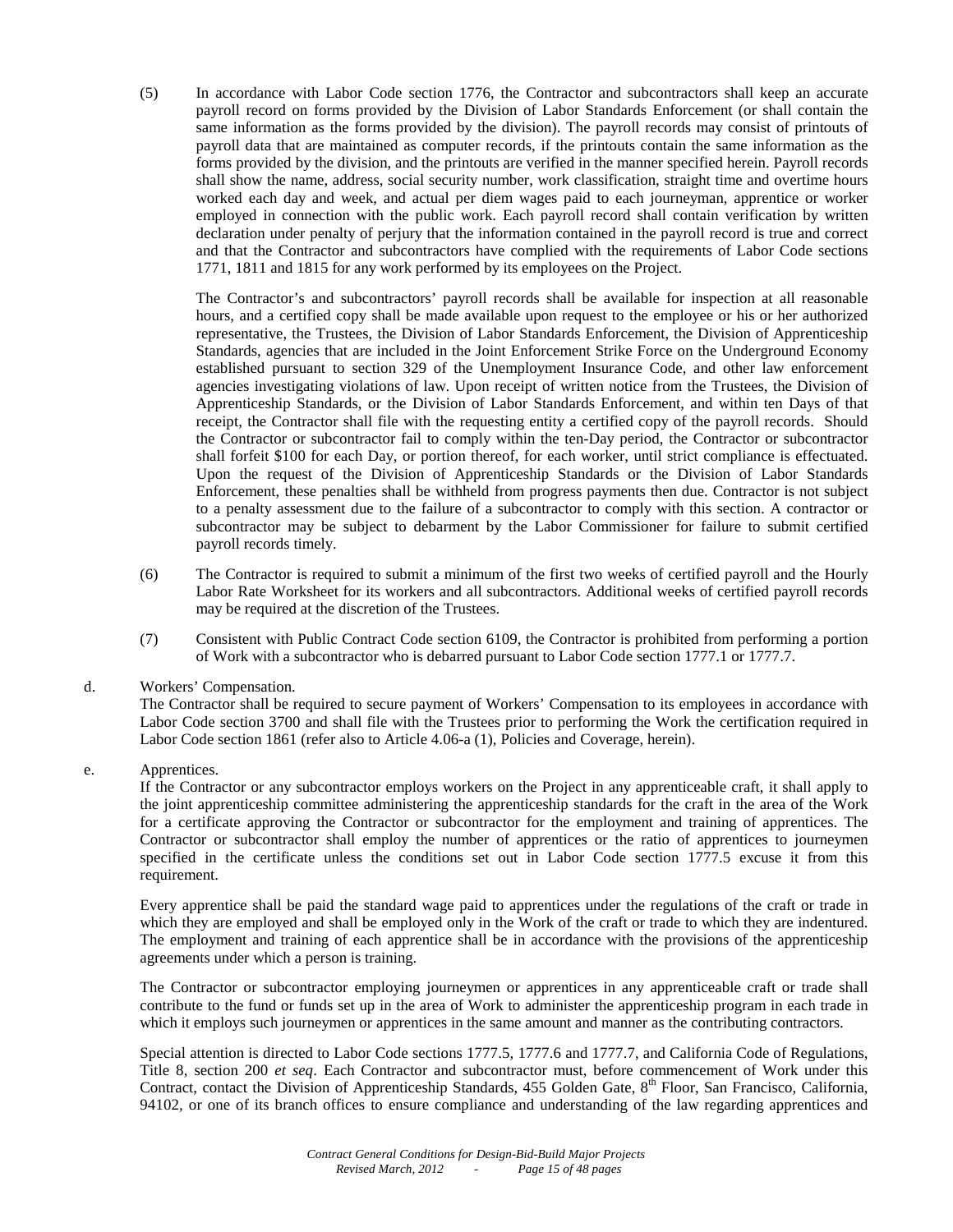(5) In accordance with Labor Code section 1776, the Contractor and subcontractors shall keep an accurate payroll record on forms provided by the Division of Labor Standards Enforcement (or shall contain the same information as the forms provided by the division). The payroll records may consist of printouts of payroll data that are maintained as computer records, if the printouts contain the same information as the forms provided by the division, and the printouts are verified in the manner specified herein. Payroll records shall show the name, address, social security number, work classification, straight time and overtime hours worked each day and week, and actual per diem wages paid to each journeyman, apprentice or worker employed in connection with the public work. Each payroll record shall contain verification by written declaration under penalty of perjury that the information contained in the payroll record is true and correct and that the Contractor and subcontractors have complied with the requirements of Labor Code sections 1771, 1811 and 1815 for any work performed by its employees on the Project.

The Contractor's and subcontractors' payroll records shall be available for inspection at all reasonable hours, and a certified copy shall be made available upon request to the employee or his or her authorized representative, the Trustees, the Division of Labor Standards Enforcement, the Division of Apprenticeship Standards, agencies that are included in the Joint Enforcement Strike Force on the Underground Economy established pursuant to section 329 of the Unemployment Insurance Code, and other law enforcement agencies investigating violations of law. Upon receipt of written notice from the Trustees, the Division of Apprenticeship Standards, or the Division of Labor Standards Enforcement, and within ten Days of that receipt, the Contractor shall file with the requesting entity a certified copy of the payroll records. Should the Contractor or subcontractor fail to comply within the ten-Day period, the Contractor or subcontractor shall forfeit $100 for each Day, or portion thereof, for each worker, until strict compliance is effectuated. Upon the request of the Division of Apprenticeship Standards or the Division of Labor Standards Enforcement, these penalties shall be withheld from progress payments then due. Contractor is not subject to a penalty assessment due to the failure of a subcontractor to comply with this section. A contractor or subcontractor may be subject to debarment by the Labor Commissioner for failure to submit certified payroll records timely.

(6) The Contractor is required to submit a minimum of the first two weeks of certified payroll and the Hourly Labor Rate Worksheet for its workers and all subcontractors. Additional weeks of certified payroll records may be required at the discretion of the Trustees.

(7) Consistent with Public Contract Code section 6109, the Contractor is prohibited from performing a portion of Work with a subcontractor who is debarred pursuant to Labor Code section 1777.1 or 1777.7.

d. Workers' Compensation.

The Contractor shall be required to secure payment of Workers' Compensation to its employees in accordance with Labor Code section 3700 and shall file with the Trustees prior to performing the Work the certification required in Labor Code section 1861 (refer also to Article 4.06-a (1), Policies and Coverage, herein).

e. Apprentices.

If the Contractor or any subcontractor employs workers on the Project in any apprenticeable craft, it shall apply to the joint apprenticeship committee administering the apprenticeship standards for the craft in the area of the Work for a certificate approving the Contractor or subcontractor for the employment and training of apprentices. The Contractor or subcontractor shall employ the number of apprentices or the ratio of apprentices to journeymen specified in the certificate unless the conditions set out in Labor Code section 1777.5 excuse it from this requirement.

Every apprentice shall be paid the standard wage paid to apprentices under the regulations of the craft or trade in which they are employed and shall be employed only in the Work of the craft or trade to which they are indentured. The employment and training of each apprentice shall be in accordance with the provisions of the apprenticeship agreements under which a person is training.

The Contractor or subcontractor employing journeymen or apprentices in any apprenticeable craft or trade shall contribute to the fund or funds set up in the area of Work to administer the apprenticeship program in each trade in which it employs such journeymen or apprentices in the same amount and manner as the contributing contractors.

Special attention is directed to Labor Code sections 1777.5, 1777.6 and 1777.7, and California Code of Regulations, Title 8, section 200 *et seq*. Each Contractor and subcontractor must, before commencement of Work under this Contract, contact the Division of Apprenticeship Standards, 455 Golden Gate, 8th Floor, San Francisco, California, 94102, or one of its branch offices to ensure compliance and understanding of the law regarding apprentices and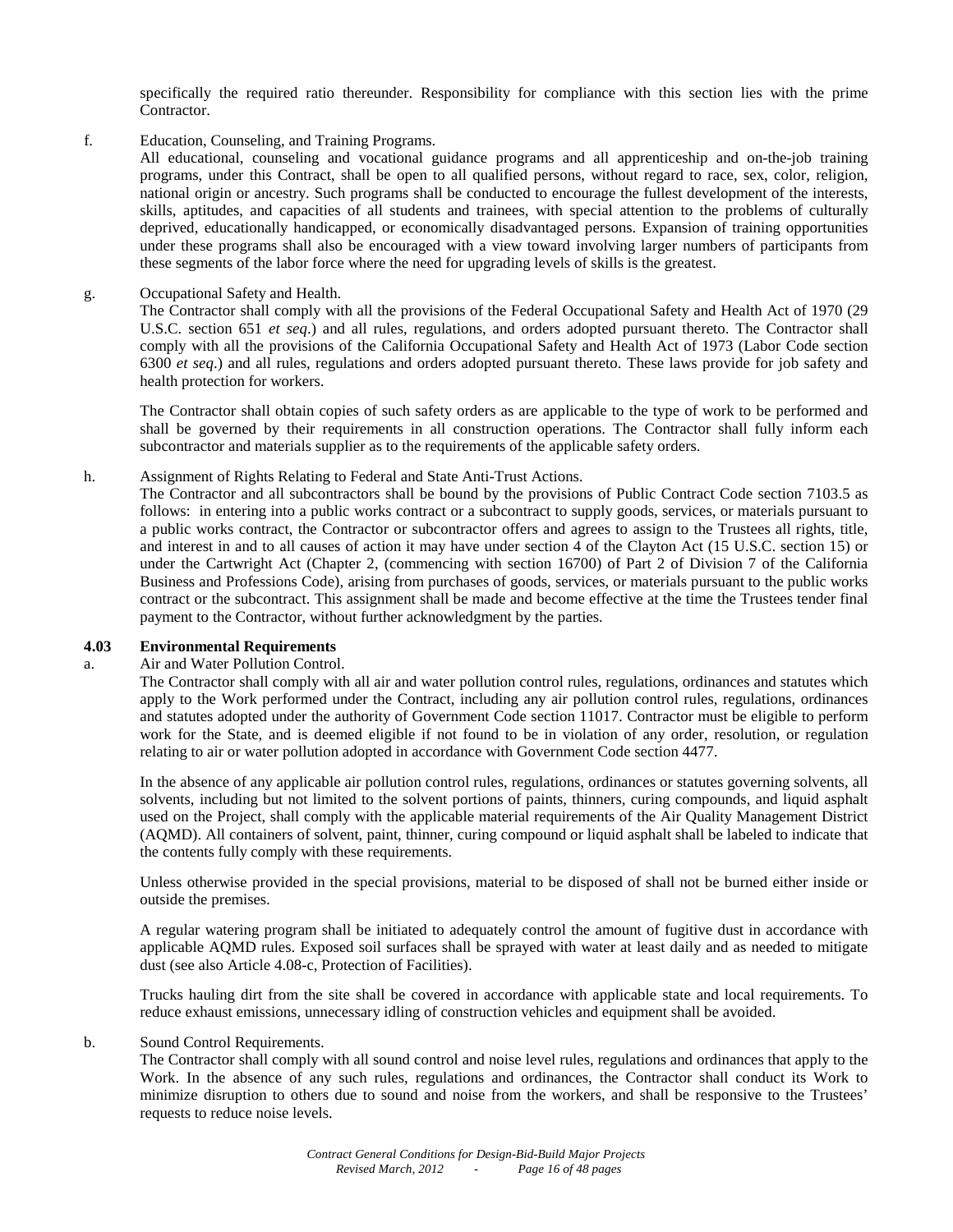specifically the required ratio thereunder. Responsibility for compliance with this section lies with the prime Contractor.

f. Education, Counseling, and Training Programs.
All educational, counseling and vocational guidance programs and all apprenticeship and on-the-job training programs, under this Contract, shall be open to all qualified persons, without regard to race, sex, color, religion, national origin or ancestry. Such programs shall be conducted to encourage the fullest development of the interests, skills, aptitudes, and capacities of all students and trainees, with special attention to the problems of culturally deprived, educationally handicapped, or economically disadvantaged persons. Expansion of training opportunities under these programs shall also be encouraged with a view toward involving larger numbers of participants from these segments of the labor force where the need for upgrading levels of skills is the greatest.

g. Occupational Safety and Health.
The Contractor shall comply with all the provisions of the Federal Occupational Safety and Health Act of 1970 (29 U.S.C. section 651 *et seq*.) and all rules, regulations, and orders adopted pursuant thereto. The Contractor shall comply with all the provisions of the California Occupational Safety and Health Act of 1973 (Labor Code section 6300 *et seq*.) and all rules, regulations and orders adopted pursuant thereto. These laws provide for job safety and health protection for workers.

The Contractor shall obtain copies of such safety orders as are applicable to the type of work to be performed and shall be governed by their requirements in all construction operations. The Contractor shall fully inform each subcontractor and materials supplier as to the requirements of the applicable safety orders.

h. Assignment of Rights Relating to Federal and State Anti-Trust Actions.
The Contractor and all subcontractors shall be bound by the provisions of Public Contract Code section 7103.5 as follows: in entering into a public works contract or a subcontract to supply goods, services, or materials pursuant to a public works contract, the Contractor or subcontractor offers and agrees to assign to the Trustees all rights, title, and interest in and to all causes of action it may have under section 4 of the Clayton Act (15 U.S.C. section 15) or under the Cartwright Act (Chapter 2, (commencing with section 16700) of Part 2 of Division 7 of the California Business and Professions Code), arising from purchases of goods, services, or materials pursuant to the public works contract or the subcontract. This assignment shall be made and become effective at the time the Trustees tender final payment to the Contractor, without further acknowledgment by the parties.

**4.03 Environmental Requirements**

a. Air and Water Pollution Control.
The Contractor shall comply with all air and water pollution control rules, regulations, ordinances and statutes which apply to the Work performed under the Contract, including any air pollution control rules, regulations, ordinances and statutes adopted under the authority of Government Code section 11017. Contractor must be eligible to perform work for the State, and is deemed eligible if not found to be in violation of any order, resolution, or regulation relating to air or water pollution adopted in accordance with Government Code section 4477.

In the absence of any applicable air pollution control rules, regulations, ordinances or statutes governing solvents, all solvents, including but not limited to the solvent portions of paints, thinners, curing compounds, and liquid asphalt used on the Project, shall comply with the applicable material requirements of the Air Quality Management District (AQMD). All containers of solvent, paint, thinner, curing compound or liquid asphalt shall be labeled to indicate that the contents fully comply with these requirements.

Unless otherwise provided in the special provisions, material to be disposed of shall not be burned either inside or outside the premises.

A regular watering program shall be initiated to adequately control the amount of fugitive dust in accordance with applicable AQMD rules. Exposed soil surfaces shall be sprayed with water at least daily and as needed to mitigate dust (see also Article 4.08-c, Protection of Facilities).

Trucks hauling dirt from the site shall be covered in accordance with applicable state and local requirements. To reduce exhaust emissions, unnecessary idling of construction vehicles and equipment shall be avoided.

b. Sound Control Requirements.
The Contractor shall comply with all sound control and noise level rules, regulations and ordinances that apply to the Work. In the absence of any such rules, regulations and ordinances, the Contractor shall conduct its Work to minimize disruption to others due to sound and noise from the workers, and shall be responsive to the Trustees' requests to reduce noise levels.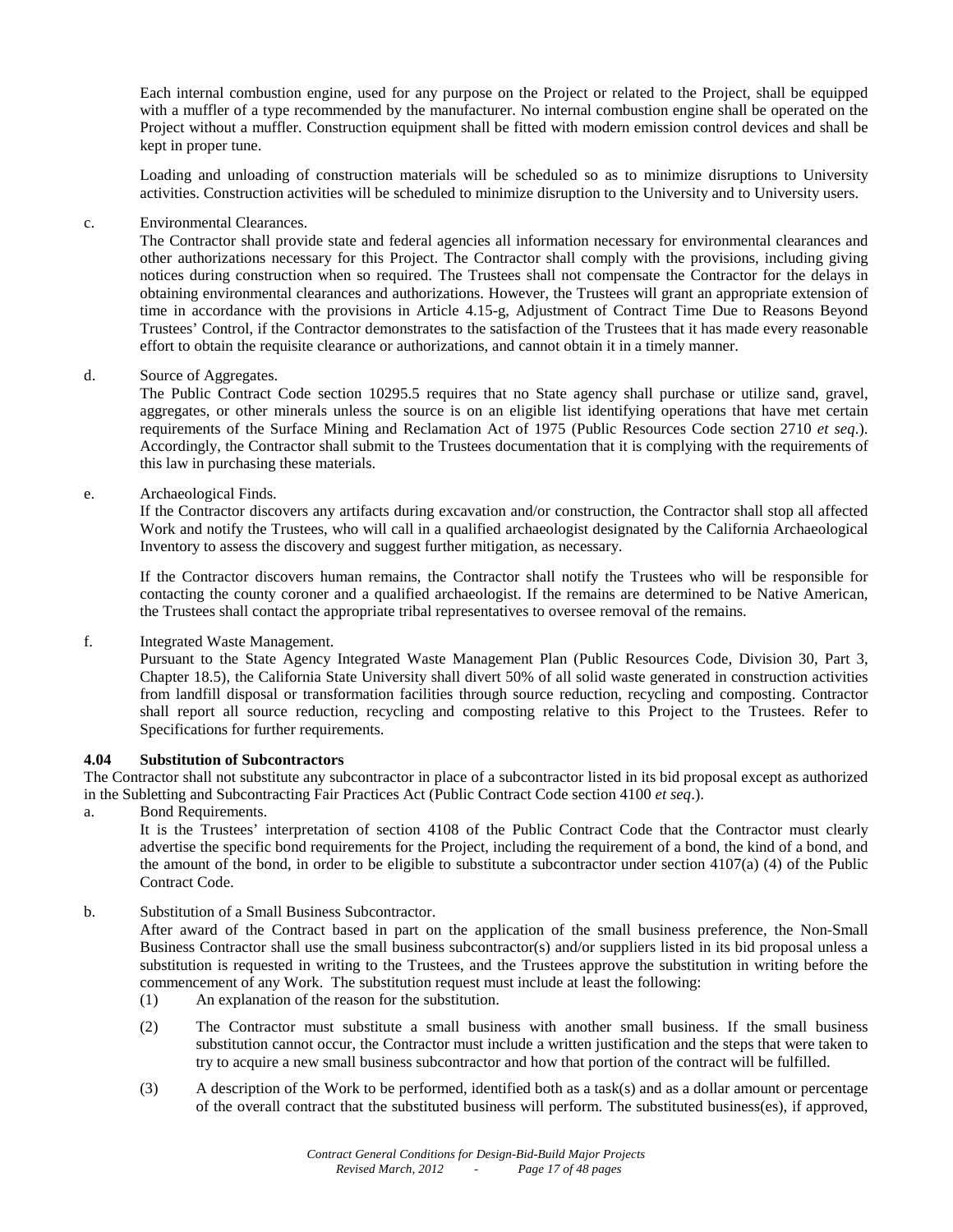Each internal combustion engine, used for any purpose on the Project or related to the Project, shall be equipped with a muffler of a type recommended by the manufacturer. No internal combustion engine shall be operated on the Project without a muffler. Construction equipment shall be fitted with modern emission control devices and shall be kept in proper tune.

Loading and unloading of construction materials will be scheduled so as to minimize disruptions to University activities. Construction activities will be scheduled to minimize disruption to the University and to University users.

c. Environmental Clearances.
The Contractor shall provide state and federal agencies all information necessary for environmental clearances and other authorizations necessary for this Project. The Contractor shall comply with the provisions, including giving notices during construction when so required. The Trustees shall not compensate the Contractor for the delays in obtaining environmental clearances and authorizations. However, the Trustees will grant an appropriate extension of time in accordance with the provisions in Article 4.15-g, Adjustment of Contract Time Due to Reasons Beyond Trustees' Control, if the Contractor demonstrates to the satisfaction of the Trustees that it has made every reasonable effort to obtain the requisite clearance or authorizations, and cannot obtain it in a timely manner.

d. Source of Aggregates.
The Public Contract Code section 10295.5 requires that no State agency shall purchase or utilize sand, gravel, aggregates, or other minerals unless the source is on an eligible list identifying operations that have met certain requirements of the Surface Mining and Reclamation Act of 1975 (Public Resources Code section 2710 *et seq*.). Accordingly, the Contractor shall submit to the Trustees documentation that it is complying with the requirements of this law in purchasing these materials.

e. Archaeological Finds.
If the Contractor discovers any artifacts during excavation and/or construction, the Contractor shall stop all affected Work and notify the Trustees, who will call in a qualified archaeologist designated by the California Archaeological Inventory to assess the discovery and suggest further mitigation, as necessary.

If the Contractor discovers human remains, the Contractor shall notify the Trustees who will be responsible for contacting the county coroner and a qualified archaeologist. If the remains are determined to be Native American, the Trustees shall contact the appropriate tribal representatives to oversee removal of the remains.

f. Integrated Waste Management.
Pursuant to the State Agency Integrated Waste Management Plan (Public Resources Code, Division 30, Part 3, Chapter 18.5), the California State University shall divert 50% of all solid waste generated in construction activities from landfill disposal or transformation facilities through source reduction, recycling and composting. Contractor shall report all source reduction, recycling and composting relative to this Project to the Trustees. Refer to Specifications for further requirements.

**4.04 Substitution of Subcontractors**

The Contractor shall not substitute any subcontractor in place of a subcontractor listed in its bid proposal except as authorized in the Subletting and Subcontracting Fair Practices Act (Public Contract Code section 4100 *et seq*.).

a. Bond Requirements.
It is the Trustees' interpretation of section 4108 of the Public Contract Code that the Contractor must clearly advertise the specific bond requirements for the Project, including the requirement of a bond, the kind of a bond, and the amount of the bond, in order to be eligible to substitute a subcontractor under section 4107(a) (4) of the Public Contract Code.

b. Substitution of a Small Business Subcontractor.
After award of the Contract based in part on the application of the small business preference, the Non-Small Business Contractor shall use the small business subcontractor(s) and/or suppliers listed in its bid proposal unless a substitution is requested in writing to the Trustees, and the Trustees approve the substitution in writing before the commencement of any Work. The substitution request must include at least the following:

(1) An explanation of the reason for the substitution.

(2) The Contractor must substitute a small business with another small business. If the small business substitution cannot occur, the Contractor must include a written justification and the steps that were taken to try to acquire a new small business subcontractor and how that portion of the contract will be fulfilled.

(3) A description of the Work to be performed, identified both as a task(s) and as a dollar amount or percentage of the overall contract that the substituted business will perform. The substituted business(es), if approved,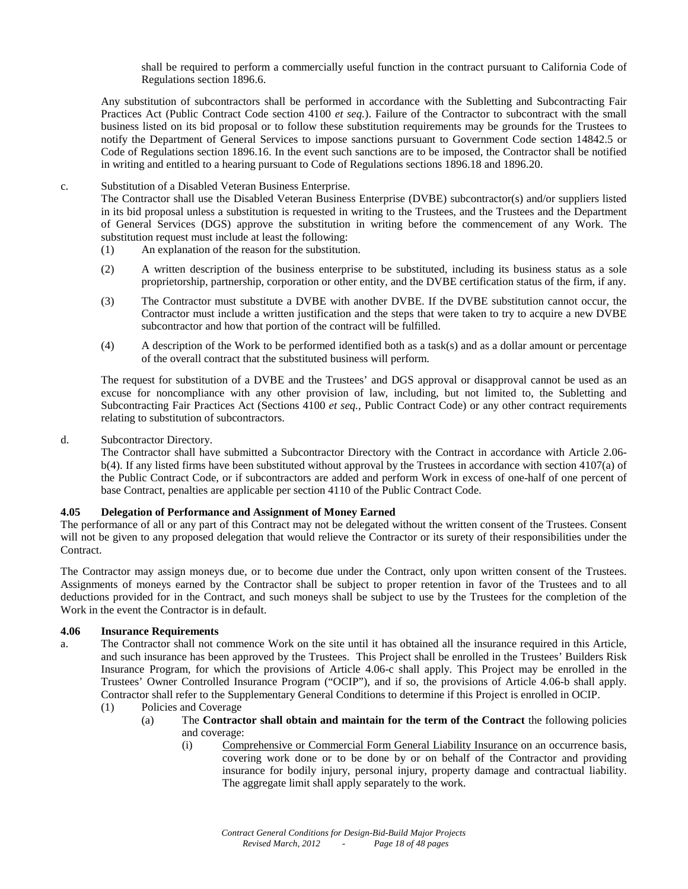shall be required to perform a commercially useful function in the contract pursuant to California Code of Regulations section 1896.6.

Any substitution of subcontractors shall be performed in accordance with the Subletting and Subcontracting Fair Practices Act (Public Contract Code section 4100 *et seq.*). Failure of the Contractor to subcontract with the small business listed on its bid proposal or to follow these substitution requirements may be grounds for the Trustees to notify the Department of General Services to impose sanctions pursuant to Government Code section 14842.5 or Code of Regulations section 1896.16. In the event such sanctions are to be imposed, the Contractor shall be notified in writing and entitled to a hearing pursuant to Code of Regulations sections 1896.18 and 1896.20.

c. Substitution of a Disabled Veteran Business Enterprise.
The Contractor shall use the Disabled Veteran Business Enterprise (DVBE) subcontractor(s) and/or suppliers listed in its bid proposal unless a substitution is requested in writing to the Trustees, and the Trustees and the Department of General Services (DGS) approve the substitution in writing before the commencement of any Work. The substitution request must include at least the following:

(1) An explanation of the reason for the substitution.

(2) A written description of the business enterprise to be substituted, including its business status as a sole proprietorship, partnership, corporation or other entity, and the DVBE certification status of the firm, if any.

(3) The Contractor must substitute a DVBE with another DVBE. If the DVBE substitution cannot occur, the Contractor must include a written justification and the steps that were taken to try to acquire a new DVBE subcontractor and how that portion of the contract will be fulfilled.

(4) A description of the Work to be performed identified both as a task(s) and as a dollar amount or percentage of the overall contract that the substituted business will perform.

The request for substitution of a DVBE and the Trustees' and DGS approval or disapproval cannot be used as an excuse for noncompliance with any other provision of law, including, but not limited to, the Subletting and Subcontracting Fair Practices Act (Sections 4100 *et seq.*, Public Contract Code) or any other contract requirements relating to substitution of subcontractors.

d. Subcontractor Directory.
The Contractor shall have submitted a Subcontractor Directory with the Contract in accordance with Article 2.06-b(4). If any listed firms have been substituted without approval by the Trustees in accordance with section 4107(a) of the Public Contract Code, or if subcontractors are added and perform Work in excess of one-half of one percent of base Contract, penalties are applicable per section 4110 of the Public Contract Code.

### 4.05 Delegation of Performance and Assignment of Money Earned

The performance of all or any part of this Contract may not be delegated without the written consent of the Trustees. Consent will not be given to any proposed delegation that would relieve the Contractor or its surety of their responsibilities under the Contract.

The Contractor may assign moneys due, or to become due under the Contract, only upon written consent of the Trustees. Assignments of moneys earned by the Contractor shall be subject to proper retention in favor of the Trustees and to all deductions provided for in the Contract, and such moneys shall be subject to use by the Trustees for the completion of the Work in the event the Contractor is in default.

### 4.06 Insurance Requirements

a. The Contractor shall not commence Work on the site until it has obtained all the insurance required in this Article, and such insurance has been approved by the Trustees. This Project shall be enrolled in the Trustees' Builders Risk Insurance Program, for which the provisions of Article 4.06-c shall apply. This Project may be enrolled in the Trustees' Owner Controlled Insurance Program ("OCIP"), and if so, the provisions of Article 4.06-b shall apply. Contractor shall refer to the Supplementary General Conditions to determine if this Project is enrolled in OCIP.

(1) Policies and Coverage

(a) The **Contractor shall obtain and maintain for the term of the Contract** the following policies and coverage:

(i) Comprehensive or Commercial Form General Liability Insurance on an occurrence basis, covering work done or to be done by or on behalf of the Contractor and providing insurance for bodily injury, personal injury, property damage and contractual liability. The aggregate limit shall apply separately to the work.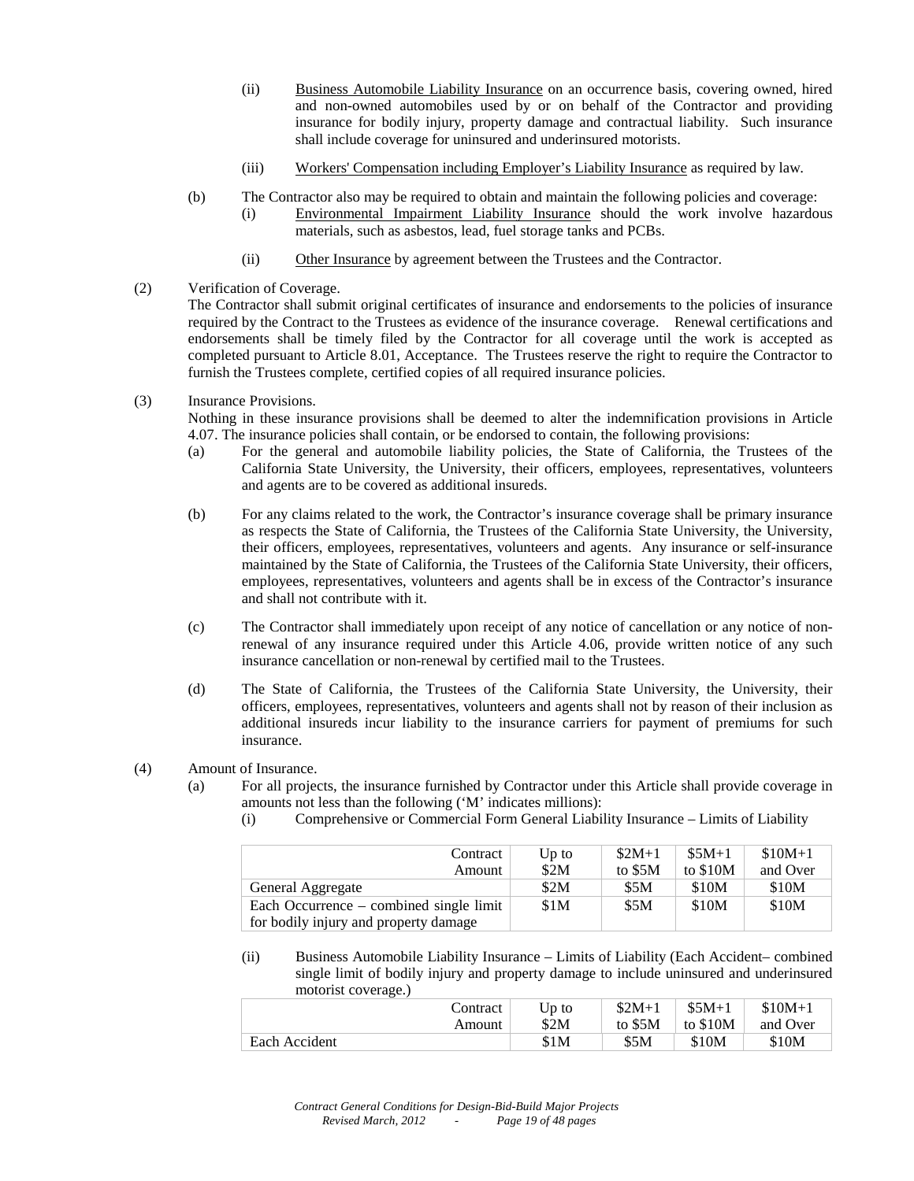(ii) Business Automobile Liability Insurance on an occurrence basis, covering owned, hired and non-owned automobiles used by or on behalf of the Contractor and providing insurance for bodily injury, property damage and contractual liability. Such insurance shall include coverage for uninsured and underinsured motorists.

(iii) Workers' Compensation including Employer's Liability Insurance as required by law.

(b) The Contractor also may be required to obtain and maintain the following policies and coverage:

(i) Environmental Impairment Liability Insurance should the work involve hazardous materials, such as asbestos, lead, fuel storage tanks and PCBs.

(ii) Other Insurance by agreement between the Trustees and the Contractor.

(2) Verification of Coverage.

The Contractor shall submit original certificates of insurance and endorsements to the policies of insurance required by the Contract to the Trustees as evidence of the insurance coverage. Renewal certifications and endorsements shall be timely filed by the Contractor for all coverage until the work is accepted as completed pursuant to Article 8.01, Acceptance. The Trustees reserve the right to require the Contractor to furnish the Trustees complete, certified copies of all required insurance policies.

(3) Insurance Provisions.

Nothing in these insurance provisions shall be deemed to alter the indemnification provisions in Article 4.07. The insurance policies shall contain, or be endorsed to contain, the following provisions:

(a) For the general and automobile liability policies, the State of California, the Trustees of the California State University, the University, their officers, employees, representatives, volunteers and agents are to be covered as additional insureds.

(b) For any claims related to the work, the Contractor's insurance coverage shall be primary insurance as respects the State of California, the Trustees of the California State University, the University, their officers, employees, representatives, volunteers and agents. Any insurance or self-insurance maintained by the State of California, the Trustees of the California State University, their officers, employees, representatives, volunteers and agents shall be in excess of the Contractor's insurance and shall not contribute with it.

(c) The Contractor shall immediately upon receipt of any notice of cancellation or any notice of non-renewal of any insurance required under this Article 4.06, provide written notice of any such insurance cancellation or non-renewal by certified mail to the Trustees.

(d) The State of California, the Trustees of the California State University, the University, their officers, employees, representatives, volunteers and agents shall not by reason of their inclusion as additional insureds incur liability to the insurance carriers for payment of premiums for such insurance.

(4) Amount of Insurance.

(a) For all projects, the insurance furnished by Contractor under this Article shall provide coverage in amounts not less than the following ('M' indicates millions):

(i) Comprehensive or Commercial Form General Liability Insurance – Limits of Liability

| Contract Amount | Up to $2M | $2M+1 to $5M | $5M+1 to $10M | $10M+1 and Over |
|---|---|---|---|---|
| General Aggregate | $2M | $5M | $10M | $10M |
| Each Occurrence – combined single limit for bodily injury and property damage | $1M | $5M | $10M | $10M |

(ii) Business Automobile Liability Insurance – Limits of Liability (Each Accident– combined single limit of bodily injury and property damage to include uninsured and underinsured motorist coverage.)

| Contract Amount | Up to $2M | $2M+1 to $5M | $5M+1 to $10M | $10M+1 and Over |
|---|---|---|---|---|
| Each Accident | $1M | $5M | $10M | $10M |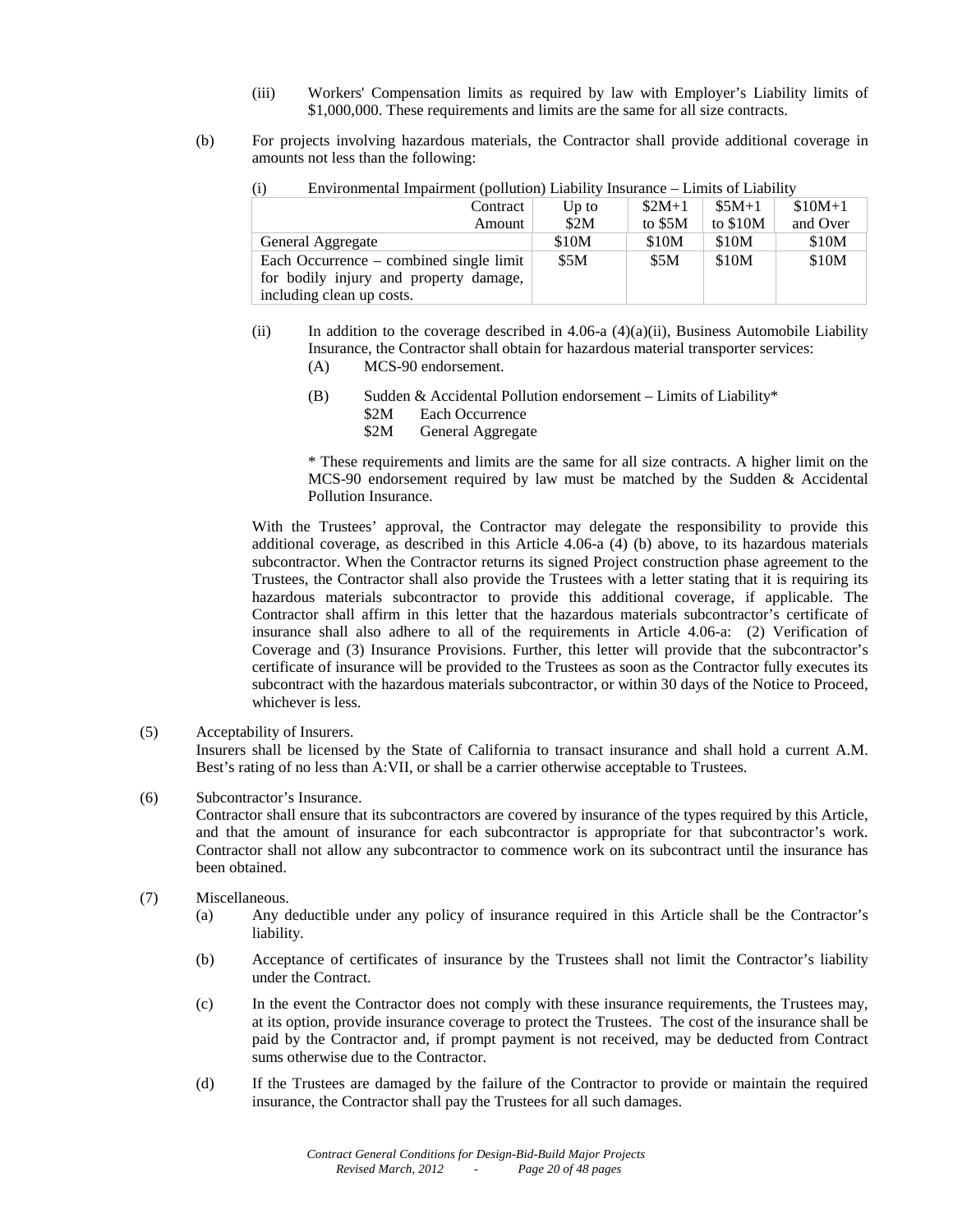(iii) Workers' Compensation limits as required by law with Employer's Liability limits of $1,000,000. These requirements and limits are the same for all size contracts.

(b) For projects involving hazardous materials, the Contractor shall provide additional coverage in amounts not less than the following:

(i) Environmental Impairment (pollution) Liability Insurance – Limits of Liability

| Contract Amount | Up to $2M | $2M+1 to $5M | $5M+1 to $10M | $10M+1 and Over |
|---|---|---|---|---|
| General Aggregate | $10M | $10M | $10M | $10M |
| Each Occurrence – combined single limit for bodily injury and property damage, including clean up costs. | $5M | $5M | $10M | $10M |

(ii) In addition to the coverage described in 4.06-a (4)(a)(ii), Business Automobile Liability Insurance, the Contractor shall obtain for hazardous material transporter services:

(A) MCS-90 endorsement.

(B) Sudden & Accidental Pollution endorsement – Limits of Liability*

$2M Each Occurrence

$2M General Aggregate

* These requirements and limits are the same for all size contracts. A higher limit on the MCS-90 endorsement required by law must be matched by the Sudden & Accidental Pollution Insurance.

With the Trustees' approval, the Contractor may delegate the responsibility to provide this additional coverage, as described in this Article 4.06-a (4) (b) above, to its hazardous materials subcontractor. When the Contractor returns its signed Project construction phase agreement to the Trustees, the Contractor shall also provide the Trustees with a letter stating that it is requiring its hazardous materials subcontractor to provide this additional coverage, if applicable. The Contractor shall affirm in this letter that the hazardous materials subcontractor's certificate of insurance shall also adhere to all of the requirements in Article 4.06-a: (2) Verification of Coverage and (3) Insurance Provisions. Further, this letter will provide that the subcontractor's certificate of insurance will be provided to the Trustees as soon as the Contractor fully executes its subcontract with the hazardous materials subcontractor, or within 30 days of the Notice to Proceed, whichever is less.

(5) Acceptability of Insurers.
Insurers shall be licensed by the State of California to transact insurance and shall hold a current A.M. Best's rating of no less than A:VII, or shall be a carrier otherwise acceptable to Trustees.

(6) Subcontractor's Insurance.
Contractor shall ensure that its subcontractors are covered by insurance of the types required by this Article, and that the amount of insurance for each subcontractor is appropriate for that subcontractor's work. Contractor shall not allow any subcontractor to commence work on its subcontract until the insurance has been obtained.

(7) Miscellaneous.

(a) Any deductible under any policy of insurance required in this Article shall be the Contractor's liability.

(b) Acceptance of certificates of insurance by the Trustees shall not limit the Contractor's liability under the Contract.

(c) In the event the Contractor does not comply with these insurance requirements, the Trustees may, at its option, provide insurance coverage to protect the Trustees. The cost of the insurance shall be paid by the Contractor and, if prompt payment is not received, may be deducted from Contract sums otherwise due to the Contractor.

(d) If the Trustees are damaged by the failure of the Contractor to provide or maintain the required insurance, the Contractor shall pay the Trustees for all such damages.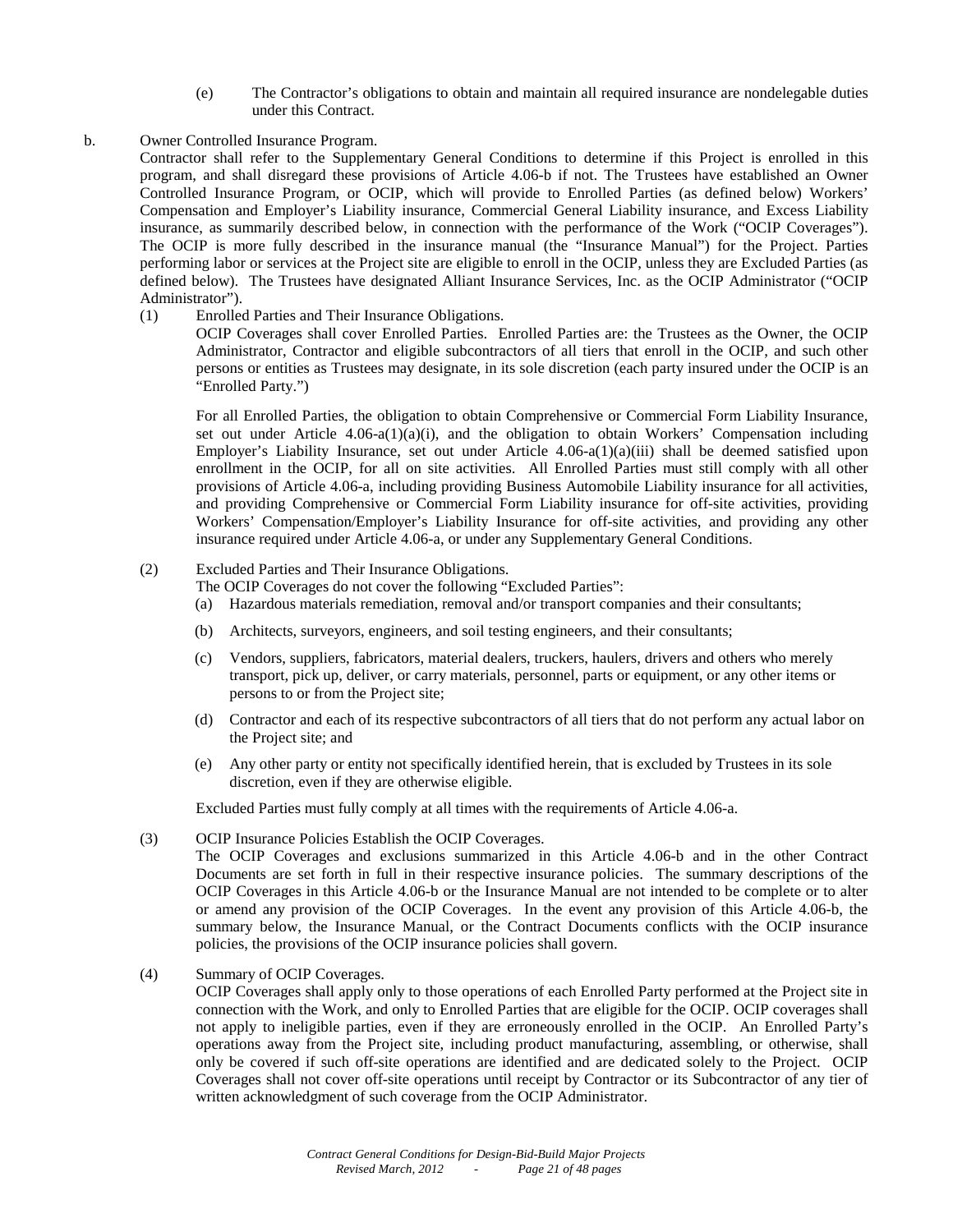(e) The Contractor's obligations to obtain and maintain all required insurance are nondelegable duties under this Contract.

b. Owner Controlled Insurance Program.

Contractor shall refer to the Supplementary General Conditions to determine if this Project is enrolled in this program, and shall disregard these provisions of Article 4.06-b if not. The Trustees have established an Owner Controlled Insurance Program, or OCIP, which will provide to Enrolled Parties (as defined below) Workers' Compensation and Employer's Liability insurance, Commercial General Liability insurance, and Excess Liability insurance, as summarily described below, in connection with the performance of the Work ("OCIP Coverages"). The OCIP is more fully described in the insurance manual (the "Insurance Manual") for the Project. Parties performing labor or services at the Project site are eligible to enroll in the OCIP, unless they are Excluded Parties (as defined below). The Trustees have designated Alliant Insurance Services, Inc. as the OCIP Administrator ("OCIP Administrator").

(1) Enrolled Parties and Their Insurance Obligations.

OCIP Coverages shall cover Enrolled Parties. Enrolled Parties are: the Trustees as the Owner, the OCIP Administrator, Contractor and eligible subcontractors of all tiers that enroll in the OCIP, and such other persons or entities as Trustees may designate, in its sole discretion (each party insured under the OCIP is an "Enrolled Party.")

For all Enrolled Parties, the obligation to obtain Comprehensive or Commercial Form Liability Insurance, set out under Article 4.06-a(1)(a)(i), and the obligation to obtain Workers' Compensation including Employer's Liability Insurance, set out under Article 4.06-a(1)(a)(iii) shall be deemed satisfied upon enrollment in the OCIP, for all on site activities. All Enrolled Parties must still comply with all other provisions of Article 4.06-a, including providing Business Automobile Liability insurance for all activities, and providing Comprehensive or Commercial Form Liability insurance for off-site activities, providing Workers' Compensation/Employer's Liability Insurance for off-site activities, and providing any other insurance required under Article 4.06-a, or under any Supplementary General Conditions.

(2) Excluded Parties and Their Insurance Obligations.

The OCIP Coverages do not cover the following "Excluded Parties":

(a) Hazardous materials remediation, removal and/or transport companies and their consultants;

(b) Architects, surveyors, engineers, and soil testing engineers, and their consultants;

(c) Vendors, suppliers, fabricators, material dealers, truckers, haulers, drivers and others who merely transport, pick up, deliver, or carry materials, personnel, parts or equipment, or any other items or persons to or from the Project site;

(d) Contractor and each of its respective subcontractors of all tiers that do not perform any actual labor on the Project site; and

(e) Any other party or entity not specifically identified herein, that is excluded by Trustees in its sole discretion, even if they are otherwise eligible.

Excluded Parties must fully comply at all times with the requirements of Article 4.06-a.

(3) OCIP Insurance Policies Establish the OCIP Coverages.

The OCIP Coverages and exclusions summarized in this Article 4.06-b and in the other Contract Documents are set forth in full in their respective insurance policies. The summary descriptions of the OCIP Coverages in this Article 4.06-b or the Insurance Manual are not intended to be complete or to alter or amend any provision of the OCIP Coverages. In the event any provision of this Article 4.06-b, the summary below, the Insurance Manual, or the Contract Documents conflicts with the OCIP insurance policies, the provisions of the OCIP insurance policies shall govern.

(4) Summary of OCIP Coverages.

OCIP Coverages shall apply only to those operations of each Enrolled Party performed at the Project site in connection with the Work, and only to Enrolled Parties that are eligible for the OCIP. OCIP coverages shall not apply to ineligible parties, even if they are erroneously enrolled in the OCIP. An Enrolled Party's operations away from the Project site, including product manufacturing, assembling, or otherwise, shall only be covered if such off-site operations are identified and are dedicated solely to the Project. OCIP Coverages shall not cover off-site operations until receipt by Contractor or its Subcontractor of any tier of written acknowledgment of such coverage from the OCIP Administrator.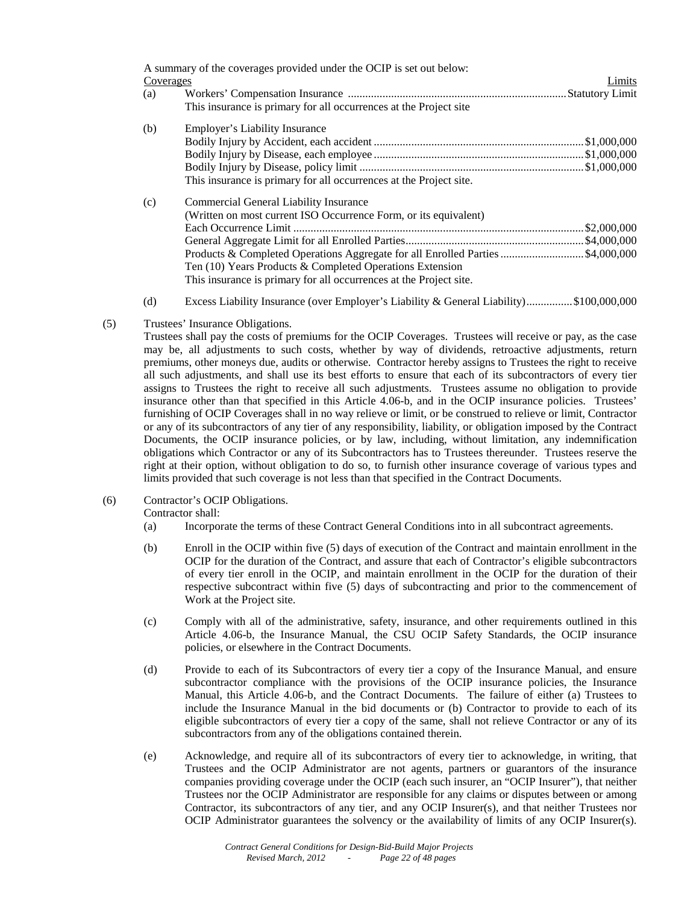A summary of the coverages provided under the OCIP is set out below:

| Coverages | | Limits |
|---|---|---|
| (a) | Workers' Compensation Insurance<br>This insurance is primary for all occurrences at the Project site | Statutory Limit |
| (b) | Employer's Liability Insurance | |
| | Bodily Injury by Accident, each accident | $1,000,000 |
| | Bodily Injury by Disease, each employee | $1,000,000 |
| | Bodily Injury by Disease, policy limit | $1,000,000 |
| | This insurance is primary for all occurrences at the Project site. | |
| (c) | Commercial General Liability Insurance<br>(Written on most current ISO Occurrence Form, or its equivalent) | |
| | Each Occurrence Limit | $2,000,000 |
| | General Aggregate Limit for all Enrolled Parties | $4,000,000 |
| | Products & Completed Operations Aggregate for all Enrolled Parties | $4,000,000 |
| | Ten (10) Years Products & Completed Operations Extension<br>This insurance is primary for all occurrences at the Project site. | |
| (d) | Excess Liability Insurance (over Employer's Liability & General Liability) | $100,000,000 |

(5) Trustees' Insurance Obligations.

Trustees shall pay the costs of premiums for the OCIP Coverages. Trustees will receive or pay, as the case may be, all adjustments to such costs, whether by way of dividends, retroactive adjustments, return premiums, other moneys due, audits or otherwise. Contractor hereby assigns to Trustees the right to receive all such adjustments, and shall use its best efforts to ensure that each of its subcontractors of every tier assigns to Trustees the right to receive all such adjustments. Trustees assume no obligation to provide insurance other than that specified in this Article 4.06-b, and in the OCIP insurance policies. Trustees' furnishing of OCIP Coverages shall in no way relieve or limit, or be construed to relieve or limit, Contractor or any of its subcontractors of any tier of any responsibility, liability, or obligation imposed by the Contract Documents, the OCIP insurance policies, or by law, including, without limitation, any indemnification obligations which Contractor or any of its Subcontractors has to Trustees thereunder. Trustees reserve the right at their option, without obligation to do so, to furnish other insurance coverage of various types and limits provided that such coverage is not less than that specified in the Contract Documents.

(6) Contractor's OCIP Obligations.

Contractor shall:

(a) Incorporate the terms of these Contract General Conditions into in all subcontract agreements.

(b) Enroll in the OCIP within five (5) days of execution of the Contract and maintain enrollment in the OCIP for the duration of the Contract, and assure that each of Contractor's eligible subcontractors of every tier enroll in the OCIP, and maintain enrollment in the OCIP for the duration of their respective subcontract within five (5) days of subcontracting and prior to the commencement of Work at the Project site.

(c) Comply with all of the administrative, safety, insurance, and other requirements outlined in this Article 4.06-b, the Insurance Manual, the CSU OCIP Safety Standards, the OCIP insurance policies, or elsewhere in the Contract Documents.

(d) Provide to each of its Subcontractors of every tier a copy of the Insurance Manual, and ensure subcontractor compliance with the provisions of the OCIP insurance policies, the Insurance Manual, this Article 4.06-b, and the Contract Documents. The failure of either (a) Trustees to include the Insurance Manual in the bid documents or (b) Contractor to provide to each of its eligible subcontractors of every tier a copy of the same, shall not relieve Contractor or any of its subcontractors from any of the obligations contained therein.

(e) Acknowledge, and require all of its subcontractors of every tier to acknowledge, in writing, that Trustees and the OCIP Administrator are not agents, partners or guarantors of the insurance companies providing coverage under the OCIP (each such insurer, an "OCIP Insurer"), that neither Trustees nor the OCIP Administrator are responsible for any claims or disputes between or among Contractor, its subcontractors of any tier, and any OCIP Insurer(s), and that neither Trustees nor OCIP Administrator guarantees the solvency or the availability of limits of any OCIP Insurer(s).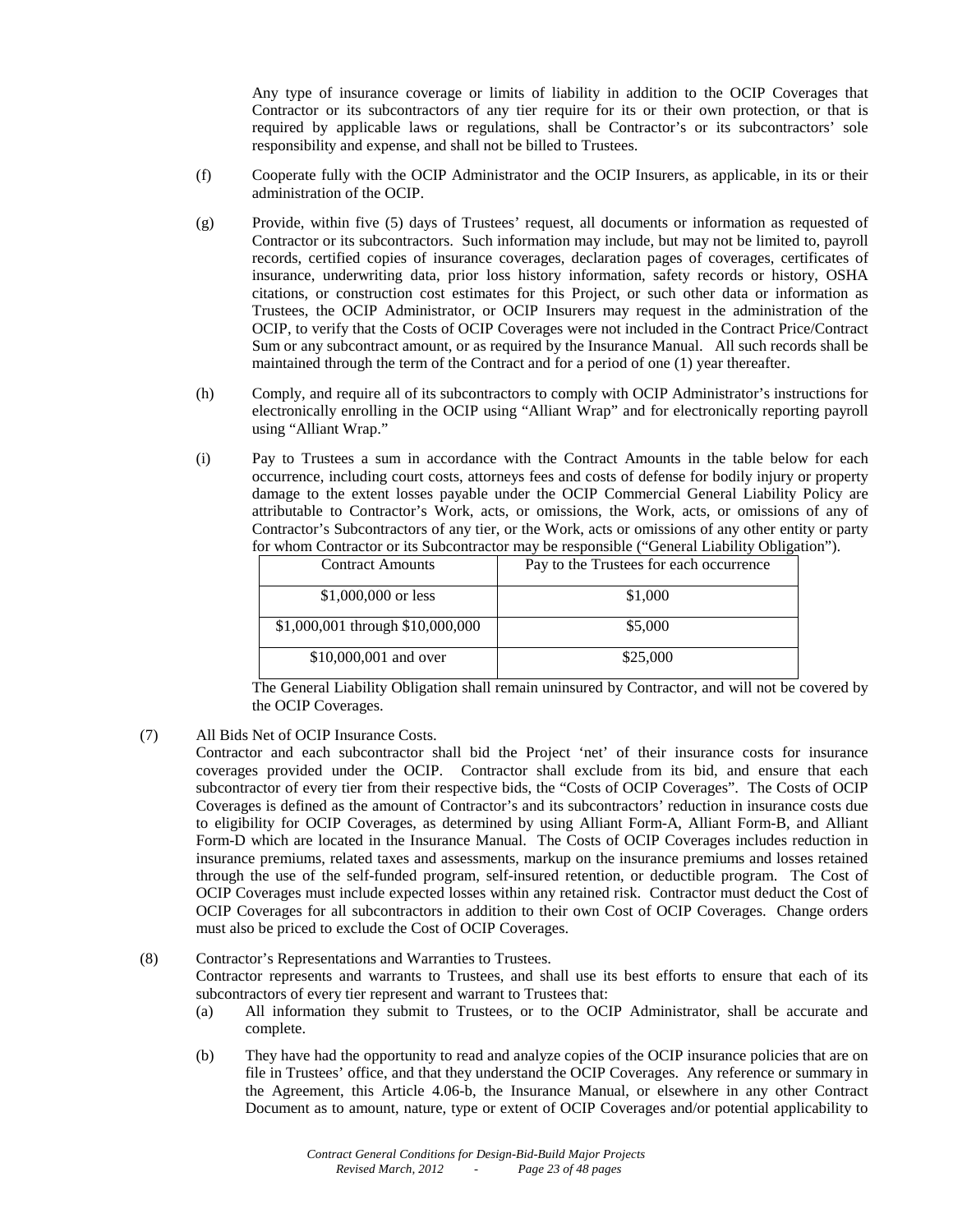Any type of insurance coverage or limits of liability in addition to the OCIP Coverages that Contractor or its subcontractors of any tier require for its or their own protection, or that is required by applicable laws or regulations, shall be Contractor's or its subcontractors' sole responsibility and expense, and shall not be billed to Trustees.

(f) Cooperate fully with the OCIP Administrator and the OCIP Insurers, as applicable, in its or their administration of the OCIP.

(g) Provide, within five (5) days of Trustees' request, all documents or information as requested of Contractor or its subcontractors. Such information may include, but may not be limited to, payroll records, certified copies of insurance coverages, declaration pages of coverages, certificates of insurance, underwriting data, prior loss history information, safety records or history, OSHA citations, or construction cost estimates for this Project, or such other data or information as Trustees, the OCIP Administrator, or OCIP Insurers may request in the administration of the OCIP, to verify that the Costs of OCIP Coverages were not included in the Contract Price/Contract Sum or any subcontract amount, or as required by the Insurance Manual. All such records shall be maintained through the term of the Contract and for a period of one (1) year thereafter.

(h) Comply, and require all of its subcontractors to comply with OCIP Administrator's instructions for electronically enrolling in the OCIP using "Alliant Wrap" and for electronically reporting payroll using "Alliant Wrap."

(i) Pay to Trustees a sum in accordance with the Contract Amounts in the table below for each occurrence, including court costs, attorneys fees and costs of defense for bodily injury or property damage to the extent losses payable under the OCIP Commercial General Liability Policy are attributable to Contractor's Work, acts, or omissions, the Work, acts, or omissions of any of Contractor's Subcontractors of any tier, or the Work, acts or omissions of any other entity or party for whom Contractor or its Subcontractor may be responsible ("General Liability Obligation").

| Contract Amounts | Pay to the Trustees for each occurrence |
|---|---|
| $1,000,000 or less | $1,000 |
| $1,000,001 through $10,000,000 | $5,000 |
| $10,000,001 and over | $25,000 |

The General Liability Obligation shall remain uninsured by Contractor, and will not be covered by the OCIP Coverages.

(7) All Bids Net of OCIP Insurance Costs.
Contractor and each subcontractor shall bid the Project 'net' of their insurance costs for insurance coverages provided under the OCIP. Contractor shall exclude from its bid, and ensure that each subcontractor of every tier from their respective bids, the "Costs of OCIP Coverages". The Costs of OCIP Coverages is defined as the amount of Contractor's and its subcontractors' reduction in insurance costs due to eligibility for OCIP Coverages, as determined by using Alliant Form-A, Alliant Form-B, and Alliant Form-D which are located in the Insurance Manual. The Costs of OCIP Coverages includes reduction in insurance premiums, related taxes and assessments, markup on the insurance premiums and losses retained through the use of the self-funded program, self-insured retention, or deductible program. The Cost of OCIP Coverages must include expected losses within any retained risk. Contractor must deduct the Cost of OCIP Coverages for all subcontractors in addition to their own Cost of OCIP Coverages. Change orders must also be priced to exclude the Cost of OCIP Coverages.

(8) Contractor's Representations and Warranties to Trustees.
Contractor represents and warrants to Trustees, and shall use its best efforts to ensure that each of its subcontractors of every tier represent and warrant to Trustees that:

(a) All information they submit to Trustees, or to the OCIP Administrator, shall be accurate and complete.

(b) They have had the opportunity to read and analyze copies of the OCIP insurance policies that are on file in Trustees' office, and that they understand the OCIP Coverages. Any reference or summary in the Agreement, this Article 4.06-b, the Insurance Manual, or elsewhere in any other Contract Document as to amount, nature, type or extent of OCIP Coverages and/or potential applicability to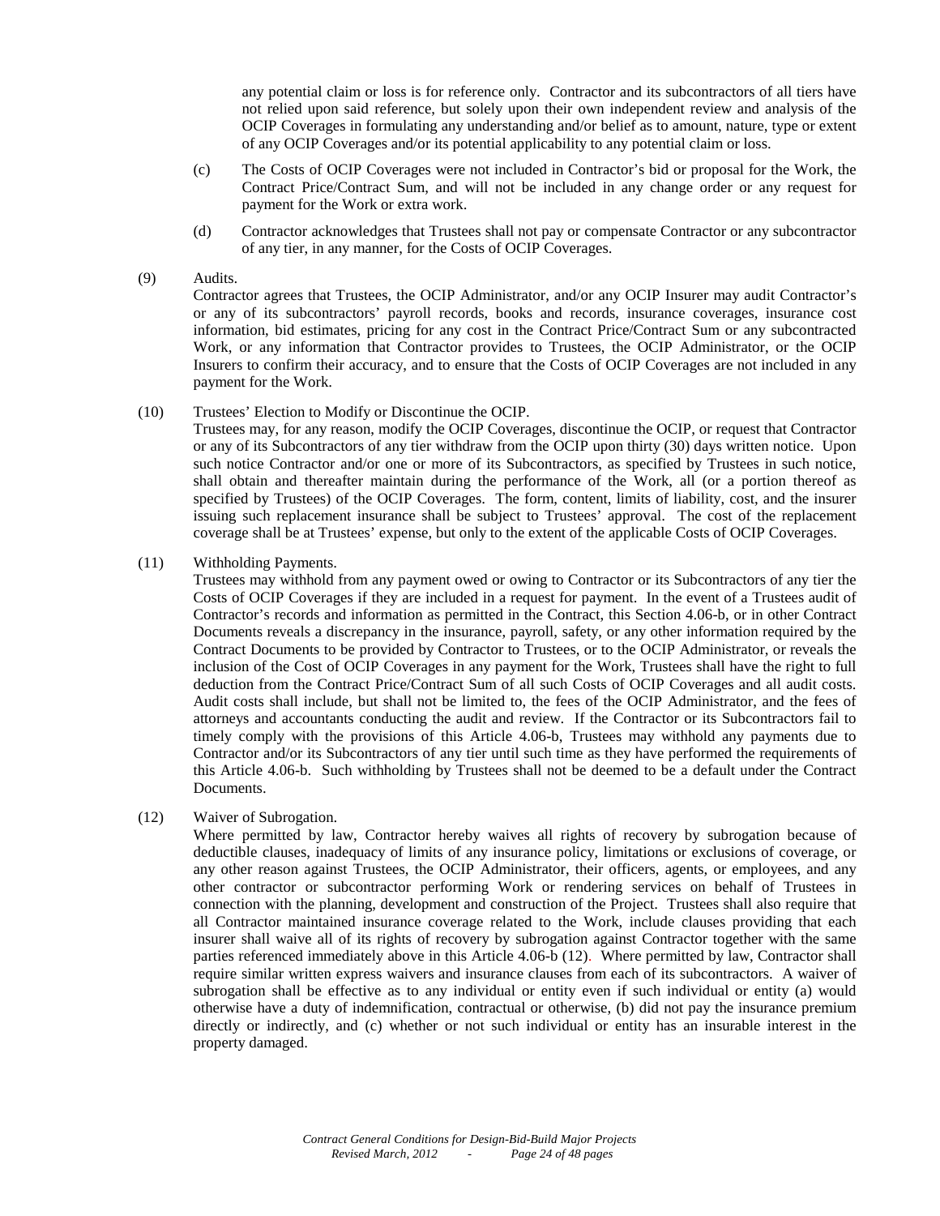any potential claim or loss is for reference only. Contractor and its subcontractors of all tiers have not relied upon said reference, but solely upon their own independent review and analysis of the OCIP Coverages in formulating any understanding and/or belief as to amount, nature, type or extent of any OCIP Coverages and/or its potential applicability to any potential claim or loss.

(c) The Costs of OCIP Coverages were not included in Contractor's bid or proposal for the Work, the Contract Price/Contract Sum, and will not be included in any change order or any request for payment for the Work or extra work.

(d) Contractor acknowledges that Trustees shall not pay or compensate Contractor or any subcontractor of any tier, in any manner, for the Costs of OCIP Coverages.

(9) Audits.

Contractor agrees that Trustees, the OCIP Administrator, and/or any OCIP Insurer may audit Contractor's or any of its subcontractors' payroll records, books and records, insurance coverages, insurance cost information, bid estimates, pricing for any cost in the Contract Price/Contract Sum or any subcontracted Work, or any information that Contractor provides to Trustees, the OCIP Administrator, or the OCIP Insurers to confirm their accuracy, and to ensure that the Costs of OCIP Coverages are not included in any payment for the Work.

(10) Trustees' Election to Modify or Discontinue the OCIP.

Trustees may, for any reason, modify the OCIP Coverages, discontinue the OCIP, or request that Contractor or any of its Subcontractors of any tier withdraw from the OCIP upon thirty (30) days written notice. Upon such notice Contractor and/or one or more of its Subcontractors, as specified by Trustees in such notice, shall obtain and thereafter maintain during the performance of the Work, all (or a portion thereof as specified by Trustees) of the OCIP Coverages. The form, content, limits of liability, cost, and the insurer issuing such replacement insurance shall be subject to Trustees' approval. The cost of the replacement coverage shall be at Trustees' expense, but only to the extent of the applicable Costs of OCIP Coverages.

(11) Withholding Payments.

Trustees may withhold from any payment owed or owing to Contractor or its Subcontractors of any tier the Costs of OCIP Coverages if they are included in a request for payment. In the event of a Trustees audit of Contractor's records and information as permitted in the Contract, this Section 4.06-b, or in other Contract Documents reveals a discrepancy in the insurance, payroll, safety, or any other information required by the Contract Documents to be provided by Contractor to Trustees, or to the OCIP Administrator, or reveals the inclusion of the Cost of OCIP Coverages in any payment for the Work, Trustees shall have the right to full deduction from the Contract Price/Contract Sum of all such Costs of OCIP Coverages and all audit costs. Audit costs shall include, but shall not be limited to, the fees of the OCIP Administrator, and the fees of attorneys and accountants conducting the audit and review. If the Contractor or its Subcontractors fail to timely comply with the provisions of this Article 4.06-b, Trustees may withhold any payments due to Contractor and/or its Subcontractors of any tier until such time as they have performed the requirements of this Article 4.06-b. Such withholding by Trustees shall not be deemed to be a default under the Contract Documents.

(12) Waiver of Subrogation.

Where permitted by law, Contractor hereby waives all rights of recovery by subrogation because of deductible clauses, inadequacy of limits of any insurance policy, limitations or exclusions of coverage, or any other reason against Trustees, the OCIP Administrator, their officers, agents, or employees, and any other contractor or subcontractor performing Work or rendering services on behalf of Trustees in connection with the planning, development and construction of the Project. Trustees shall also require that all Contractor maintained insurance coverage related to the Work, include clauses providing that each insurer shall waive all of its rights of recovery by subrogation against Contractor together with the same parties referenced immediately above in this Article 4.06-b (12). Where permitted by law, Contractor shall require similar written express waivers and insurance clauses from each of its subcontractors. A waiver of subrogation shall be effective as to any individual or entity even if such individual or entity (a) would otherwise have a duty of indemnification, contractual or otherwise, (b) did not pay the insurance premium directly or indirectly, and (c) whether or not such individual or entity has an insurable interest in the property damaged.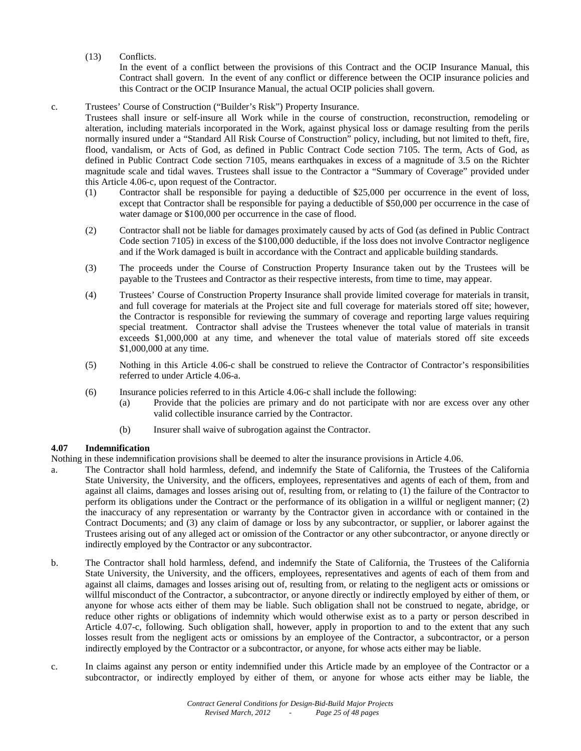(13) Conflicts.

In the event of a conflict between the provisions of this Contract and the OCIP Insurance Manual, this Contract shall govern. In the event of any conflict or difference between the OCIP insurance policies and this Contract or the OCIP Insurance Manual, the actual OCIP policies shall govern.

c. Trustees' Course of Construction ("Builder's Risk") Property Insurance.

Trustees shall insure or self-insure all Work while in the course of construction, reconstruction, remodeling or alteration, including materials incorporated in the Work, against physical loss or damage resulting from the perils normally insured under a "Standard All Risk Course of Construction" policy, including, but not limited to theft, fire, flood, vandalism, or Acts of God, as defined in Public Contract Code section 7105. The term, Acts of God, as defined in Public Contract Code section 7105, means earthquakes in excess of a magnitude of 3.5 on the Richter magnitude scale and tidal waves. Trustees shall issue to the Contractor a "Summary of Coverage" provided under this Article 4.06-c, upon request of the Contractor.

(1) Contractor shall be responsible for paying a deductible of $25,000 per occurrence in the event of loss, except that Contractor shall be responsible for paying a deductible of $50,000 per occurrence in the case of water damage or $100,000 per occurrence in the case of flood.

(2) Contractor shall not be liable for damages proximately caused by acts of God (as defined in Public Contract Code section 7105) in excess of the $100,000 deductible, if the loss does not involve Contractor negligence and if the Work damaged is built in accordance with the Contract and applicable building standards.

(3) The proceeds under the Course of Construction Property Insurance taken out by the Trustees will be payable to the Trustees and Contractor as their respective interests, from time to time, may appear.

(4) Trustees' Course of Construction Property Insurance shall provide limited coverage for materials in transit, and full coverage for materials at the Project site and full coverage for materials stored off site; however, the Contractor is responsible for reviewing the summary of coverage and reporting large values requiring special treatment. Contractor shall advise the Trustees whenever the total value of materials in transit exceeds $1,000,000 at any time, and whenever the total value of materials stored off site exceeds $1,000,000 at any time.

(5) Nothing in this Article 4.06-c shall be construed to relieve the Contractor of Contractor's responsibilities referred to under Article 4.06-a.

(6) Insurance policies referred to in this Article 4.06-c shall include the following:

(a) Provide that the policies are primary and do not participate with nor are excess over any other valid collectible insurance carried by the Contractor.

(b) Insurer shall waive of subrogation against the Contractor.

**4.07 Indemnification**

Nothing in these indemnification provisions shall be deemed to alter the insurance provisions in Article 4.06.

a. The Contractor shall hold harmless, defend, and indemnify the State of California, the Trustees of the California State University, the University, and the officers, employees, representatives and agents of each of them, from and against all claims, damages and losses arising out of, resulting from, or relating to (1) the failure of the Contractor to perform its obligations under the Contract or the performance of its obligation in a willful or negligent manner; (2) the inaccuracy of any representation or warranty by the Contractor given in accordance with or contained in the Contract Documents; and (3) any claim of damage or loss by any subcontractor, or supplier, or laborer against the Trustees arising out of any alleged act or omission of the Contractor or any other subcontractor, or anyone directly or indirectly employed by the Contractor or any subcontractor.

b. The Contractor shall hold harmless, defend, and indemnify the State of California, the Trustees of the California State University, the University, and the officers, employees, representatives and agents of each of them from and against all claims, damages and losses arising out of, resulting from, or relating to the negligent acts or omissions or willful misconduct of the Contractor, a subcontractor, or anyone directly or indirectly employed by either of them, or anyone for whose acts either of them may be liable. Such obligation shall not be construed to negate, abridge, or reduce other rights or obligations of indemnity which would otherwise exist as to a party or person described in Article 4.07-c, following. Such obligation shall, however, apply in proportion to and to the extent that any such losses result from the negligent acts or omissions by an employee of the Contractor, a subcontractor, or a person indirectly employed by the Contractor or a subcontractor, or anyone, for whose acts either may be liable.

c. In claims against any person or entity indemnified under this Article made by an employee of the Contractor or a subcontractor, or indirectly employed by either of them, or anyone for whose acts either may be liable, the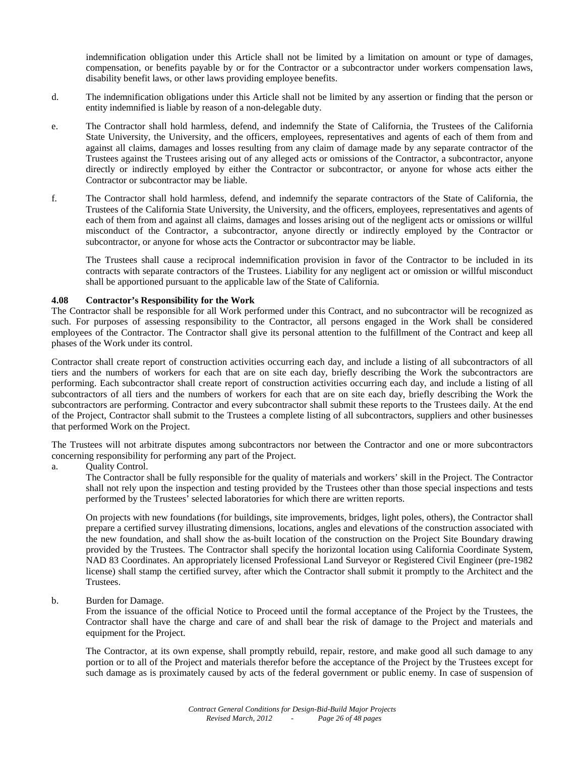indemnification obligation under this Article shall not be limited by a limitation on amount or type of damages, compensation, or benefits payable by or for the Contractor or a subcontractor under workers compensation laws, disability benefit laws, or other laws providing employee benefits.

d. The indemnification obligations under this Article shall not be limited by any assertion or finding that the person or entity indemnified is liable by reason of a non-delegable duty.

e. The Contractor shall hold harmless, defend, and indemnify the State of California, the Trustees of the California State University, the University, and the officers, employees, representatives and agents of each of them from and against all claims, damages and losses resulting from any claim of damage made by any separate contractor of the Trustees against the Trustees arising out of any alleged acts or omissions of the Contractor, a subcontractor, anyone directly or indirectly employed by either the Contractor or subcontractor, or anyone for whose acts either the Contractor or subcontractor may be liable.

f. The Contractor shall hold harmless, defend, and indemnify the separate contractors of the State of California, the Trustees of the California State University, the University, and the officers, employees, representatives and agents of each of them from and against all claims, damages and losses arising out of the negligent acts or omissions or willful misconduct of the Contractor, a subcontractor, anyone directly or indirectly employed by the Contractor or subcontractor, or anyone for whose acts the Contractor or subcontractor may be liable.

The Trustees shall cause a reciprocal indemnification provision in favor of the Contractor to be included in its contracts with separate contractors of the Trustees. Liability for any negligent act or omission or willful misconduct shall be apportioned pursuant to the applicable law of the State of California.

**4.08 Contractor's Responsibility for the Work**

The Contractor shall be responsible for all Work performed under this Contract, and no subcontractor will be recognized as such. For purposes of assessing responsibility to the Contractor, all persons engaged in the Work shall be considered employees of the Contractor. The Contractor shall give its personal attention to the fulfillment of the Contract and keep all phases of the Work under its control.

Contractor shall create report of construction activities occurring each day, and include a listing of all subcontractors of all tiers and the numbers of workers for each that are on site each day, briefly describing the Work the subcontractors are performing. Each subcontractor shall create report of construction activities occurring each day, and include a listing of all subcontractors of all tiers and the numbers of workers for each that are on site each day, briefly describing the Work the subcontractors are performing. Contractor and every subcontractor shall submit these reports to the Trustees daily. At the end of the Project, Contractor shall submit to the Trustees a complete listing of all subcontractors, suppliers and other businesses that performed Work on the Project.

The Trustees will not arbitrate disputes among subcontractors nor between the Contractor and one or more subcontractors concerning responsibility for performing any part of the Project.

a. Quality Control.

The Contractor shall be fully responsible for the quality of materials and workers' skill in the Project. The Contractor shall not rely upon the inspection and testing provided by the Trustees other than those special inspections and tests performed by the Trustees' selected laboratories for which there are written reports.

On projects with new foundations (for buildings, site improvements, bridges, light poles, others), the Contractor shall prepare a certified survey illustrating dimensions, locations, angles and elevations of the construction associated with the new foundation, and shall show the as-built location of the construction on the Project Site Boundary drawing provided by the Trustees. The Contractor shall specify the horizontal location using California Coordinate System, NAD 83 Coordinates. An appropriately licensed Professional Land Surveyor or Registered Civil Engineer (pre-1982 license) shall stamp the certified survey, after which the Contractor shall submit it promptly to the Architect and the Trustees.

b. Burden for Damage.

From the issuance of the official Notice to Proceed until the formal acceptance of the Project by the Trustees, the Contractor shall have the charge and care of and shall bear the risk of damage to the Project and materials and equipment for the Project.

The Contractor, at its own expense, shall promptly rebuild, repair, restore, and make good all such damage to any portion or to all of the Project and materials therefor before the acceptance of the Project by the Trustees except for such damage as is proximately caused by acts of the federal government or public enemy. In case of suspension of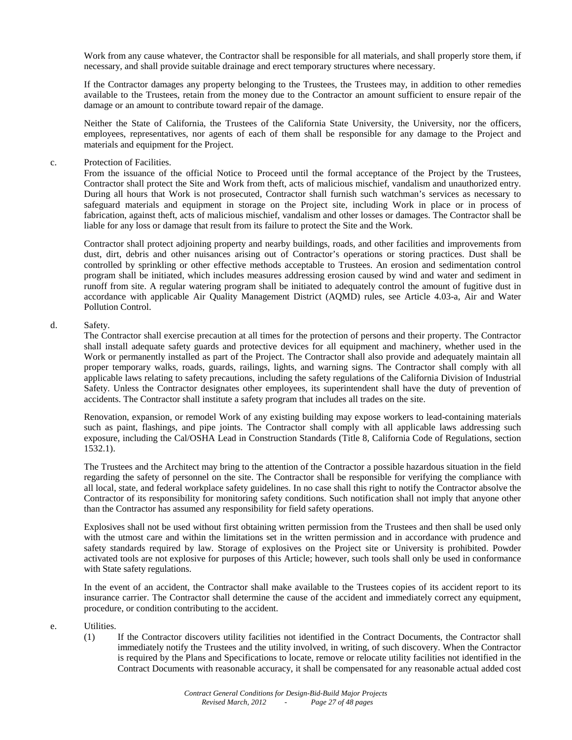Work from any cause whatever, the Contractor shall be responsible for all materials, and shall properly store them, if necessary, and shall provide suitable drainage and erect temporary structures where necessary.

If the Contractor damages any property belonging to the Trustees, the Trustees may, in addition to other remedies available to the Trustees, retain from the money due to the Contractor an amount sufficient to ensure repair of the damage or an amount to contribute toward repair of the damage.

Neither the State of California, the Trustees of the California State University, the University, nor the officers, employees, representatives, nor agents of each of them shall be responsible for any damage to the Project and materials and equipment for the Project.

c. Protection of Facilities.

From the issuance of the official Notice to Proceed until the formal acceptance of the Project by the Trustees, Contractor shall protect the Site and Work from theft, acts of malicious mischief, vandalism and unauthorized entry. During all hours that Work is not prosecuted, Contractor shall furnish such watchman's services as necessary to safeguard materials and equipment in storage on the Project site, including Work in place or in process of fabrication, against theft, acts of malicious mischief, vandalism and other losses or damages. The Contractor shall be liable for any loss or damage that result from its failure to protect the Site and the Work.

Contractor shall protect adjoining property and nearby buildings, roads, and other facilities and improvements from dust, dirt, debris and other nuisances arising out of Contractor's operations or storing practices. Dust shall be controlled by sprinkling or other effective methods acceptable to Trustees. An erosion and sedimentation control program shall be initiated, which includes measures addressing erosion caused by wind and water and sediment in runoff from site. A regular watering program shall be initiated to adequately control the amount of fugitive dust in accordance with applicable Air Quality Management District (AQMD) rules, see Article 4.03-a, Air and Water Pollution Control.

d. Safety.

The Contractor shall exercise precaution at all times for the protection of persons and their property. The Contractor shall install adequate safety guards and protective devices for all equipment and machinery, whether used in the Work or permanently installed as part of the Project. The Contractor shall also provide and adequately maintain all proper temporary walks, roads, guards, railings, lights, and warning signs. The Contractor shall comply with all applicable laws relating to safety precautions, including the safety regulations of the California Division of Industrial Safety. Unless the Contractor designates other employees, its superintendent shall have the duty of prevention of accidents. The Contractor shall institute a safety program that includes all trades on the site.

Renovation, expansion, or remodel Work of any existing building may expose workers to lead-containing materials such as paint, flashings, and pipe joints. The Contractor shall comply with all applicable laws addressing such exposure, including the Cal/OSHA Lead in Construction Standards (Title 8, California Code of Regulations, section 1532.1).

The Trustees and the Architect may bring to the attention of the Contractor a possible hazardous situation in the field regarding the safety of personnel on the site. The Contractor shall be responsible for verifying the compliance with all local, state, and federal workplace safety guidelines. In no case shall this right to notify the Contractor absolve the Contractor of its responsibility for monitoring safety conditions. Such notification shall not imply that anyone other than the Contractor has assumed any responsibility for field safety operations.

Explosives shall not be used without first obtaining written permission from the Trustees and then shall be used only with the utmost care and within the limitations set in the written permission and in accordance with prudence and safety standards required by law. Storage of explosives on the Project site or University is prohibited. Powder activated tools are not explosive for purposes of this Article; however, such tools shall only be used in conformance with State safety regulations.

In the event of an accident, the Contractor shall make available to the Trustees copies of its accident report to its insurance carrier. The Contractor shall determine the cause of the accident and immediately correct any equipment, procedure, or condition contributing to the accident.

e. Utilities.

(1) If the Contractor discovers utility facilities not identified in the Contract Documents, the Contractor shall immediately notify the Trustees and the utility involved, in writing, of such discovery. When the Contractor is required by the Plans and Specifications to locate, remove or relocate utility facilities not identified in the Contract Documents with reasonable accuracy, it shall be compensated for any reasonable actual added cost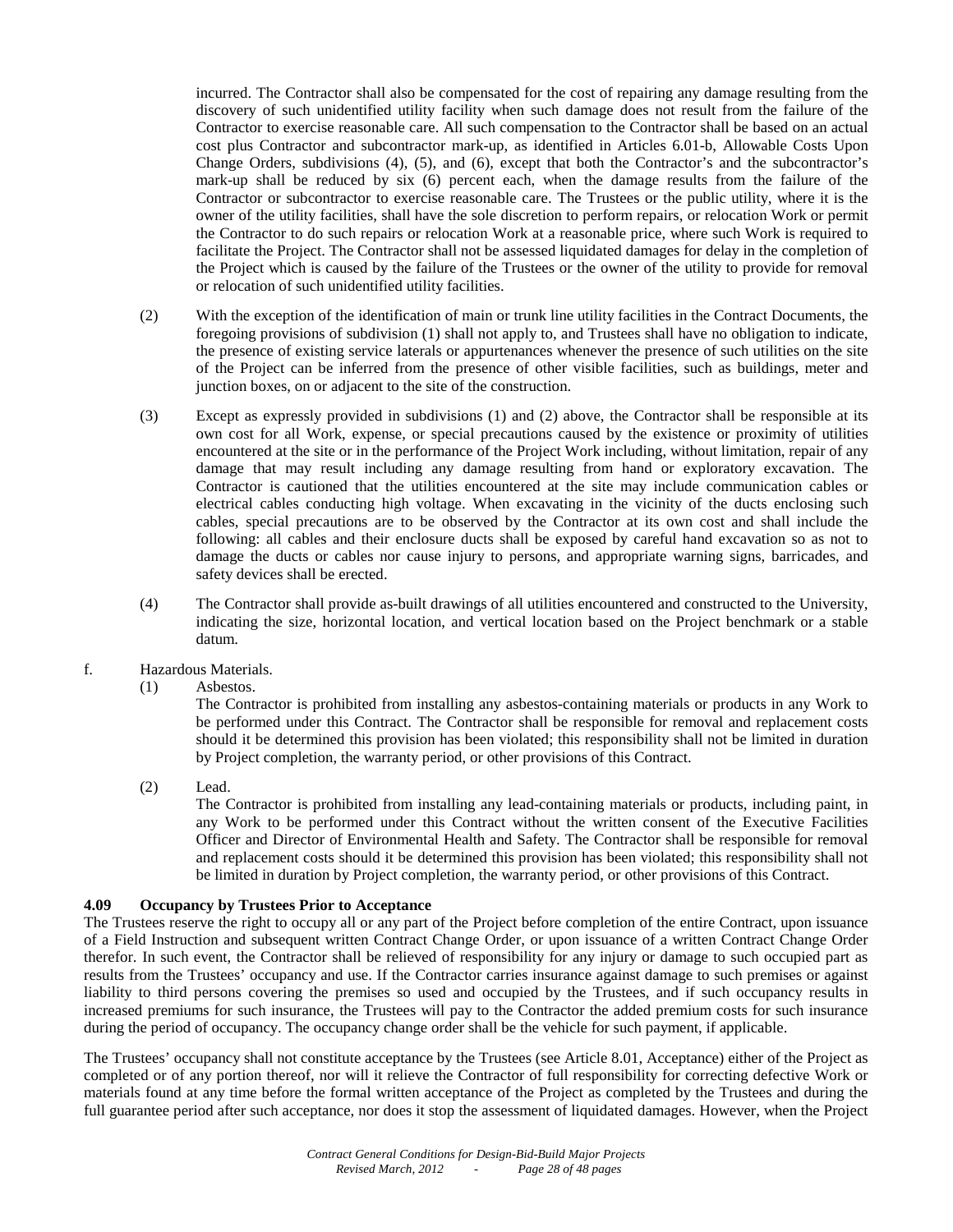incurred. The Contractor shall also be compensated for the cost of repairing any damage resulting from the discovery of such unidentified utility facility when such damage does not result from the failure of the Contractor to exercise reasonable care. All such compensation to the Contractor shall be based on an actual cost plus Contractor and subcontractor mark-up, as identified in Articles 6.01-b, Allowable Costs Upon Change Orders, subdivisions (4), (5), and (6), except that both the Contractor's and the subcontractor's mark-up shall be reduced by six (6) percent each, when the damage results from the failure of the Contractor or subcontractor to exercise reasonable care. The Trustees or the public utility, where it is the owner of the utility facilities, shall have the sole discretion to perform repairs, or relocation Work or permit the Contractor to do such repairs or relocation Work at a reasonable price, where such Work is required to facilitate the Project. The Contractor shall not be assessed liquidated damages for delay in the completion of the Project which is caused by the failure of the Trustees or the owner of the utility to provide for removal or relocation of such unidentified utility facilities.

(2) With the exception of the identification of main or trunk line utility facilities in the Contract Documents, the foregoing provisions of subdivision (1) shall not apply to, and Trustees shall have no obligation to indicate, the presence of existing service laterals or appurtenances whenever the presence of such utilities on the site of the Project can be inferred from the presence of other visible facilities, such as buildings, meter and junction boxes, on or adjacent to the site of the construction.

(3) Except as expressly provided in subdivisions (1) and (2) above, the Contractor shall be responsible at its own cost for all Work, expense, or special precautions caused by the existence or proximity of utilities encountered at the site or in the performance of the Project Work including, without limitation, repair of any damage that may result including any damage resulting from hand or exploratory excavation. The Contractor is cautioned that the utilities encountered at the site may include communication cables or electrical cables conducting high voltage. When excavating in the vicinity of the ducts enclosing such cables, special precautions are to be observed by the Contractor at its own cost and shall include the following: all cables and their enclosure ducts shall be exposed by careful hand excavation so as not to damage the ducts or cables nor cause injury to persons, and appropriate warning signs, barricades, and safety devices shall be erected.

(4) The Contractor shall provide as-built drawings of all utilities encountered and constructed to the University, indicating the size, horizontal location, and vertical location based on the Project benchmark or a stable datum.

f. Hazardous Materials.

(1) Asbestos.

The Contractor is prohibited from installing any asbestos-containing materials or products in any Work to be performed under this Contract. The Contractor shall be responsible for removal and replacement costs should it be determined this provision has been violated; this responsibility shall not be limited in duration by Project completion, the warranty period, or other provisions of this Contract.

(2) Lead.

The Contractor is prohibited from installing any lead-containing materials or products, including paint, in any Work to be performed under this Contract without the written consent of the Executive Facilities Officer and Director of Environmental Health and Safety. The Contractor shall be responsible for removal and replacement costs should it be determined this provision has been violated; this responsibility shall not be limited in duration by Project completion, the warranty period, or other provisions of this Contract.

**4.09 Occupancy by Trustees Prior to Acceptance**

The Trustees reserve the right to occupy all or any part of the Project before completion of the entire Contract, upon issuance of a Field Instruction and subsequent written Contract Change Order, or upon issuance of a written Contract Change Order therefor. In such event, the Contractor shall be relieved of responsibility for any injury or damage to such occupied part as results from the Trustees' occupancy and use. If the Contractor carries insurance against damage to such premises or against liability to third persons covering the premises so used and occupied by the Trustees, and if such occupancy results in increased premiums for such insurance, the Trustees will pay to the Contractor the added premium costs for such insurance during the period of occupancy. The occupancy change order shall be the vehicle for such payment, if applicable.

The Trustees' occupancy shall not constitute acceptance by the Trustees (see Article 8.01, Acceptance) either of the Project as completed or of any portion thereof, nor will it relieve the Contractor of full responsibility for correcting defective Work or materials found at any time before the formal written acceptance of the Project as completed by the Trustees and during the full guarantee period after such acceptance, nor does it stop the assessment of liquidated damages. However, when the Project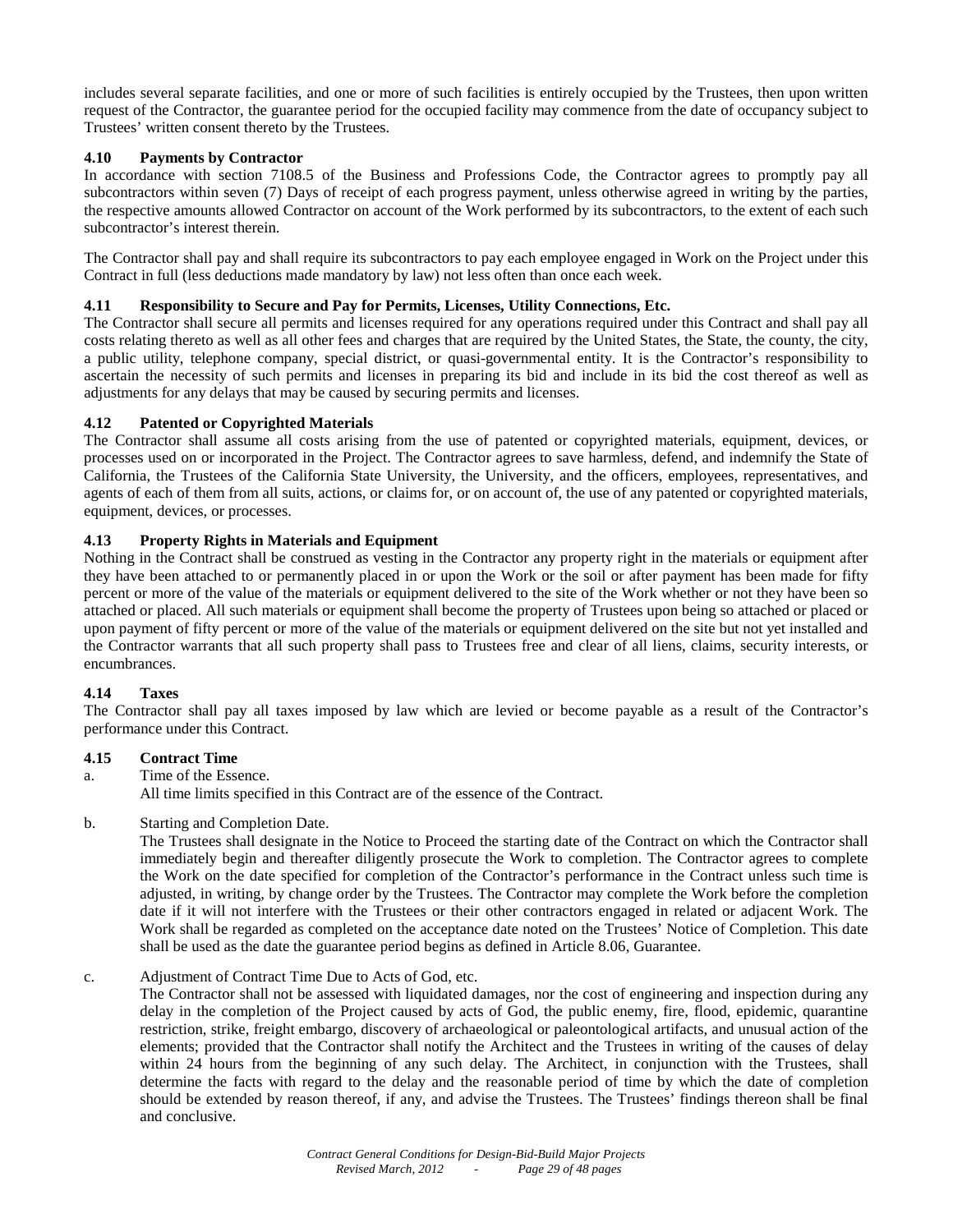includes several separate facilities, and one or more of such facilities is entirely occupied by the Trustees, then upon written request of the Contractor, the guarantee period for the occupied facility may commence from the date of occupancy subject to Trustees' written consent thereto by the Trustees.

### 4.10 Payments by Contractor

In accordance with section 7108.5 of the Business and Professions Code, the Contractor agrees to promptly pay all subcontractors within seven (7) Days of receipt of each progress payment, unless otherwise agreed in writing by the parties, the respective amounts allowed Contractor on account of the Work performed by its subcontractors, to the extent of each such subcontractor's interest therein.

The Contractor shall pay and shall require its subcontractors to pay each employee engaged in Work on the Project under this Contract in full (less deductions made mandatory by law) not less often than once each week.

### 4.11 Responsibility to Secure and Pay for Permits, Licenses, Utility Connections, Etc.

The Contractor shall secure all permits and licenses required for any operations required under this Contract and shall pay all costs relating thereto as well as all other fees and charges that are required by the United States, the State, the county, the city, a public utility, telephone company, special district, or quasi-governmental entity. It is the Contractor's responsibility to ascertain the necessity of such permits and licenses in preparing its bid and include in its bid the cost thereof as well as adjustments for any delays that may be caused by securing permits and licenses.

### 4.12 Patented or Copyrighted Materials

The Contractor shall assume all costs arising from the use of patented or copyrighted materials, equipment, devices, or processes used on or incorporated in the Project. The Contractor agrees to save harmless, defend, and indemnify the State of California, the Trustees of the California State University, the University, and the officers, employees, representatives, and agents of each of them from all suits, actions, or claims for, or on account of, the use of any patented or copyrighted materials, equipment, devices, or processes.

### 4.13 Property Rights in Materials and Equipment

Nothing in the Contract shall be construed as vesting in the Contractor any property right in the materials or equipment after they have been attached to or permanently placed in or upon the Work or the soil or after payment has been made for fifty percent or more of the value of the materials or equipment delivered to the site of the Work whether or not they have been so attached or placed. All such materials or equipment shall become the property of Trustees upon being so attached or placed or upon payment of fifty percent or more of the value of the materials or equipment delivered on the site but not yet installed and the Contractor warrants that all such property shall pass to Trustees free and clear of all liens, claims, security interests, or encumbrances.

### 4.14 Taxes

The Contractor shall pay all taxes imposed by law which are levied or become payable as a result of the Contractor's performance under this Contract.

### 4.15 Contract Time

a. Time of the Essence.

All time limits specified in this Contract are of the essence of the Contract.

b. Starting and Completion Date.

The Trustees shall designate in the Notice to Proceed the starting date of the Contract on which the Contractor shall immediately begin and thereafter diligently prosecute the Work to completion. The Contractor agrees to complete the Work on the date specified for completion of the Contractor's performance in the Contract unless such time is adjusted, in writing, by change order by the Trustees. The Contractor may complete the Work before the completion date if it will not interfere with the Trustees or their other contractors engaged in related or adjacent Work. The Work shall be regarded as completed on the acceptance date noted on the Trustees' Notice of Completion. This date shall be used as the date the guarantee period begins as defined in Article 8.06, Guarantee.

c. Adjustment of Contract Time Due to Acts of God, etc.

The Contractor shall not be assessed with liquidated damages, nor the cost of engineering and inspection during any delay in the completion of the Project caused by acts of God, the public enemy, fire, flood, epidemic, quarantine restriction, strike, freight embargo, discovery of archaeological or paleontological artifacts, and unusual action of the elements; provided that the Contractor shall notify the Architect and the Trustees in writing of the causes of delay within 24 hours from the beginning of any such delay. The Architect, in conjunction with the Trustees, shall determine the facts with regard to the delay and the reasonable period of time by which the date of completion should be extended by reason thereof, if any, and advise the Trustees. The Trustees' findings thereon shall be final and conclusive.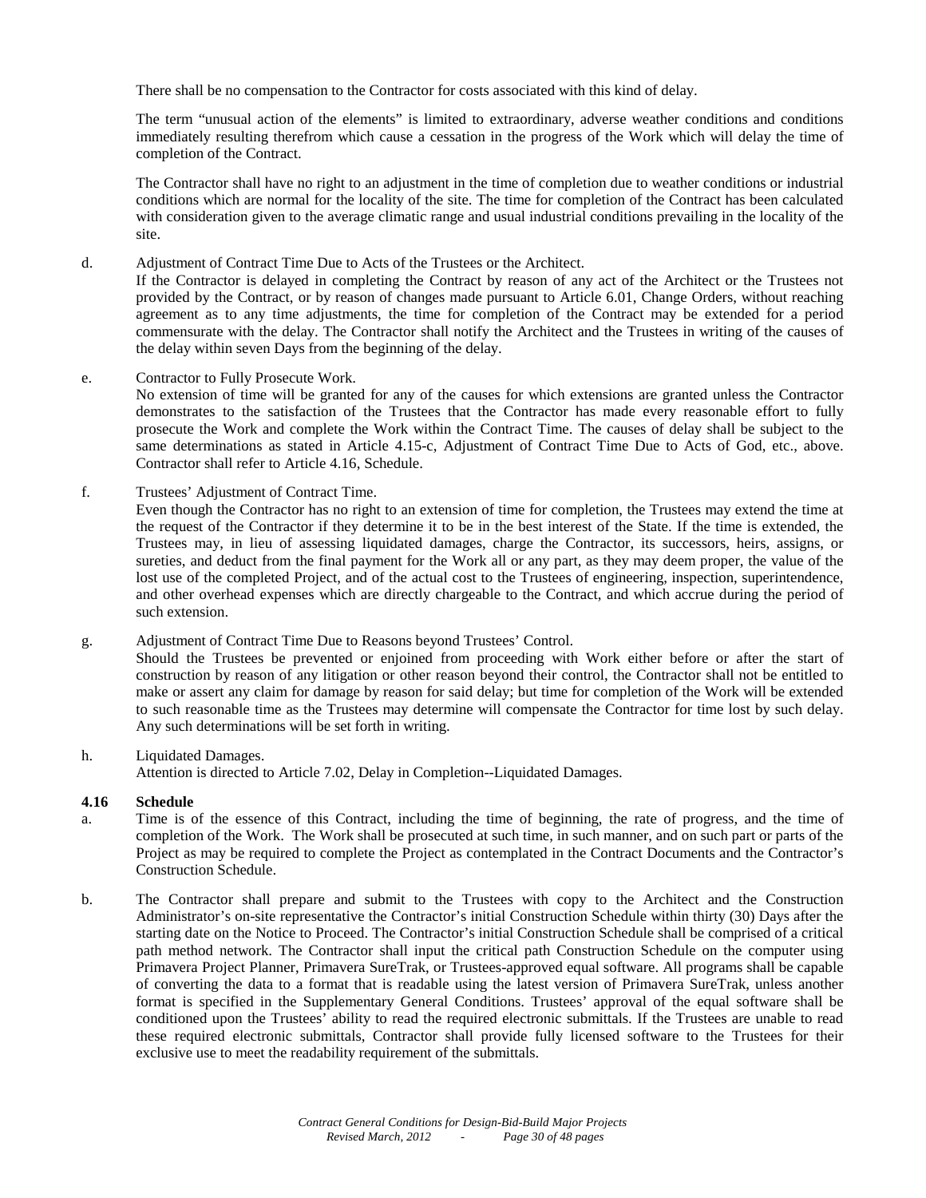There shall be no compensation to the Contractor for costs associated with this kind of delay.

The term "unusual action of the elements" is limited to extraordinary, adverse weather conditions and conditions immediately resulting therefrom which cause a cessation in the progress of the Work which will delay the time of completion of the Contract.

The Contractor shall have no right to an adjustment in the time of completion due to weather conditions or industrial conditions which are normal for the locality of the site. The time for completion of the Contract has been calculated with consideration given to the average climatic range and usual industrial conditions prevailing in the locality of the site.

d. Adjustment of Contract Time Due to Acts of the Trustees or the Architect.
If the Contractor is delayed in completing the Contract by reason of any act of the Architect or the Trustees not provided by the Contract, or by reason of changes made pursuant to Article 6.01, Change Orders, without reaching agreement as to any time adjustments, the time for completion of the Contract may be extended for a period commensurate with the delay. The Contractor shall notify the Architect and the Trustees in writing of the causes of the delay within seven Days from the beginning of the delay.

e. Contractor to Fully Prosecute Work.
No extension of time will be granted for any of the causes for which extensions are granted unless the Contractor demonstrates to the satisfaction of the Trustees that the Contractor has made every reasonable effort to fully prosecute the Work and complete the Work within the Contract Time. The causes of delay shall be subject to the same determinations as stated in Article 4.15-c, Adjustment of Contract Time Due to Acts of God, etc., above. Contractor shall refer to Article 4.16, Schedule.

f. Trustees' Adjustment of Contract Time.
Even though the Contractor has no right to an extension of time for completion, the Trustees may extend the time at the request of the Contractor if they determine it to be in the best interest of the State. If the time is extended, the Trustees may, in lieu of assessing liquidated damages, charge the Contractor, its successors, heirs, assigns, or sureties, and deduct from the final payment for the Work all or any part, as they may deem proper, the value of the lost use of the completed Project, and of the actual cost to the Trustees of engineering, inspection, superintendence, and other overhead expenses which are directly chargeable to the Contract, and which accrue during the period of such extension.

g. Adjustment of Contract Time Due to Reasons beyond Trustees' Control.
Should the Trustees be prevented or enjoined from proceeding with Work either before or after the start of construction by reason of any litigation or other reason beyond their control, the Contractor shall not be entitled to make or assert any claim for damage by reason for said delay; but time for completion of the Work will be extended to such reasonable time as the Trustees may determine will compensate the Contractor for time lost by such delay. Any such determinations will be set forth in writing.

h. Liquidated Damages.
Attention is directed to Article 7.02, Delay in Completion--Liquidated Damages.

### 4.16 Schedule

a. Time is of the essence of this Contract, including the time of beginning, the rate of progress, and the time of completion of the Work. The Work shall be prosecuted at such time, in such manner, and on such part or parts of the Project as may be required to complete the Project as contemplated in the Contract Documents and the Contractor's Construction Schedule.

b. The Contractor shall prepare and submit to the Trustees with copy to the Architect and the Construction Administrator's on-site representative the Contractor's initial Construction Schedule within thirty (30) Days after the starting date on the Notice to Proceed. The Contractor's initial Construction Schedule shall be comprised of a critical path method network. The Contractor shall input the critical path Construction Schedule on the computer using Primavera Project Planner, Primavera SureTrak, or Trustees-approved equal software. All programs shall be capable of converting the data to a format that is readable using the latest version of Primavera SureTrak, unless another format is specified in the Supplementary General Conditions. Trustees' approval of the equal software shall be conditioned upon the Trustees' ability to read the required electronic submittals. If the Trustees are unable to read these required electronic submittals, Contractor shall provide fully licensed software to the Trustees for their exclusive use to meet the readability requirement of the submittals.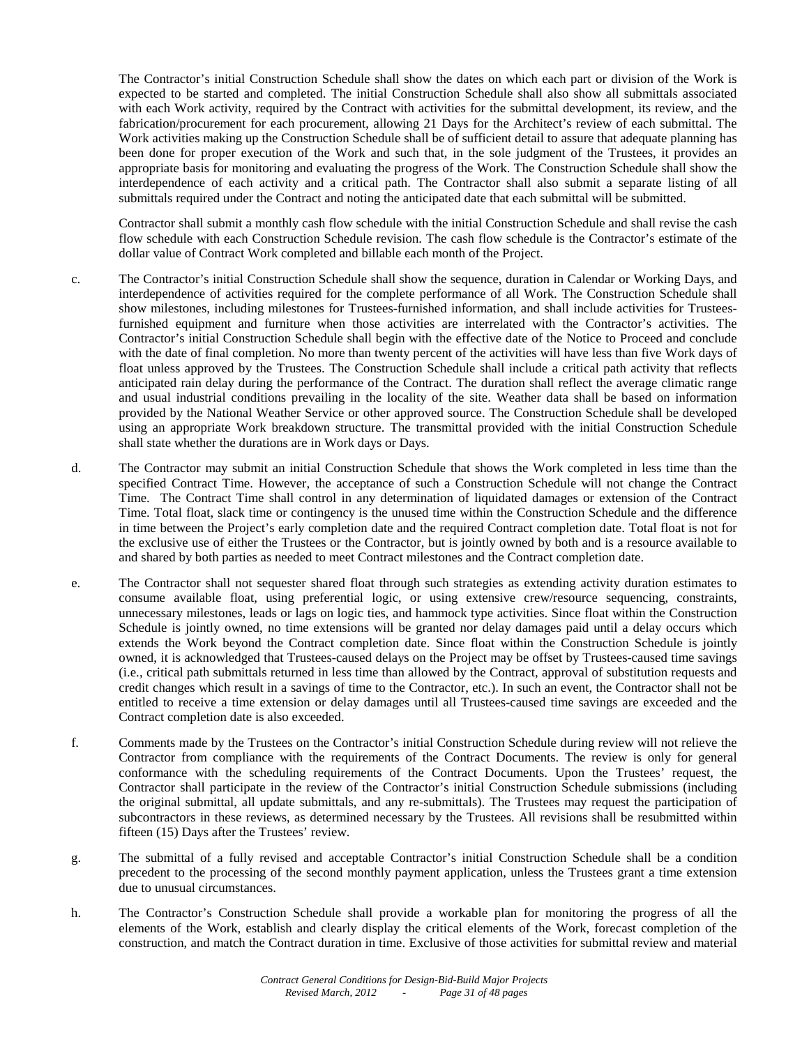The Contractor's initial Construction Schedule shall show the dates on which each part or division of the Work is expected to be started and completed. The initial Construction Schedule shall also show all submittals associated with each Work activity, required by the Contract with activities for the submittal development, its review, and the fabrication/procurement for each procurement, allowing 21 Days for the Architect's review of each submittal. The Work activities making up the Construction Schedule shall be of sufficient detail to assure that adequate planning has been done for proper execution of the Work and such that, in the sole judgment of the Trustees, it provides an appropriate basis for monitoring and evaluating the progress of the Work. The Construction Schedule shall show the interdependence of each activity and a critical path. The Contractor shall also submit a separate listing of all submittals required under the Contract and noting the anticipated date that each submittal will be submitted.

Contractor shall submit a monthly cash flow schedule with the initial Construction Schedule and shall revise the cash flow schedule with each Construction Schedule revision. The cash flow schedule is the Contractor's estimate of the dollar value of Contract Work completed and billable each month of the Project.

c. The Contractor's initial Construction Schedule shall show the sequence, duration in Calendar or Working Days, and interdependence of activities required for the complete performance of all Work. The Construction Schedule shall show milestones, including milestones for Trustees-furnished information, and shall include activities for Trustees-furnished equipment and furniture when those activities are interrelated with the Contractor's activities. The Contractor's initial Construction Schedule shall begin with the effective date of the Notice to Proceed and conclude with the date of final completion. No more than twenty percent of the activities will have less than five Work days of float unless approved by the Trustees. The Construction Schedule shall include a critical path activity that reflects anticipated rain delay during the performance of the Contract. The duration shall reflect the average climatic range and usual industrial conditions prevailing in the locality of the site. Weather data shall be based on information provided by the National Weather Service or other approved source. The Construction Schedule shall be developed using an appropriate Work breakdown structure. The transmittal provided with the initial Construction Schedule shall state whether the durations are in Work days or Days.

d. The Contractor may submit an initial Construction Schedule that shows the Work completed in less time than the specified Contract Time. However, the acceptance of such a Construction Schedule will not change the Contract Time. The Contract Time shall control in any determination of liquidated damages or extension of the Contract Time. Total float, slack time or contingency is the unused time within the Construction Schedule and the difference in time between the Project's early completion date and the required Contract completion date. Total float is not for the exclusive use of either the Trustees or the Contractor, but is jointly owned by both and is a resource available to and shared by both parties as needed to meet Contract milestones and the Contract completion date.

e. The Contractor shall not sequester shared float through such strategies as extending activity duration estimates to consume available float, using preferential logic, or using extensive crew/resource sequencing, constraints, unnecessary milestones, leads or lags on logic ties, and hammock type activities. Since float within the Construction Schedule is jointly owned, no time extensions will be granted nor delay damages paid until a delay occurs which extends the Work beyond the Contract completion date. Since float within the Construction Schedule is jointly owned, it is acknowledged that Trustees-caused delays on the Project may be offset by Trustees-caused time savings (i.e., critical path submittals returned in less time than allowed by the Contract, approval of substitution requests and credit changes which result in a savings of time to the Contractor, etc.). In such an event, the Contractor shall not be entitled to receive a time extension or delay damages until all Trustees-caused time savings are exceeded and the Contract completion date is also exceeded.

f. Comments made by the Trustees on the Contractor's initial Construction Schedule during review will not relieve the Contractor from compliance with the requirements of the Contract Documents. The review is only for general conformance with the scheduling requirements of the Contract Documents. Upon the Trustees' request, the Contractor shall participate in the review of the Contractor's initial Construction Schedule submissions (including the original submittal, all update submittals, and any re-submittals). The Trustees may request the participation of subcontractors in these reviews, as determined necessary by the Trustees. All revisions shall be resubmitted within fifteen (15) Days after the Trustees' review.

g. The submittal of a fully revised and acceptable Contractor's initial Construction Schedule shall be a condition precedent to the processing of the second monthly payment application, unless the Trustees grant a time extension due to unusual circumstances.

h. The Contractor's Construction Schedule shall provide a workable plan for monitoring the progress of all the elements of the Work, establish and clearly display the critical elements of the Work, forecast completion of the construction, and match the Contract duration in time. Exclusive of those activities for submittal review and material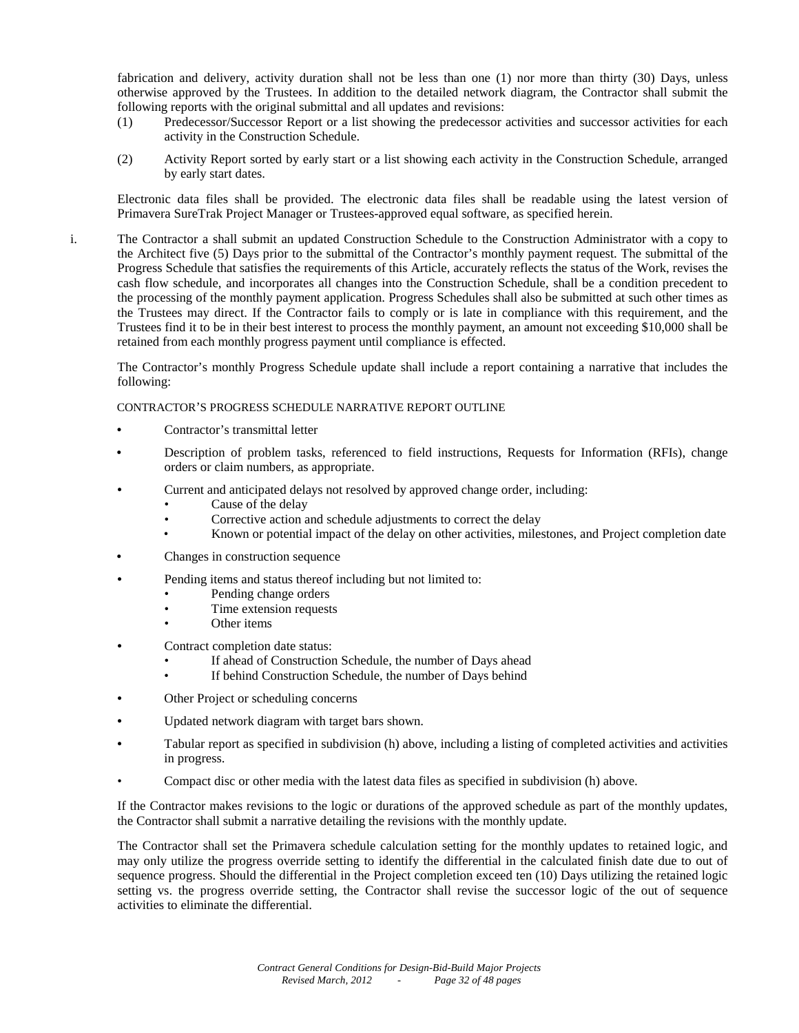fabrication and delivery, activity duration shall not be less than one (1) nor more than thirty (30) Days, unless otherwise approved by the Trustees. In addition to the detailed network diagram, the Contractor shall submit the following reports with the original submittal and all updates and revisions:

(1) Predecessor/Successor Report or a list showing the predecessor activities and successor activities for each activity in the Construction Schedule.

(2) Activity Report sorted by early start or a list showing each activity in the Construction Schedule, arranged by early start dates.

Electronic data files shall be provided. The electronic data files shall be readable using the latest version of Primavera SureTrak Project Manager or Trustees-approved equal software, as specified herein.

i. The Contractor a shall submit an updated Construction Schedule to the Construction Administrator with a copy to the Architect five (5) Days prior to the submittal of the Contractor's monthly payment request. The submittal of the Progress Schedule that satisfies the requirements of this Article, accurately reflects the status of the Work, revises the cash flow schedule, and incorporates all changes into the Construction Schedule, shall be a condition precedent to the processing of the monthly payment application. Progress Schedules shall also be submitted at such other times as the Trustees may direct. If the Contractor fails to comply or is late in compliance with this requirement, and the Trustees find it to be in their best interest to process the monthly payment, an amount not exceeding $10,000 shall be retained from each monthly progress payment until compliance is effected.

The Contractor's monthly Progress Schedule update shall include a report containing a narrative that includes the following:

CONTRACTOR'S PROGRESS SCHEDULE NARRATIVE REPORT OUTLINE

- Contractor's transmittal letter
- Description of problem tasks, referenced to field instructions, Requests for Information (RFIs), change orders or claim numbers, as appropriate.
- Current and anticipated delays not resolved by approved change order, including:
  - Cause of the delay
  - Corrective action and schedule adjustments to correct the delay
  - Known or potential impact of the delay on other activities, milestones, and Project completion date
- Changes in construction sequence
- Pending items and status thereof including but not limited to:
  - Pending change orders
  - Time extension requests
  - Other items
- Contract completion date status:
  - If ahead of Construction Schedule, the number of Days ahead
  - If behind Construction Schedule, the number of Days behind
- Other Project or scheduling concerns
- Updated network diagram with target bars shown.
- Tabular report as specified in subdivision (h) above, including a listing of completed activities and activities in progress.
- Compact disc or other media with the latest data files as specified in subdivision (h) above.

If the Contractor makes revisions to the logic or durations of the approved schedule as part of the monthly updates, the Contractor shall submit a narrative detailing the revisions with the monthly update.

The Contractor shall set the Primavera schedule calculation setting for the monthly updates to retained logic, and may only utilize the progress override setting to identify the differential in the calculated finish date due to out of sequence progress. Should the differential in the Project completion exceed ten (10) Days utilizing the retained logic setting vs. the progress override setting, the Contractor shall revise the successor logic of the out of sequence activities to eliminate the differential.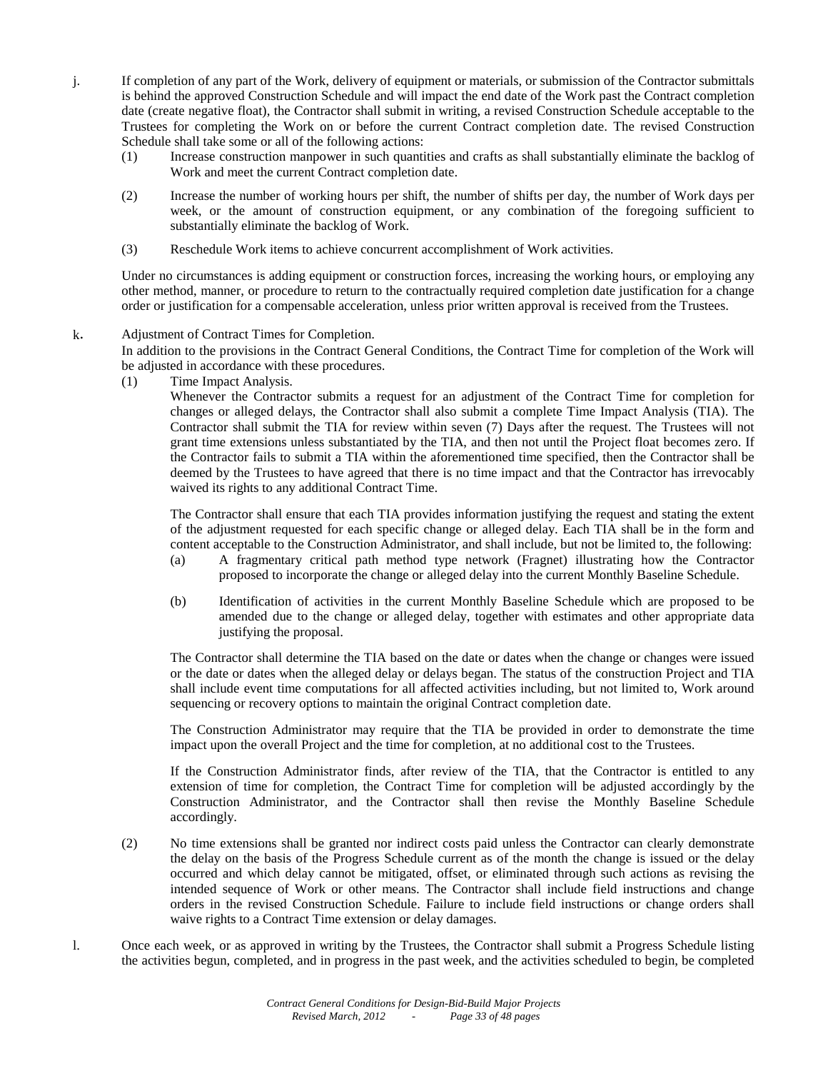j. If completion of any part of the Work, delivery of equipment or materials, or submission of the Contractor submittals is behind the approved Construction Schedule and will impact the end date of the Work past the Contract completion date (create negative float), the Contractor shall submit in writing, a revised Construction Schedule acceptable to the Trustees for completing the Work on or before the current Contract completion date. The revised Construction Schedule shall take some or all of the following actions:

   (1) Increase construction manpower in such quantities and crafts as shall substantially eliminate the backlog of Work and meet the current Contract completion date.

   (2) Increase the number of working hours per shift, the number of shifts per day, the number of Work days per week, or the amount of construction equipment, or any combination of the foregoing sufficient to substantially eliminate the backlog of Work.

   (3) Reschedule Work items to achieve concurrent accomplishment of Work activities.

   Under no circumstances is adding equipment or construction forces, increasing the working hours, or employing any other method, manner, or procedure to return to the contractually required completion date justification for a change order or justification for a compensable acceleration, unless prior written approval is received from the Trustees.

k. Adjustment of Contract Times for Completion.
   In addition to the provisions in the Contract General Conditions, the Contract Time for completion of the Work will be adjusted in accordance with these procedures.

   (1) Time Impact Analysis.
   Whenever the Contractor submits a request for an adjustment of the Contract Time for completion for changes or alleged delays, the Contractor shall also submit a complete Time Impact Analysis (TIA). The Contractor shall submit the TIA for review within seven (7) Days after the request. The Trustees will not grant time extensions unless substantiated by the TIA, and then not until the Project float becomes zero. If the Contractor fails to submit a TIA within the aforementioned time specified, then the Contractor shall be deemed by the Trustees to have agreed that there is no time impact and that the Contractor has irrevocably waived its rights to any additional Contract Time.

   The Contractor shall ensure that each TIA provides information justifying the request and stating the extent of the adjustment requested for each specific change or alleged delay. Each TIA shall be in the form and content acceptable to the Construction Administrator, and shall include, but not be limited to, the following:

      (a) A fragmentary critical path method type network (Fragnet) illustrating how the Contractor proposed to incorporate the change or alleged delay into the current Monthly Baseline Schedule.

      (b) Identification of activities in the current Monthly Baseline Schedule which are proposed to be amended due to the change or alleged delay, together with estimates and other appropriate data justifying the proposal.

   The Contractor shall determine the TIA based on the date or dates when the change or changes were issued or the date or dates when the alleged delay or delays began. The status of the construction Project and TIA shall include event time computations for all affected activities including, but not limited to, Work around sequencing or recovery options to maintain the original Contract completion date.

   The Construction Administrator may require that the TIA be provided in order to demonstrate the time impact upon the overall Project and the time for completion, at no additional cost to the Trustees.

   If the Construction Administrator finds, after review of the TIA, that the Contractor is entitled to any extension of time for completion, the Contract Time for completion will be adjusted accordingly by the Construction Administrator, and the Contractor shall then revise the Monthly Baseline Schedule accordingly.

   (2) No time extensions shall be granted nor indirect costs paid unless the Contractor can clearly demonstrate the delay on the basis of the Progress Schedule current as of the month the change is issued or the delay occurred and which delay cannot be mitigated, offset, or eliminated through such actions as revising the intended sequence of Work or other means. The Contractor shall include field instructions and change orders in the revised Construction Schedule. Failure to include field instructions or change orders shall waive rights to a Contract Time extension or delay damages.

l. Once each week, or as approved in writing by the Trustees, the Contractor shall submit a Progress Schedule listing the activities begun, completed, and in progress in the past week, and the activities scheduled to begin, be completed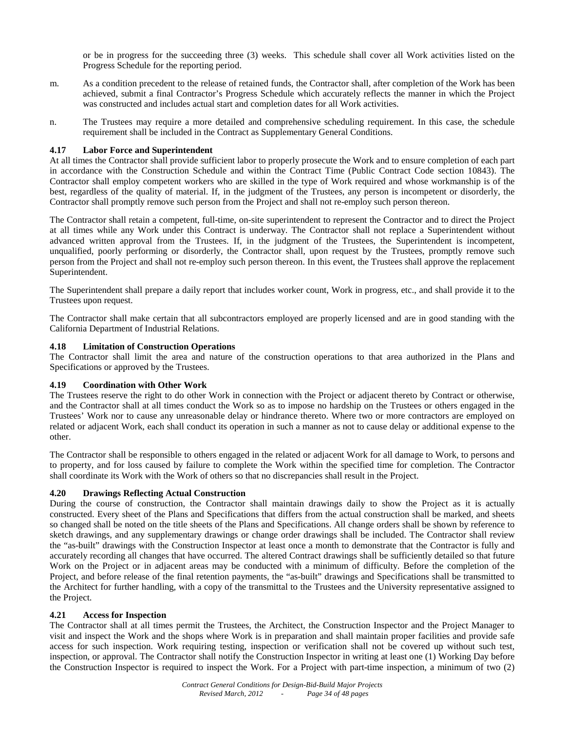or be in progress for the succeeding three (3) weeks. This schedule shall cover all Work activities listed on the Progress Schedule for the reporting period.

m. As a condition precedent to the release of retained funds, the Contractor shall, after completion of the Work has been achieved, submit a final Contractor's Progress Schedule which accurately reflects the manner in which the Project was constructed and includes actual start and completion dates for all Work activities.

n. The Trustees may require a more detailed and comprehensive scheduling requirement. In this case, the schedule requirement shall be included in the Contract as Supplementary General Conditions.

### 4.17 Labor Force and Superintendent

At all times the Contractor shall provide sufficient labor to properly prosecute the Work and to ensure completion of each part in accordance with the Construction Schedule and within the Contract Time (Public Contract Code section 10843). The Contractor shall employ competent workers who are skilled in the type of Work required and whose workmanship is of the best, regardless of the quality of material. If, in the judgment of the Trustees, any person is incompetent or disorderly, the Contractor shall promptly remove such person from the Project and shall not re-employ such person thereon.

The Contractor shall retain a competent, full-time, on-site superintendent to represent the Contractor and to direct the Project at all times while any Work under this Contract is underway. The Contractor shall not replace a Superintendent without advanced written approval from the Trustees. If, in the judgment of the Trustees, the Superintendent is incompetent, unqualified, poorly performing or disorderly, the Contractor shall, upon request by the Trustees, promptly remove such person from the Project and shall not re-employ such person thereon. In this event, the Trustees shall approve the replacement Superintendent.

The Superintendent shall prepare a daily report that includes worker count, Work in progress, etc., and shall provide it to the Trustees upon request.

The Contractor shall make certain that all subcontractors employed are properly licensed and are in good standing with the California Department of Industrial Relations.

### 4.18 Limitation of Construction Operations

The Contractor shall limit the area and nature of the construction operations to that area authorized in the Plans and Specifications or approved by the Trustees.

### 4.19 Coordination with Other Work

The Trustees reserve the right to do other Work in connection with the Project or adjacent thereto by Contract or otherwise, and the Contractor shall at all times conduct the Work so as to impose no hardship on the Trustees or others engaged in the Trustees' Work nor to cause any unreasonable delay or hindrance thereto. Where two or more contractors are employed on related or adjacent Work, each shall conduct its operation in such a manner as not to cause delay or additional expense to the other.

The Contractor shall be responsible to others engaged in the related or adjacent Work for all damage to Work, to persons and to property, and for loss caused by failure to complete the Work within the specified time for completion. The Contractor shall coordinate its Work with the Work of others so that no discrepancies shall result in the Project.

### 4.20 Drawings Reflecting Actual Construction

During the course of construction, the Contractor shall maintain drawings daily to show the Project as it is actually constructed. Every sheet of the Plans and Specifications that differs from the actual construction shall be marked, and sheets so changed shall be noted on the title sheets of the Plans and Specifications. All change orders shall be shown by reference to sketch drawings, and any supplementary drawings or change order drawings shall be included. The Contractor shall review the "as-built" drawings with the Construction Inspector at least once a month to demonstrate that the Contractor is fully and accurately recording all changes that have occurred. The altered Contract drawings shall be sufficiently detailed so that future Work on the Project or in adjacent areas may be conducted with a minimum of difficulty. Before the completion of the Project, and before release of the final retention payments, the "as-built" drawings and Specifications shall be transmitted to the Architect for further handling, with a copy of the transmittal to the Trustees and the University representative assigned to the Project.

### 4.21 Access for Inspection

The Contractor shall at all times permit the Trustees, the Architect, the Construction Inspector and the Project Manager to visit and inspect the Work and the shops where Work is in preparation and shall maintain proper facilities and provide safe access for such inspection. Work requiring testing, inspection or verification shall not be covered up without such test, inspection, or approval. The Contractor shall notify the Construction Inspector in writing at least one (1) Working Day before the Construction Inspector is required to inspect the Work. For a Project with part-time inspection, a minimum of two (2)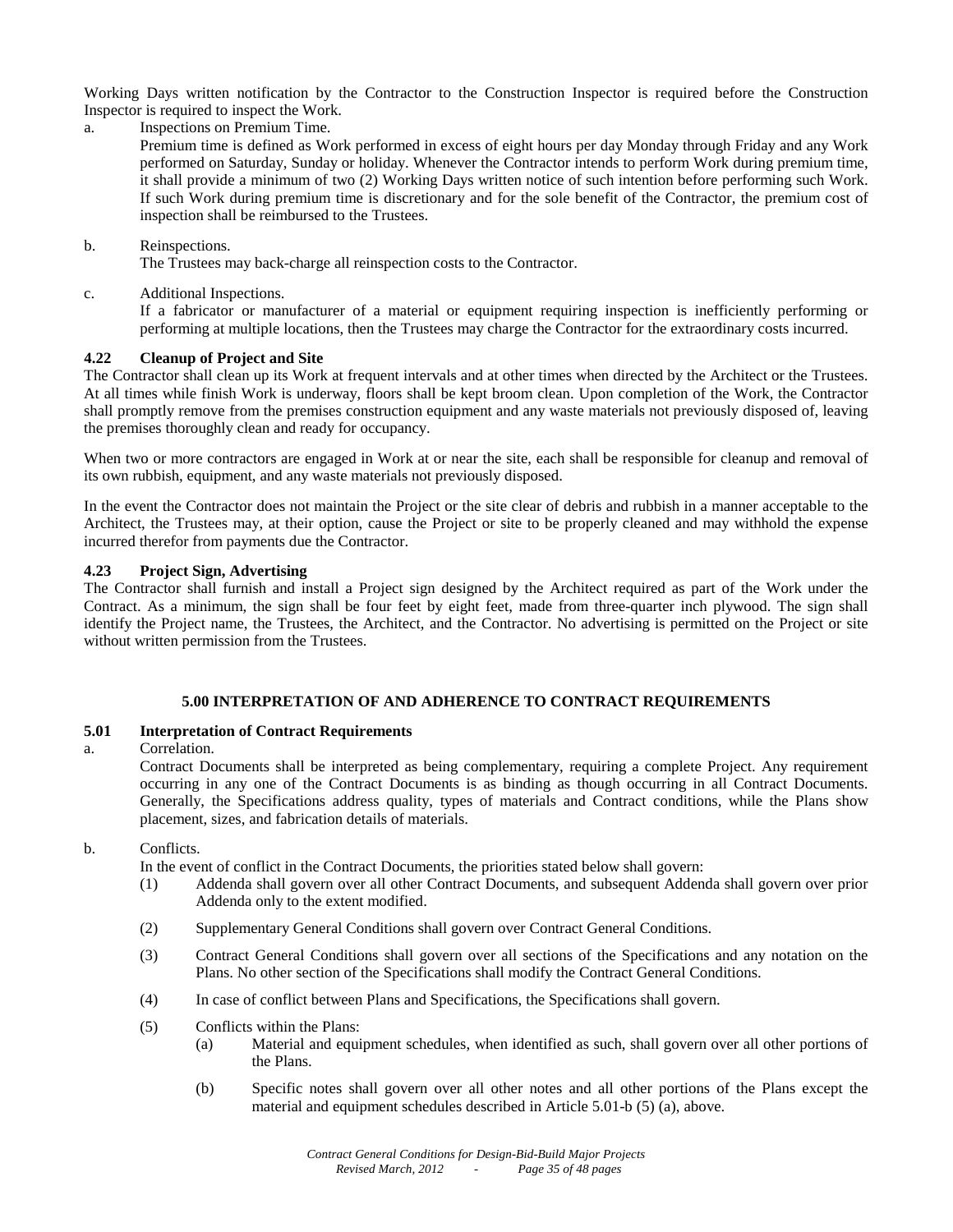Working Days written notification by the Contractor to the Construction Inspector is required before the Construction Inspector is required to inspect the Work.

a. Inspections on Premium Time.

   Premium time is defined as Work performed in excess of eight hours per day Monday through Friday and any Work performed on Saturday, Sunday or holiday. Whenever the Contractor intends to perform Work during premium time, it shall provide a minimum of two (2) Working Days written notice of such intention before performing such Work. If such Work during premium time is discretionary and for the sole benefit of the Contractor, the premium cost of inspection shall be reimbursed to the Trustees.

b. Reinspections.

   The Trustees may back-charge all reinspection costs to the Contractor.

c. Additional Inspections.

   If a fabricator or manufacturer of a material or equipment requiring inspection is inefficiently performing or performing at multiple locations, then the Trustees may charge the Contractor for the extraordinary costs incurred.

**4.22 Cleanup of Project and Site**

The Contractor shall clean up its Work at frequent intervals and at other times when directed by the Architect or the Trustees. At all times while finish Work is underway, floors shall be kept broom clean. Upon completion of the Work, the Contractor shall promptly remove from the premises construction equipment and any waste materials not previously disposed of, leaving the premises thoroughly clean and ready for occupancy.

When two or more contractors are engaged in Work at or near the site, each shall be responsible for cleanup and removal of its own rubbish, equipment, and any waste materials not previously disposed.

In the event the Contractor does not maintain the Project or the site clear of debris and rubbish in a manner acceptable to the Architect, the Trustees may, at their option, cause the Project or site to be properly cleaned and may withhold the expense incurred therefor from payments due the Contractor.

**4.23 Project Sign, Advertising**

The Contractor shall furnish and install a Project sign designed by the Architect required as part of the Work under the Contract. As a minimum, the sign shall be four feet by eight feet, made from three-quarter inch plywood. The sign shall identify the Project name, the Trustees, the Architect, and the Contractor. No advertising is permitted on the Project or site without written permission from the Trustees.

## 5.00 INTERPRETATION OF AND ADHERENCE TO CONTRACT REQUIREMENTS

**5.01 Interpretation of Contract Requirements**

a. Correlation.

   Contract Documents shall be interpreted as being complementary, requiring a complete Project. Any requirement occurring in any one of the Contract Documents is as binding as though occurring in all Contract Documents. Generally, the Specifications address quality, types of materials and Contract conditions, while the Plans show placement, sizes, and fabrication details of materials.

b. Conflicts.

   In the event of conflict in the Contract Documents, the priorities stated below shall govern:

   (1) Addenda shall govern over all other Contract Documents, and subsequent Addenda shall govern over prior Addenda only to the extent modified.

   (2) Supplementary General Conditions shall govern over Contract General Conditions.

   (3) Contract General Conditions shall govern over all sections of the Specifications and any notation on the Plans. No other section of the Specifications shall modify the Contract General Conditions.

   (4) In case of conflict between Plans and Specifications, the Specifications shall govern.

   (5) Conflicts within the Plans:

      (a) Material and equipment schedules, when identified as such, shall govern over all other portions of the Plans.

      (b) Specific notes shall govern over all other notes and all other portions of the Plans except the material and equipment schedules described in Article 5.01-b (5) (a), above.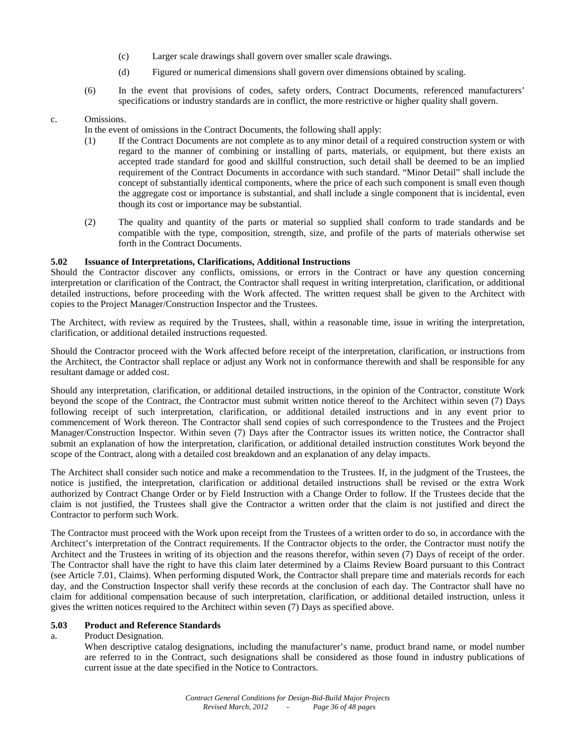(c) Larger scale drawings shall govern over smaller scale drawings.

(d) Figured or numerical dimensions shall govern over dimensions obtained by scaling.

(6) In the event that provisions of codes, safety orders, Contract Documents, referenced manufacturers' specifications or industry standards are in conflict, the more restrictive or higher quality shall govern.

c. Omissions.

In the event of omissions in the Contract Documents, the following shall apply:

(1) If the Contract Documents are not complete as to any minor detail of a required construction system or with regard to the manner of combining or installing of parts, materials, or equipment, but there exists an accepted trade standard for good and skillful construction, such detail shall be deemed to be an implied requirement of the Contract Documents in accordance with such standard. "Minor Detail" shall include the concept of substantially identical components, where the price of each such component is small even though the aggregate cost or importance is substantial, and shall include a single component that is incidental, even though its cost or importance may be substantial.

(2) The quality and quantity of the parts or material so supplied shall conform to trade standards and be compatible with the type, composition, strength, size, and profile of the parts of materials otherwise set forth in the Contract Documents.

**5.02 Issuance of Interpretations, Clarifications, Additional Instructions**

Should the Contractor discover any conflicts, omissions, or errors in the Contract or have any question concerning interpretation or clarification of the Contract, the Contractor shall request in writing interpretation, clarification, or additional detailed instructions, before proceeding with the Work affected. The written request shall be given to the Architect with copies to the Project Manager/Construction Inspector and the Trustees.

The Architect, with review as required by the Trustees, shall, within a reasonable time, issue in writing the interpretation, clarification, or additional detailed instructions requested.

Should the Contractor proceed with the Work affected before receipt of the interpretation, clarification, or instructions from the Architect, the Contractor shall replace or adjust any Work not in conformance therewith and shall be responsible for any resultant damage or added cost.

Should any interpretation, clarification, or additional detailed instructions, in the opinion of the Contractor, constitute Work beyond the scope of the Contract, the Contractor must submit written notice thereof to the Architect within seven (7) Days following receipt of such interpretation, clarification, or additional detailed instructions and in any event prior to commencement of Work thereon. The Contractor shall send copies of such correspondence to the Trustees and the Project Manager/Construction Inspector. Within seven (7) Days after the Contractor issues its written notice, the Contractor shall submit an explanation of how the interpretation, clarification, or additional detailed instruction constitutes Work beyond the scope of the Contract, along with a detailed cost breakdown and an explanation of any delay impacts.

The Architect shall consider such notice and make a recommendation to the Trustees. If, in the judgment of the Trustees, the notice is justified, the interpretation, clarification or additional detailed instructions shall be revised or the extra Work authorized by Contract Change Order or by Field Instruction with a Change Order to follow. If the Trustees decide that the claim is not justified, the Trustees shall give the Contractor a written order that the claim is not justified and direct the Contractor to perform such Work.

The Contractor must proceed with the Work upon receipt from the Trustees of a written order to do so, in accordance with the Architect's interpretation of the Contract requirements. If the Contractor objects to the order, the Contractor must notify the Architect and the Trustees in writing of its objection and the reasons therefor, within seven (7) Days of receipt of the order. The Contractor shall have the right to have this claim later determined by a Claims Review Board pursuant to this Contract (see Article 7.01, Claims). When performing disputed Work, the Contractor shall prepare time and materials records for each day, and the Construction Inspector shall verify these records at the conclusion of each day. The Contractor shall have no claim for additional compensation because of such interpretation, clarification, or additional detailed instruction, unless it gives the written notices required to the Architect within seven (7) Days as specified above.

**5.03 Product and Reference Standards**

a. Product Designation.

When descriptive catalog designations, including the manufacturer's name, product brand name, or model number are referred to in the Contract, such designations shall be considered as those found in industry publications of current issue at the date specified in the Notice to Contractors.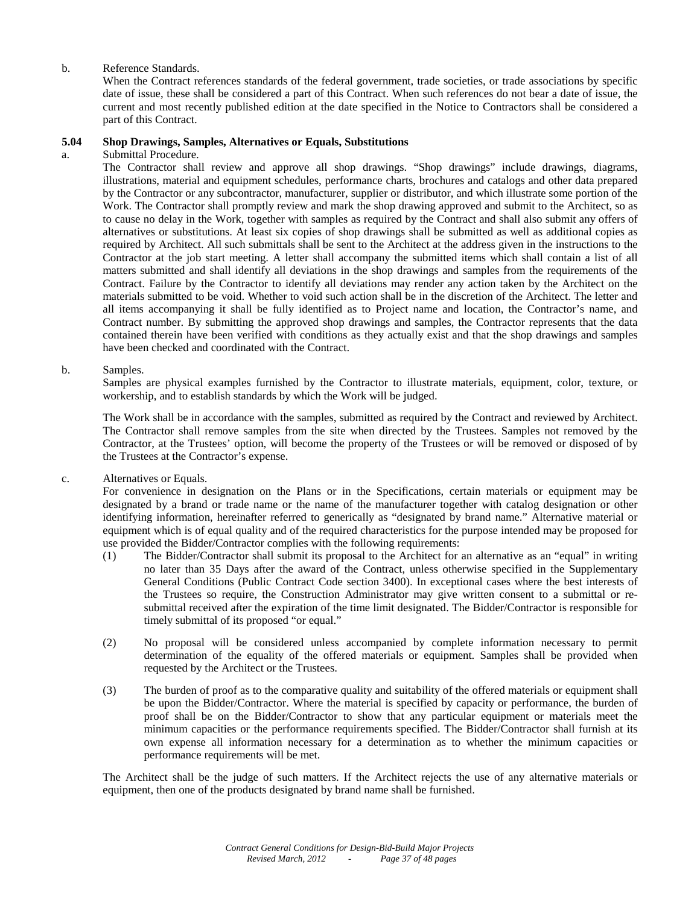b. Reference Standards.

When the Contract references standards of the federal government, trade societies, or trade associations by specific date of issue, these shall be considered a part of this Contract. When such references do not bear a date of issue, the current and most recently published edition at the date specified in the Notice to Contractors shall be considered a part of this Contract.

### 5.04 Shop Drawings, Samples, Alternatives or Equals, Substitutions

a. Submittal Procedure.

The Contractor shall review and approve all shop drawings. "Shop drawings" include drawings, diagrams, illustrations, material and equipment schedules, performance charts, brochures and catalogs and other data prepared by the Contractor or any subcontractor, manufacturer, supplier or distributor, and which illustrate some portion of the Work. The Contractor shall promptly review and mark the shop drawing approved and submit to the Architect, so as to cause no delay in the Work, together with samples as required by the Contract and shall also submit any offers of alternatives or substitutions. At least six copies of shop drawings shall be submitted as well as additional copies as required by Architect. All such submittals shall be sent to the Architect at the address given in the instructions to the Contractor at the job start meeting. A letter shall accompany the submitted items which shall contain a list of all matters submitted and shall identify all deviations in the shop drawings and samples from the requirements of the Contract. Failure by the Contractor to identify all deviations may render any action taken by the Architect on the materials submitted to be void. Whether to void such action shall be in the discretion of the Architect. The letter and all items accompanying it shall be fully identified as to Project name and location, the Contractor's name, and Contract number. By submitting the approved shop drawings and samples, the Contractor represents that the data contained therein have been verified with conditions as they actually exist and that the shop drawings and samples have been checked and coordinated with the Contract.

b. Samples.

Samples are physical examples furnished by the Contractor to illustrate materials, equipment, color, texture, or workership, and to establish standards by which the Work will be judged.

The Work shall be in accordance with the samples, submitted as required by the Contract and reviewed by Architect. The Contractor shall remove samples from the site when directed by the Trustees. Samples not removed by the Contractor, at the Trustees' option, will become the property of the Trustees or will be removed or disposed of by the Trustees at the Contractor's expense.

c. Alternatives or Equals.

For convenience in designation on the Plans or in the Specifications, certain materials or equipment may be designated by a brand or trade name or the name of the manufacturer together with catalog designation or other identifying information, hereinafter referred to generically as "designated by brand name." Alternative material or equipment which is of equal quality and of the required characteristics for the purpose intended may be proposed for use provided the Bidder/Contractor complies with the following requirements:

(1) The Bidder/Contractor shall submit its proposal to the Architect for an alternative as an "equal" in writing no later than 35 Days after the award of the Contract, unless otherwise specified in the Supplementary General Conditions (Public Contract Code section 3400). In exceptional cases where the best interests of the Trustees so require, the Construction Administrator may give written consent to a submittal or re-submittal received after the expiration of the time limit designated. The Bidder/Contractor is responsible for timely submittal of its proposed "or equal."

(2) No proposal will be considered unless accompanied by complete information necessary to permit determination of the equality of the offered materials or equipment. Samples shall be provided when requested by the Architect or the Trustees.

(3) The burden of proof as to the comparative quality and suitability of the offered materials or equipment shall be upon the Bidder/Contractor. Where the material is specified by capacity or performance, the burden of proof shall be on the Bidder/Contractor to show that any particular equipment or materials meet the minimum capacities or the performance requirements specified. The Bidder/Contractor shall furnish at its own expense all information necessary for a determination as to whether the minimum capacities or performance requirements will be met.

The Architect shall be the judge of such matters. If the Architect rejects the use of any alternative materials or equipment, then one of the products designated by brand name shall be furnished.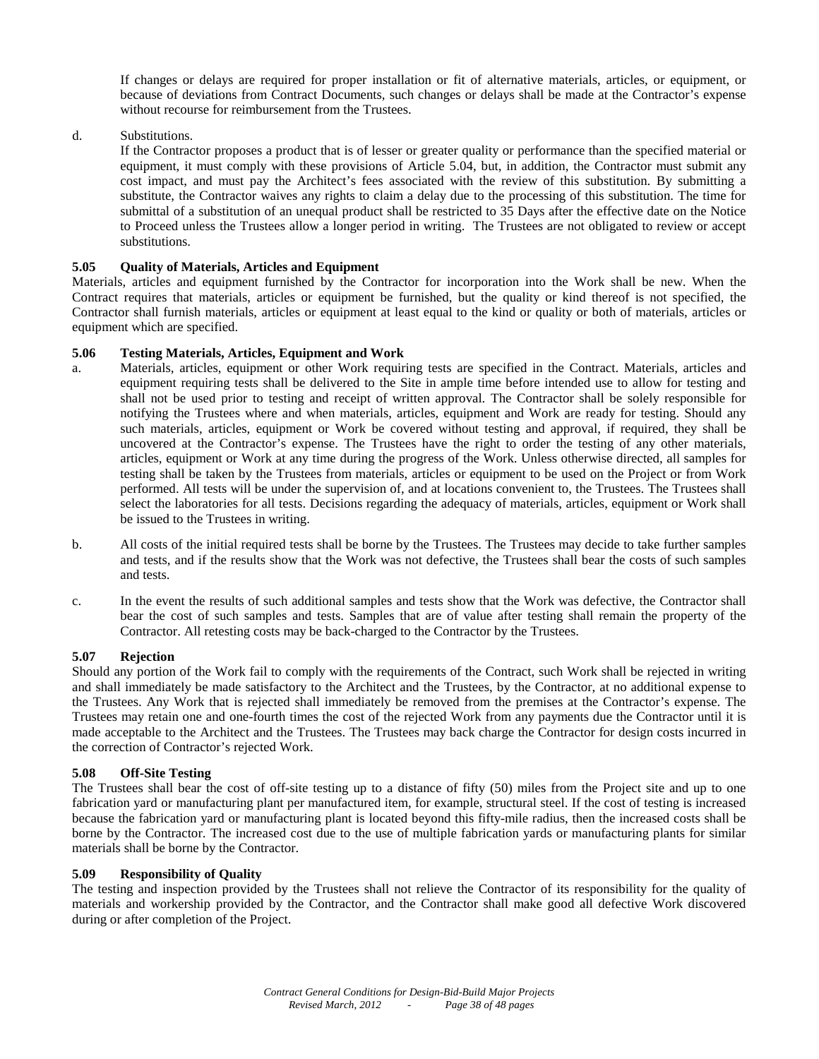If changes or delays are required for proper installation or fit of alternative materials, articles, or equipment, or because of deviations from Contract Documents, such changes or delays shall be made at the Contractor's expense without recourse for reimbursement from the Trustees.

d. Substitutions.

If the Contractor proposes a product that is of lesser or greater quality or performance than the specified material or equipment, it must comply with these provisions of Article 5.04, but, in addition, the Contractor must submit any cost impact, and must pay the Architect's fees associated with the review of this substitution. By submitting a substitute, the Contractor waives any rights to claim a delay due to the processing of this substitution. The time for submittal of a substitution of an unequal product shall be restricted to 35 Days after the effective date on the Notice to Proceed unless the Trustees allow a longer period in writing. The Trustees are not obligated to review or accept substitutions.

**5.05 Quality of Materials, Articles and Equipment**

Materials, articles and equipment furnished by the Contractor for incorporation into the Work shall be new. When the Contract requires that materials, articles or equipment be furnished, but the quality or kind thereof is not specified, the Contractor shall furnish materials, articles or equipment at least equal to the kind or quality or both of materials, articles or equipment which are specified.

**5.06 Testing Materials, Articles, Equipment and Work**

a. Materials, articles, equipment or other Work requiring tests are specified in the Contract. Materials, articles and equipment requiring tests shall be delivered to the Site in ample time before intended use to allow for testing and shall not be used prior to testing and receipt of written approval. The Contractor shall be solely responsible for notifying the Trustees where and when materials, articles, equipment and Work are ready for testing. Should any such materials, articles, equipment or Work be covered without testing and approval, if required, they shall be uncovered at the Contractor's expense. The Trustees have the right to order the testing of any other materials, articles, equipment or Work at any time during the progress of the Work. Unless otherwise directed, all samples for testing shall be taken by the Trustees from materials, articles or equipment to be used on the Project or from Work performed. All tests will be under the supervision of, and at locations convenient to, the Trustees. The Trustees shall select the laboratories for all tests. Decisions regarding the adequacy of materials, articles, equipment or Work shall be issued to the Trustees in writing.

b. All costs of the initial required tests shall be borne by the Trustees. The Trustees may decide to take further samples and tests, and if the results show that the Work was not defective, the Trustees shall bear the costs of such samples and tests.

c. In the event the results of such additional samples and tests show that the Work was defective, the Contractor shall bear the cost of such samples and tests. Samples that are of value after testing shall remain the property of the Contractor. All retesting costs may be back-charged to the Contractor by the Trustees.

**5.07 Rejection**

Should any portion of the Work fail to comply with the requirements of the Contract, such Work shall be rejected in writing and shall immediately be made satisfactory to the Architect and the Trustees, by the Contractor, at no additional expense to the Trustees. Any Work that is rejected shall immediately be removed from the premises at the Contractor's expense. The Trustees may retain one and one-fourth times the cost of the rejected Work from any payments due the Contractor until it is made acceptable to the Architect and the Trustees. The Trustees may back charge the Contractor for design costs incurred in the correction of Contractor's rejected Work.

**5.08 Off-Site Testing**

The Trustees shall bear the cost of off-site testing up to a distance of fifty (50) miles from the Project site and up to one fabrication yard or manufacturing plant per manufactured item, for example, structural steel. If the cost of testing is increased because the fabrication yard or manufacturing plant is located beyond this fifty-mile radius, then the increased costs shall be borne by the Contractor. The increased cost due to the use of multiple fabrication yards or manufacturing plants for similar materials shall be borne by the Contractor.

**5.09 Responsibility of Quality**

The testing and inspection provided by the Trustees shall not relieve the Contractor of its responsibility for the quality of materials and workership provided by the Contractor, and the Contractor shall make good all defective Work discovered during or after completion of the Project.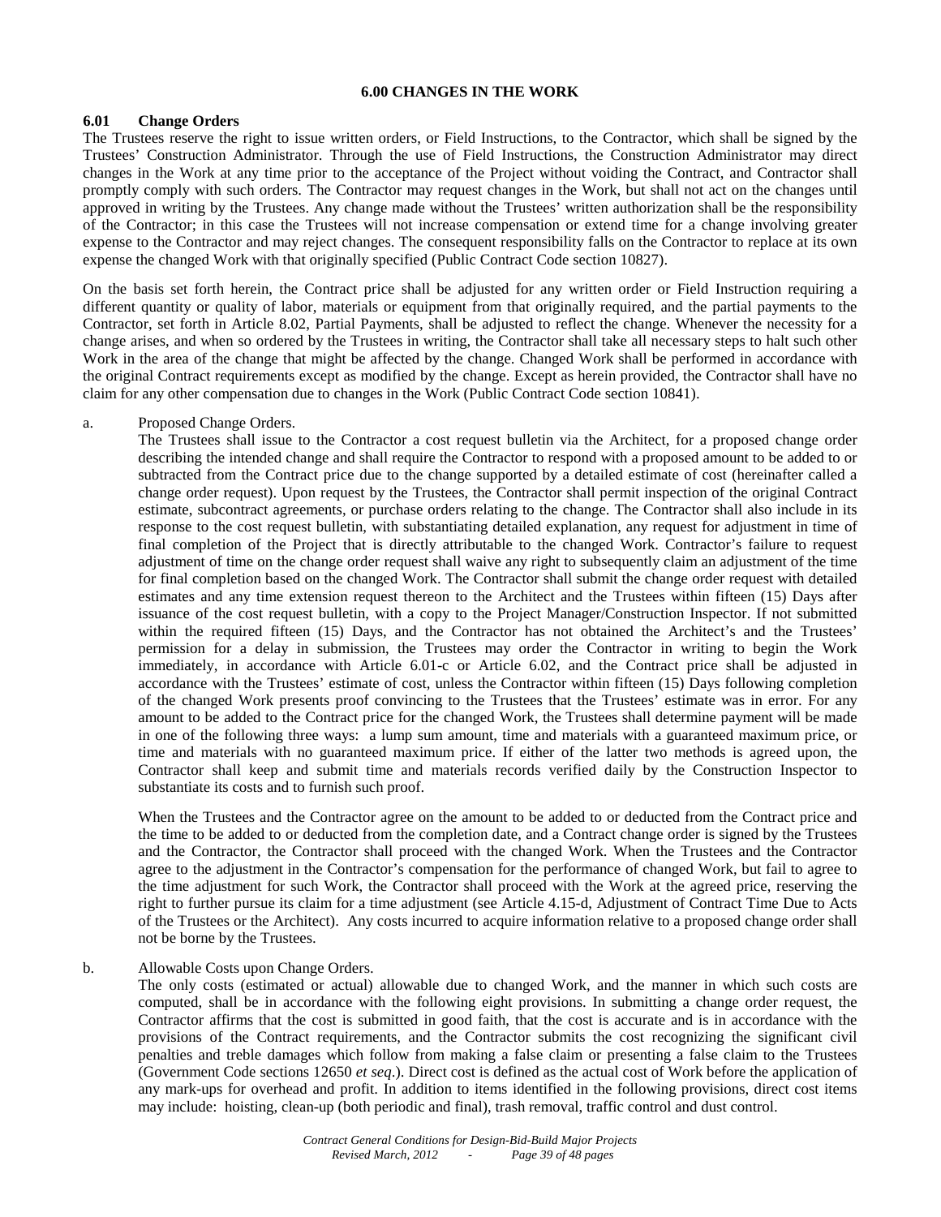## 6.00 CHANGES IN THE WORK

### 6.01 Change Orders

The Trustees reserve the right to issue written orders, or Field Instructions, to the Contractor, which shall be signed by the Trustees' Construction Administrator. Through the use of Field Instructions, the Construction Administrator may direct changes in the Work at any time prior to the acceptance of the Project without voiding the Contract, and Contractor shall promptly comply with such orders. The Contractor may request changes in the Work, but shall not act on the changes until approved in writing by the Trustees. Any change made without the Trustees' written authorization shall be the responsibility of the Contractor; in this case the Trustees will not increase compensation or extend time for a change involving greater expense to the Contractor and may reject changes. The consequent responsibility falls on the Contractor to replace at its own expense the changed Work with that originally specified (Public Contract Code section 10827).

On the basis set forth herein, the Contract price shall be adjusted for any written order or Field Instruction requiring a different quantity or quality of labor, materials or equipment from that originally required, and the partial payments to the Contractor, set forth in Article 8.02, Partial Payments, shall be adjusted to reflect the change. Whenever the necessity for a change arises, and when so ordered by the Trustees in writing, the Contractor shall take all necessary steps to halt such other Work in the area of the change that might be affected by the change. Changed Work shall be performed in accordance with the original Contract requirements except as modified by the change. Except as herein provided, the Contractor shall have no claim for any other compensation due to changes in the Work (Public Contract Code section 10841).

a. Proposed Change Orders.

The Trustees shall issue to the Contractor a cost request bulletin via the Architect, for a proposed change order describing the intended change and shall require the Contractor to respond with a proposed amount to be added to or subtracted from the Contract price due to the change supported by a detailed estimate of cost (hereinafter called a change order request). Upon request by the Trustees, the Contractor shall permit inspection of the original Contract estimate, subcontract agreements, or purchase orders relating to the change. The Contractor shall also include in its response to the cost request bulletin, with substantiating detailed explanation, any request for adjustment in time of final completion of the Project that is directly attributable to the changed Work. Contractor's failure to request adjustment of time on the change order request shall waive any right to subsequently claim an adjustment of the time for final completion based on the changed Work. The Contractor shall submit the change order request with detailed estimates and any time extension request thereon to the Architect and the Trustees within fifteen (15) Days after issuance of the cost request bulletin, with a copy to the Project Manager/Construction Inspector. If not submitted within the required fifteen (15) Days, and the Contractor has not obtained the Architect's and the Trustees' permission for a delay in submission, the Trustees may order the Contractor in writing to begin the Work immediately, in accordance with Article 6.01-c or Article 6.02, and the Contract price shall be adjusted in accordance with the Trustees' estimate of cost, unless the Contractor within fifteen (15) Days following completion of the changed Work presents proof convincing to the Trustees that the Trustees' estimate was in error. For any amount to be added to the Contract price for the changed Work, the Trustees shall determine payment will be made in one of the following three ways: a lump sum amount, time and materials with a guaranteed maximum price, or time and materials with no guaranteed maximum price. If either of the latter two methods is agreed upon, the Contractor shall keep and submit time and materials records verified daily by the Construction Inspector to substantiate its costs and to furnish such proof.

When the Trustees and the Contractor agree on the amount to be added to or deducted from the Contract price and the time to be added to or deducted from the completion date, and a Contract change order is signed by the Trustees and the Contractor, the Contractor shall proceed with the changed Work. When the Trustees and the Contractor agree to the adjustment in the Contractor's compensation for the performance of changed Work, but fail to agree to the time adjustment for such Work, the Contractor shall proceed with the Work at the agreed price, reserving the right to further pursue its claim for a time adjustment (see Article 4.15-d, Adjustment of Contract Time Due to Acts of the Trustees or the Architect). Any costs incurred to acquire information relative to a proposed change order shall not be borne by the Trustees.

b. Allowable Costs upon Change Orders.

The only costs (estimated or actual) allowable due to changed Work, and the manner in which such costs are computed, shall be in accordance with the following eight provisions. In submitting a change order request, the Contractor affirms that the cost is submitted in good faith, that the cost is accurate and is in accordance with the provisions of the Contract requirements, and the Contractor submits the cost recognizing the significant civil penalties and treble damages which follow from making a false claim or presenting a false claim to the Trustees (Government Code sections 12650 *et seq*.). Direct cost is defined as the actual cost of Work before the application of any mark-ups for overhead and profit. In addition to items identified in the following provisions, direct cost items may include: hoisting, clean-up (both periodic and final), trash removal, traffic control and dust control.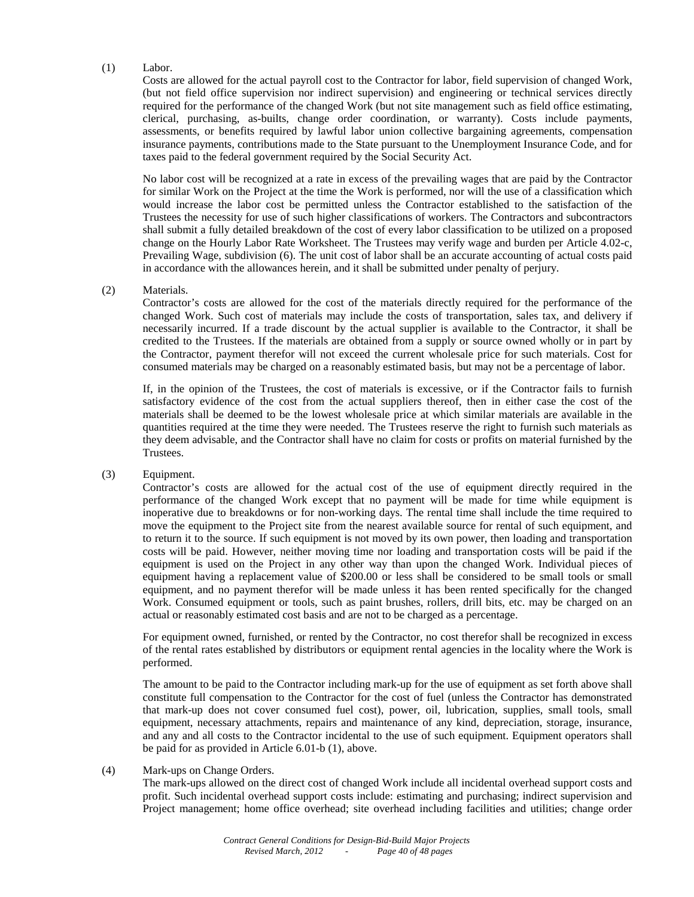(1) Labor.

Costs are allowed for the actual payroll cost to the Contractor for labor, field supervision of changed Work, (but not field office supervision nor indirect supervision) and engineering or technical services directly required for the performance of the changed Work (but not site management such as field office estimating, clerical, purchasing, as-builts, change order coordination, or warranty). Costs include payments, assessments, or benefits required by lawful labor union collective bargaining agreements, compensation insurance payments, contributions made to the State pursuant to the Unemployment Insurance Code, and for taxes paid to the federal government required by the Social Security Act.

No labor cost will be recognized at a rate in excess of the prevailing wages that are paid by the Contractor for similar Work on the Project at the time the Work is performed, nor will the use of a classification which would increase the labor cost be permitted unless the Contractor established to the satisfaction of the Trustees the necessity for use of such higher classifications of workers. The Contractors and subcontractors shall submit a fully detailed breakdown of the cost of every labor classification to be utilized on a proposed change on the Hourly Labor Rate Worksheet. The Trustees may verify wage and burden per Article 4.02-c, Prevailing Wage, subdivision (6). The unit cost of labor shall be an accurate accounting of actual costs paid in accordance with the allowances herein, and it shall be submitted under penalty of perjury.

(2) Materials.

Contractor's costs are allowed for the cost of the materials directly required for the performance of the changed Work. Such cost of materials may include the costs of transportation, sales tax, and delivery if necessarily incurred. If a trade discount by the actual supplier is available to the Contractor, it shall be credited to the Trustees. If the materials are obtained from a supply or source owned wholly or in part by the Contractor, payment therefor will not exceed the current wholesale price for such materials. Cost for consumed materials may be charged on a reasonably estimated basis, but may not be a percentage of labor.

If, in the opinion of the Trustees, the cost of materials is excessive, or if the Contractor fails to furnish satisfactory evidence of the cost from the actual suppliers thereof, then in either case the cost of the materials shall be deemed to be the lowest wholesale price at which similar materials are available in the quantities required at the time they were needed. The Trustees reserve the right to furnish such materials as they deem advisable, and the Contractor shall have no claim for costs or profits on material furnished by the Trustees.

(3) Equipment.

Contractor's costs are allowed for the actual cost of the use of equipment directly required in the performance of the changed Work except that no payment will be made for time while equipment is inoperative due to breakdowns or for non-working days. The rental time shall include the time required to move the equipment to the Project site from the nearest available source for rental of such equipment, and to return it to the source. If such equipment is not moved by its own power, then loading and transportation costs will be paid. However, neither moving time nor loading and transportation costs will be paid if the equipment is used on the Project in any other way than upon the changed Work. Individual pieces of equipment having a replacement value of $200.00 or less shall be considered to be small tools or small equipment, and no payment therefor will be made unless it has been rented specifically for the changed Work. Consumed equipment or tools, such as paint brushes, rollers, drill bits, etc. may be charged on an actual or reasonably estimated cost basis and are not to be charged as a percentage.

For equipment owned, furnished, or rented by the Contractor, no cost therefor shall be recognized in excess of the rental rates established by distributors or equipment rental agencies in the locality where the Work is performed.

The amount to be paid to the Contractor including mark-up for the use of equipment as set forth above shall constitute full compensation to the Contractor for the cost of fuel (unless the Contractor has demonstrated that mark-up does not cover consumed fuel cost), power, oil, lubrication, supplies, small tools, small equipment, necessary attachments, repairs and maintenance of any kind, depreciation, storage, insurance, and any and all costs to the Contractor incidental to the use of such equipment. Equipment operators shall be paid for as provided in Article 6.01-b (1), above.

(4) Mark-ups on Change Orders.

The mark-ups allowed on the direct cost of changed Work include all incidental overhead support costs and profit. Such incidental overhead support costs include: estimating and purchasing; indirect supervision and Project management; home office overhead; site overhead including facilities and utilities; change order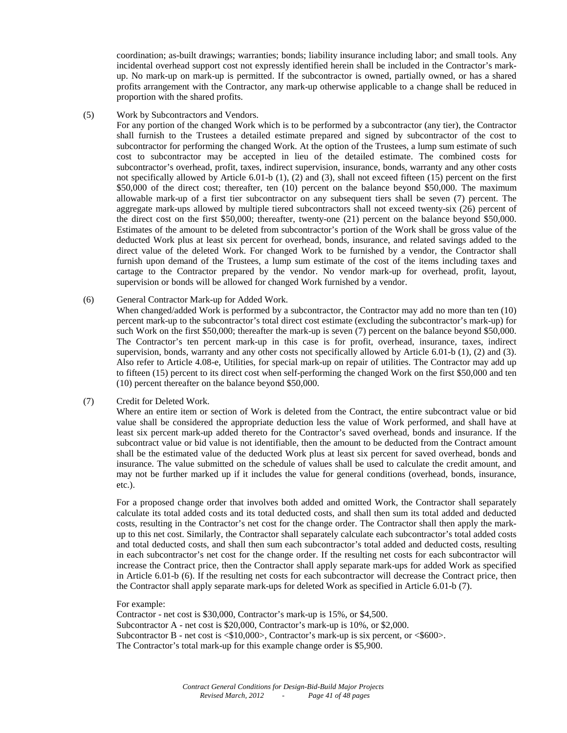coordination; as-built drawings; warranties; bonds; liability insurance including labor; and small tools. Any incidental overhead support cost not expressly identified herein shall be included in the Contractor's mark-up. No mark-up on mark-up is permitted. If the subcontractor is owned, partially owned, or has a shared profits arrangement with the Contractor, any mark-up otherwise applicable to a change shall be reduced in proportion with the shared profits.

(5) Work by Subcontractors and Vendors.

For any portion of the changed Work which is to be performed by a subcontractor (any tier), the Contractor shall furnish to the Trustees a detailed estimate prepared and signed by subcontractor of the cost to subcontractor for performing the changed Work. At the option of the Trustees, a lump sum estimate of such cost to subcontractor may be accepted in lieu of the detailed estimate. The combined costs for subcontractor's overhead, profit, taxes, indirect supervision, insurance, bonds, warranty and any other costs not specifically allowed by Article 6.01-b (1), (2) and (3), shall not exceed fifteen (15) percent on the first \$50,000 of the direct cost; thereafter, ten (10) percent on the balance beyond \$50,000. The maximum allowable mark-up of a first tier subcontractor on any subsequent tiers shall be seven (7) percent. The aggregate mark-ups allowed by multiple tiered subcontractors shall not exceed twenty-six (26) percent of the direct cost on the first \$50,000; thereafter, twenty-one (21) percent on the balance beyond \$50,000. Estimates of the amount to be deleted from subcontractor's portion of the Work shall be gross value of the deducted Work plus at least six percent for overhead, bonds, insurance, and related savings added to the direct value of the deleted Work. For changed Work to be furnished by a vendor, the Contractor shall furnish upon demand of the Trustees, a lump sum estimate of the cost of the items including taxes and cartage to the Contractor prepared by the vendor. No vendor mark-up for overhead, profit, layout, supervision or bonds will be allowed for changed Work furnished by a vendor.

(6) General Contractor Mark-up for Added Work.

When changed/added Work is performed by a subcontractor, the Contractor may add no more than ten (10) percent mark-up to the subcontractor's total direct cost estimate (excluding the subcontractor's mark-up) for such Work on the first \$50,000; thereafter the mark-up is seven (7) percent on the balance beyond \$50,000. The Contractor's ten percent mark-up in this case is for profit, overhead, insurance, taxes, indirect supervision, bonds, warranty and any other costs not specifically allowed by Article 6.01-b (1), (2) and (3). Also refer to Article 4.08-e, Utilities, for special mark-up on repair of utilities. The Contractor may add up to fifteen (15) percent to its direct cost when self-performing the changed Work on the first \$50,000 and ten (10) percent thereafter on the balance beyond \$50,000.

(7) Credit for Deleted Work.

Where an entire item or section of Work is deleted from the Contract, the entire subcontract value or bid value shall be considered the appropriate deduction less the value of Work performed, and shall have at least six percent mark-up added thereto for the Contractor's saved overhead, bonds and insurance. If the subcontract value or bid value is not identifiable, then the amount to be deducted from the Contract amount shall be the estimated value of the deducted Work plus at least six percent for saved overhead, bonds and insurance. The value submitted on the schedule of values shall be used to calculate the credit amount, and may not be further marked up if it includes the value for general conditions (overhead, bonds, insurance, etc.).

For a proposed change order that involves both added and omitted Work, the Contractor shall separately calculate its total added costs and its total deducted costs, and shall then sum its total added and deducted costs, resulting in the Contractor's net cost for the change order. The Contractor shall then apply the mark-up to this net cost. Similarly, the Contractor shall separately calculate each subcontractor's total added costs and total deducted costs, and shall then sum each subcontractor's total added and deducted costs, resulting in each subcontractor's net cost for the change order. If the resulting net costs for each subcontractor will increase the Contract price, then the Contractor shall apply separate mark-ups for added Work as specified in Article 6.01-b (6). If the resulting net costs for each subcontractor will decrease the Contract price, then the Contractor shall apply separate mark-ups for deleted Work as specified in Article 6.01-b (7).

For example:
Contractor - net cost is \$30,000, Contractor's mark-up is 15%, or \$4,500.
Subcontractor A - net cost is \$20,000, Contractor's mark-up is 10%, or \$2,000.
Subcontractor B - net cost is <\$10,000>, Contractor's mark-up is six percent, or <\$600>.
The Contractor's total mark-up for this example change order is \$5,900.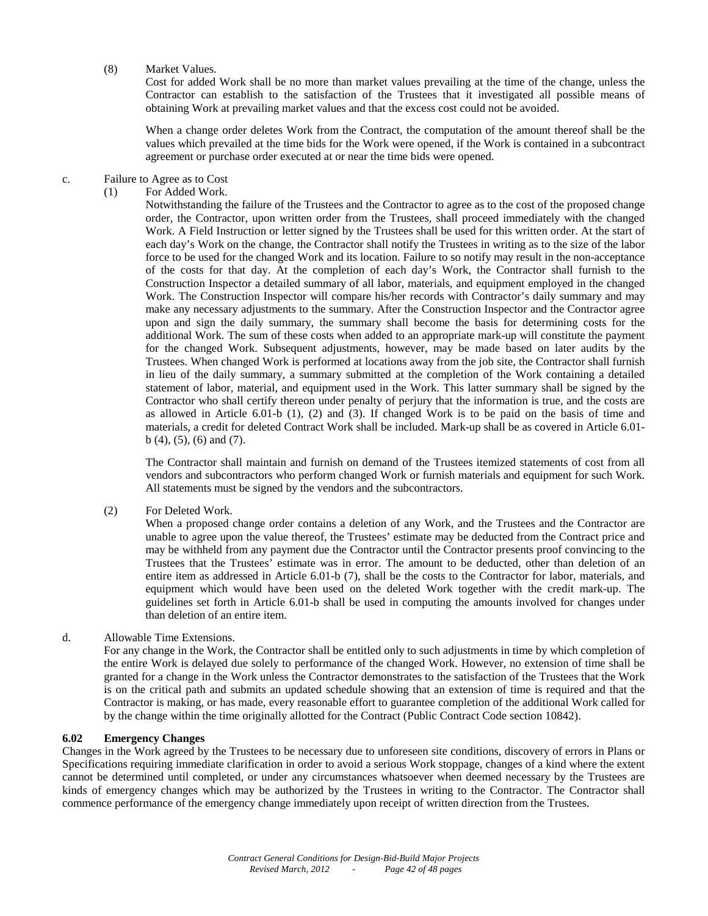(8) Market Values.

Cost for added Work shall be no more than market values prevailing at the time of the change, unless the Contractor can establish to the satisfaction of the Trustees that it investigated all possible means of obtaining Work at prevailing market values and that the excess cost could not be avoided.

When a change order deletes Work from the Contract, the computation of the amount thereof shall be the values which prevailed at the time bids for the Work were opened, if the Work is contained in a subcontract agreement or purchase order executed at or near the time bids were opened.

c. Failure to Agree as to Cost

(1) For Added Work.

Notwithstanding the failure of the Trustees and the Contractor to agree as to the cost of the proposed change order, the Contractor, upon written order from the Trustees, shall proceed immediately with the changed Work. A Field Instruction or letter signed by the Trustees shall be used for this written order. At the start of each day's Work on the change, the Contractor shall notify the Trustees in writing as to the size of the labor force to be used for the changed Work and its location. Failure to so notify may result in the non-acceptance of the costs for that day. At the completion of each day's Work, the Contractor shall furnish to the Construction Inspector a detailed summary of all labor, materials, and equipment employed in the changed Work. The Construction Inspector will compare his/her records with Contractor's daily summary and may make any necessary adjustments to the summary. After the Construction Inspector and the Contractor agree upon and sign the daily summary, the summary shall become the basis for determining costs for the additional Work. The sum of these costs when added to an appropriate mark-up will constitute the payment for the changed Work. Subsequent adjustments, however, may be made based on later audits by the Trustees. When changed Work is performed at locations away from the job site, the Contractor shall furnish in lieu of the daily summary, a summary submitted at the completion of the Work containing a detailed statement of labor, material, and equipment used in the Work. This latter summary shall be signed by the Contractor who shall certify thereon under penalty of perjury that the information is true, and the costs are as allowed in Article 6.01-b (1), (2) and (3). If changed Work is to be paid on the basis of time and materials, a credit for deleted Contract Work shall be included. Mark-up shall be as covered in Article 6.01-b (4), (5), (6) and (7).

The Contractor shall maintain and furnish on demand of the Trustees itemized statements of cost from all vendors and subcontractors who perform changed Work or furnish materials and equipment for such Work. All statements must be signed by the vendors and the subcontractors.

(2) For Deleted Work.

When a proposed change order contains a deletion of any Work, and the Trustees and the Contractor are unable to agree upon the value thereof, the Trustees' estimate may be deducted from the Contract price and may be withheld from any payment due the Contractor until the Contractor presents proof convincing to the Trustees that the Trustees' estimate was in error. The amount to be deducted, other than deletion of an entire item as addressed in Article 6.01-b (7), shall be the costs to the Contractor for labor, materials, and equipment which would have been used on the deleted Work together with the credit mark-up. The guidelines set forth in Article 6.01-b shall be used in computing the amounts involved for changes under than deletion of an entire item.

d. Allowable Time Extensions.

For any change in the Work, the Contractor shall be entitled only to such adjustments in time by which completion of the entire Work is delayed due solely to performance of the changed Work. However, no extension of time shall be granted for a change in the Work unless the Contractor demonstrates to the satisfaction of the Trustees that the Work is on the critical path and submits an updated schedule showing that an extension of time is required and that the Contractor is making, or has made, every reasonable effort to guarantee completion of the additional Work called for by the change within the time originally allotted for the Contract (Public Contract Code section 10842).

**6.02 Emergency Changes**

Changes in the Work agreed by the Trustees to be necessary due to unforeseen site conditions, discovery of errors in Plans or Specifications requiring immediate clarification in order to avoid a serious Work stoppage, changes of a kind where the extent cannot be determined until completed, or under any circumstances whatsoever when deemed necessary by the Trustees are kinds of emergency changes which may be authorized by the Trustees in writing to the Contractor. The Contractor shall commence performance of the emergency change immediately upon receipt of written direction from the Trustees.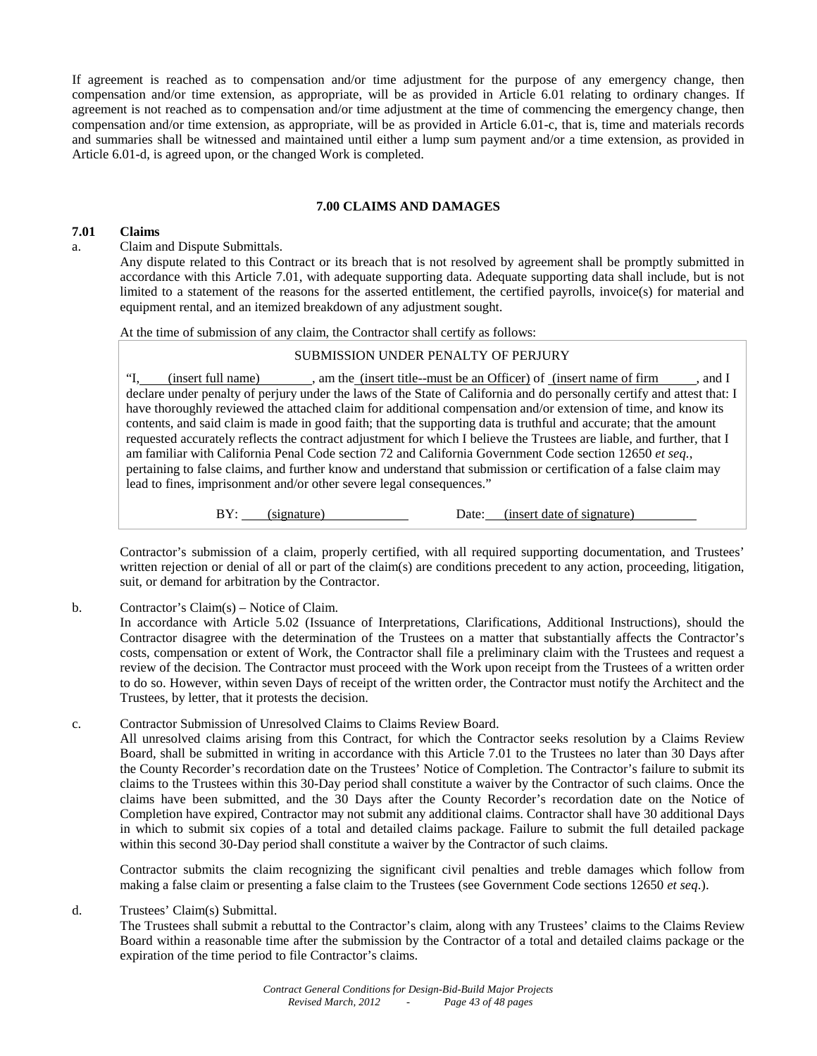If agreement is reached as to compensation and/or time adjustment for the purpose of any emergency change, then compensation and/or time extension, as appropriate, will be as provided in Article 6.01 relating to ordinary changes. If agreement is not reached as to compensation and/or time adjustment at the time of commencing the emergency change, then compensation and/or time extension, as appropriate, will be as provided in Article 6.01-c, that is, time and materials records and summaries shall be witnessed and maintained until either a lump sum payment and/or a time extension, as provided in Article 6.01-d, is agreed upon, or the changed Work is completed.

## 7.00 CLAIMS AND DAMAGES

### 7.01 Claims

a. Claim and Dispute Submittals.

Any dispute related to this Contract or its breach that is not resolved by agreement shall be promptly submitted in accordance with this Article 7.01, with adequate supporting data. Adequate supporting data shall include, but is not limited to a statement of the reasons for the asserted entitlement, the certified payrolls, invoice(s) for material and equipment rental, and an itemized breakdown of any adjustment sought.

At the time of submission of any claim, the Contractor shall certify as follows:

> SUBMISSION UNDER PENALTY OF PERJURY
>
> "I, (insert full name), am the (insert title--must be an Officer) of (insert name of firm, and I declare under penalty of perjury under the laws of the State of California and do personally certify and attest that: I have thoroughly reviewed the attached claim for additional compensation and/or extension of time, and know its contents, and said claim is made in good faith; that the supporting data is truthful and accurate; that the amount requested accurately reflects the contract adjustment for which I believe the Trustees are liable, and further, that I am familiar with California Penal Code section 72 and California Government Code section 12650 *et seq.*, pertaining to false claims, and further know and understand that submission or certification of a false claim may lead to fines, imprisonment and/or other severe legal consequences."
>
> BY: (signature) Date: (insert date of signature)

Contractor's submission of a claim, properly certified, with all required supporting documentation, and Trustees' written rejection or denial of all or part of the claim(s) are conditions precedent to any action, proceeding, litigation, suit, or demand for arbitration by the Contractor.

b. Contractor's Claim(s) – Notice of Claim.

In accordance with Article 5.02 (Issuance of Interpretations, Clarifications, Additional Instructions), should the Contractor disagree with the determination of the Trustees on a matter that substantially affects the Contractor's costs, compensation or extent of Work, the Contractor shall file a preliminary claim with the Trustees and request a review of the decision. The Contractor must proceed with the Work upon receipt from the Trustees of a written order to do so. However, within seven Days of receipt of the written order, the Contractor must notify the Architect and the Trustees, by letter, that it protests the decision.

c. Contractor Submission of Unresolved Claims to Claims Review Board.

All unresolved claims arising from this Contract, for which the Contractor seeks resolution by a Claims Review Board, shall be submitted in writing in accordance with this Article 7.01 to the Trustees no later than 30 Days after the County Recorder's recordation date on the Trustees' Notice of Completion. The Contractor's failure to submit its claims to the Trustees within this 30-Day period shall constitute a waiver by the Contractor of such claims. Once the claims have been submitted, and the 30 Days after the County Recorder's recordation date on the Notice of Completion have expired, Contractor may not submit any additional claims. Contractor shall have 30 additional Days in which to submit six copies of a total and detailed claims package. Failure to submit the full detailed package within this second 30-Day period shall constitute a waiver by the Contractor of such claims.

Contractor submits the claim recognizing the significant civil penalties and treble damages which follow from making a false claim or presenting a false claim to the Trustees (see Government Code sections 12650 *et seq*.).

d. Trustees' Claim(s) Submittal.

The Trustees shall submit a rebuttal to the Contractor's claim, along with any Trustees' claims to the Claims Review Board within a reasonable time after the submission by the Contractor of a total and detailed claims package or the expiration of the time period to file Contractor's claims.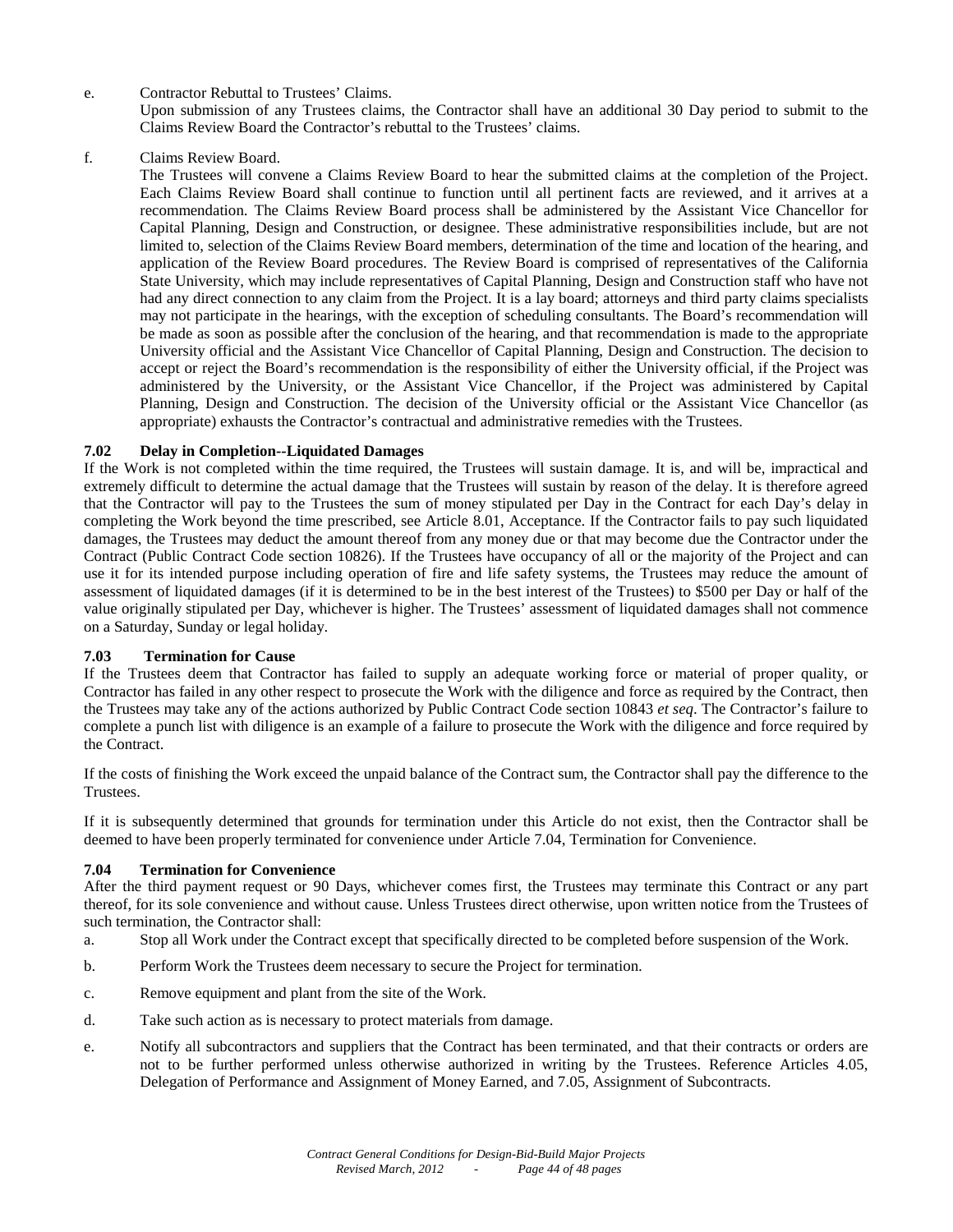e. Contractor Rebuttal to Trustees' Claims.
   Upon submission of any Trustees claims, the Contractor shall have an additional 30 Day period to submit to the Claims Review Board the Contractor's rebuttal to the Trustees' claims.

f. Claims Review Board.
   The Trustees will convene a Claims Review Board to hear the submitted claims at the completion of the Project. Each Claims Review Board shall continue to function until all pertinent facts are reviewed, and it arrives at a recommendation. The Claims Review Board process shall be administered by the Assistant Vice Chancellor for Capital Planning, Design and Construction, or designee. These administrative responsibilities include, but are not limited to, selection of the Claims Review Board members, determination of the time and location of the hearing, and application of the Review Board procedures. The Review Board is comprised of representatives of the California State University, which may include representatives of Capital Planning, Design and Construction staff who have not had any direct connection to any claim from the Project. It is a lay board; attorneys and third party claims specialists may not participate in the hearings, with the exception of scheduling consultants. The Board's recommendation will be made as soon as possible after the conclusion of the hearing, and that recommendation is made to the appropriate University official and the Assistant Vice Chancellor of Capital Planning, Design and Construction. The decision to accept or reject the Board's recommendation is the responsibility of either the University official, if the Project was administered by the University, or the Assistant Vice Chancellor, if the Project was administered by Capital Planning, Design and Construction. The decision of the University official or the Assistant Vice Chancellor (as appropriate) exhausts the Contractor's contractual and administrative remedies with the Trustees.

### 7.02 Delay in Completion--Liquidated Damages

If the Work is not completed within the time required, the Trustees will sustain damage. It is, and will be, impractical and extremely difficult to determine the actual damage that the Trustees will sustain by reason of the delay. It is therefore agreed that the Contractor will pay to the Trustees the sum of money stipulated per Day in the Contract for each Day's delay in completing the Work beyond the time prescribed, see Article 8.01, Acceptance. If the Contractor fails to pay such liquidated damages, the Trustees may deduct the amount thereof from any money due or that may become due the Contractor under the Contract (Public Contract Code section 10826). If the Trustees have occupancy of all or the majority of the Project and can use it for its intended purpose including operation of fire and life safety systems, the Trustees may reduce the amount of assessment of liquidated damages (if it is determined to be in the best interest of the Trustees) to $500 per Day or half of the value originally stipulated per Day, whichever is higher. The Trustees' assessment of liquidated damages shall not commence on a Saturday, Sunday or legal holiday.

### 7.03 Termination for Cause

If the Trustees deem that Contractor has failed to supply an adequate working force or material of proper quality, or Contractor has failed in any other respect to prosecute the Work with the diligence and force as required by the Contract, then the Trustees may take any of the actions authorized by Public Contract Code section 10843 *et seq*. The Contractor's failure to complete a punch list with diligence is an example of a failure to prosecute the Work with the diligence and force required by the Contract.

If the costs of finishing the Work exceed the unpaid balance of the Contract sum, the Contractor shall pay the difference to the Trustees.

If it is subsequently determined that grounds for termination under this Article do not exist, then the Contractor shall be deemed to have been properly terminated for convenience under Article 7.04, Termination for Convenience.

### 7.04 Termination for Convenience

After the third payment request or 90 Days, whichever comes first, the Trustees may terminate this Contract or any part thereof, for its sole convenience and without cause. Unless Trustees direct otherwise, upon written notice from the Trustees of such termination, the Contractor shall:

a. Stop all Work under the Contract except that specifically directed to be completed before suspension of the Work.

b. Perform Work the Trustees deem necessary to secure the Project for termination.

c. Remove equipment and plant from the site of the Work.

d. Take such action as is necessary to protect materials from damage.

e. Notify all subcontractors and suppliers that the Contract has been terminated, and that their contracts or orders are not to be further performed unless otherwise authorized in writing by the Trustees. Reference Articles 4.05, Delegation of Performance and Assignment of Money Earned, and 7.05, Assignment of Subcontracts.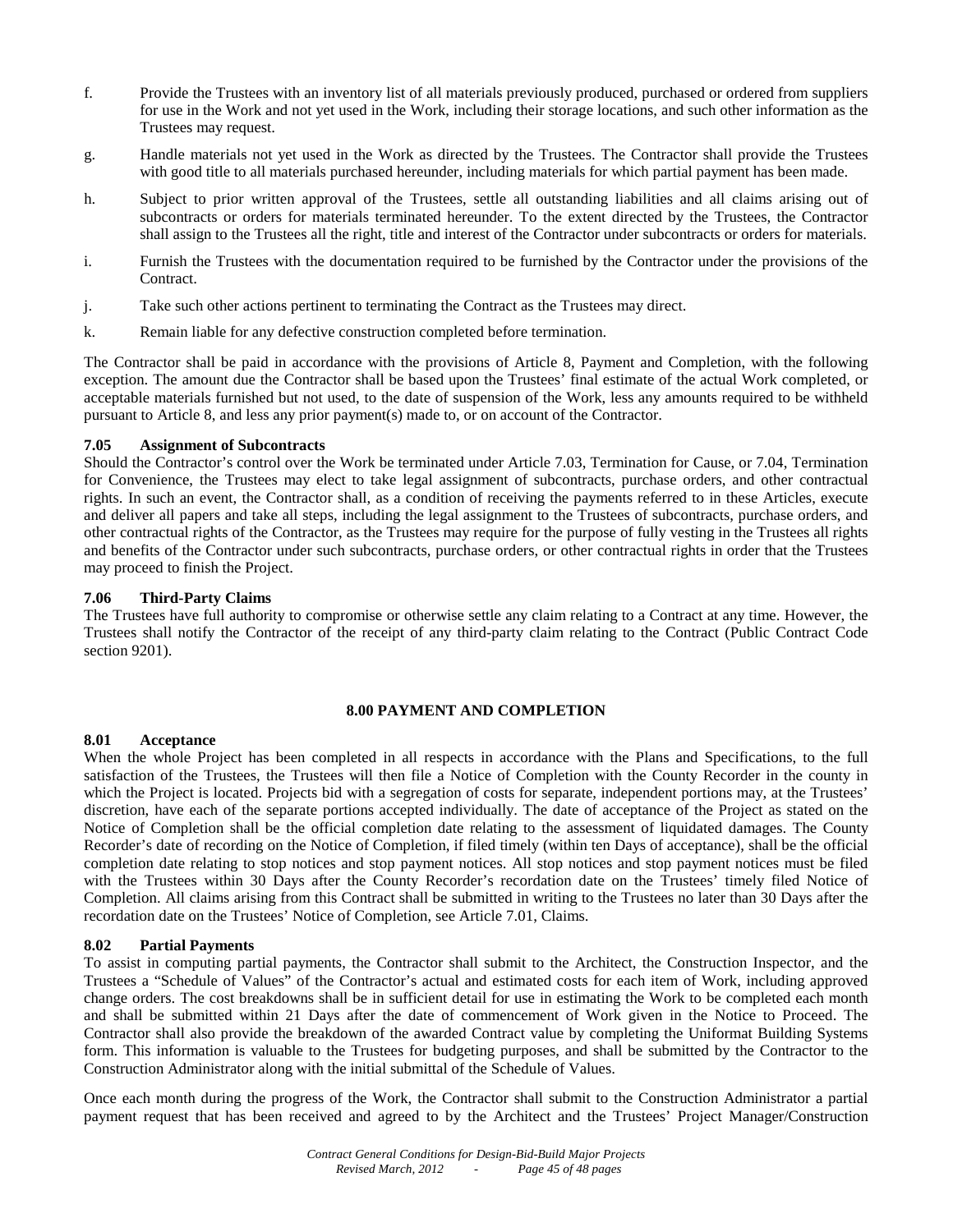f. Provide the Trustees with an inventory list of all materials previously produced, purchased or ordered from suppliers for use in the Work and not yet used in the Work, including their storage locations, and such other information as the Trustees may request.

g. Handle materials not yet used in the Work as directed by the Trustees. The Contractor shall provide the Trustees with good title to all materials purchased hereunder, including materials for which partial payment has been made.

h. Subject to prior written approval of the Trustees, settle all outstanding liabilities and all claims arising out of subcontracts or orders for materials terminated hereunder. To the extent directed by the Trustees, the Contractor shall assign to the Trustees all the right, title and interest of the Contractor under subcontracts or orders for materials.

i. Furnish the Trustees with the documentation required to be furnished by the Contractor under the provisions of the Contract.

j. Take such other actions pertinent to terminating the Contract as the Trustees may direct.

k. Remain liable for any defective construction completed before termination.

The Contractor shall be paid in accordance with the provisions of Article 8, Payment and Completion, with the following exception. The amount due the Contractor shall be based upon the Trustees' final estimate of the actual Work completed, or acceptable materials furnished but not used, to the date of suspension of the Work, less any amounts required to be withheld pursuant to Article 8, and less any prior payment(s) made to, or on account of the Contractor.

### 7.05 Assignment of Subcontracts

Should the Contractor's control over the Work be terminated under Article 7.03, Termination for Cause, or 7.04, Termination for Convenience, the Trustees may elect to take legal assignment of subcontracts, purchase orders, and other contractual rights. In such an event, the Contractor shall, as a condition of receiving the payments referred to in these Articles, execute and deliver all papers and take all steps, including the legal assignment to the Trustees of subcontracts, purchase orders, and other contractual rights of the Contractor, as the Trustees may require for the purpose of fully vesting in the Trustees all rights and benefits of the Contractor under such subcontracts, purchase orders, or other contractual rights in order that the Trustees may proceed to finish the Project.

### 7.06 Third-Party Claims

The Trustees have full authority to compromise or otherwise settle any claim relating to a Contract at any time. However, the Trustees shall notify the Contractor of the receipt of any third-party claim relating to the Contract (Public Contract Code section 9201).

## 8.00 PAYMENT AND COMPLETION

### 8.01 Acceptance

When the whole Project has been completed in all respects in accordance with the Plans and Specifications, to the full satisfaction of the Trustees, the Trustees will then file a Notice of Completion with the County Recorder in the county in which the Project is located. Projects bid with a segregation of costs for separate, independent portions may, at the Trustees' discretion, have each of the separate portions accepted individually. The date of acceptance of the Project as stated on the Notice of Completion shall be the official completion date relating to the assessment of liquidated damages. The County Recorder's date of recording on the Notice of Completion, if filed timely (within ten Days of acceptance), shall be the official completion date relating to stop notices and stop payment notices. All stop notices and stop payment notices must be filed with the Trustees within 30 Days after the County Recorder's recordation date on the Trustees' timely filed Notice of Completion. All claims arising from this Contract shall be submitted in writing to the Trustees no later than 30 Days after the recordation date on the Trustees' Notice of Completion, see Article 7.01, Claims.

### 8.02 Partial Payments

To assist in computing partial payments, the Contractor shall submit to the Architect, the Construction Inspector, and the Trustees a "Schedule of Values" of the Contractor's actual and estimated costs for each item of Work, including approved change orders. The cost breakdowns shall be in sufficient detail for use in estimating the Work to be completed each month and shall be submitted within 21 Days after the date of commencement of Work given in the Notice to Proceed. The Contractor shall also provide the breakdown of the awarded Contract value by completing the Uniformat Building Systems form. This information is valuable to the Trustees for budgeting purposes, and shall be submitted by the Contractor to the Construction Administrator along with the initial submittal of the Schedule of Values.

Once each month during the progress of the Work, the Contractor shall submit to the Construction Administrator a partial payment request that has been received and agreed to by the Architect and the Trustees' Project Manager/Construction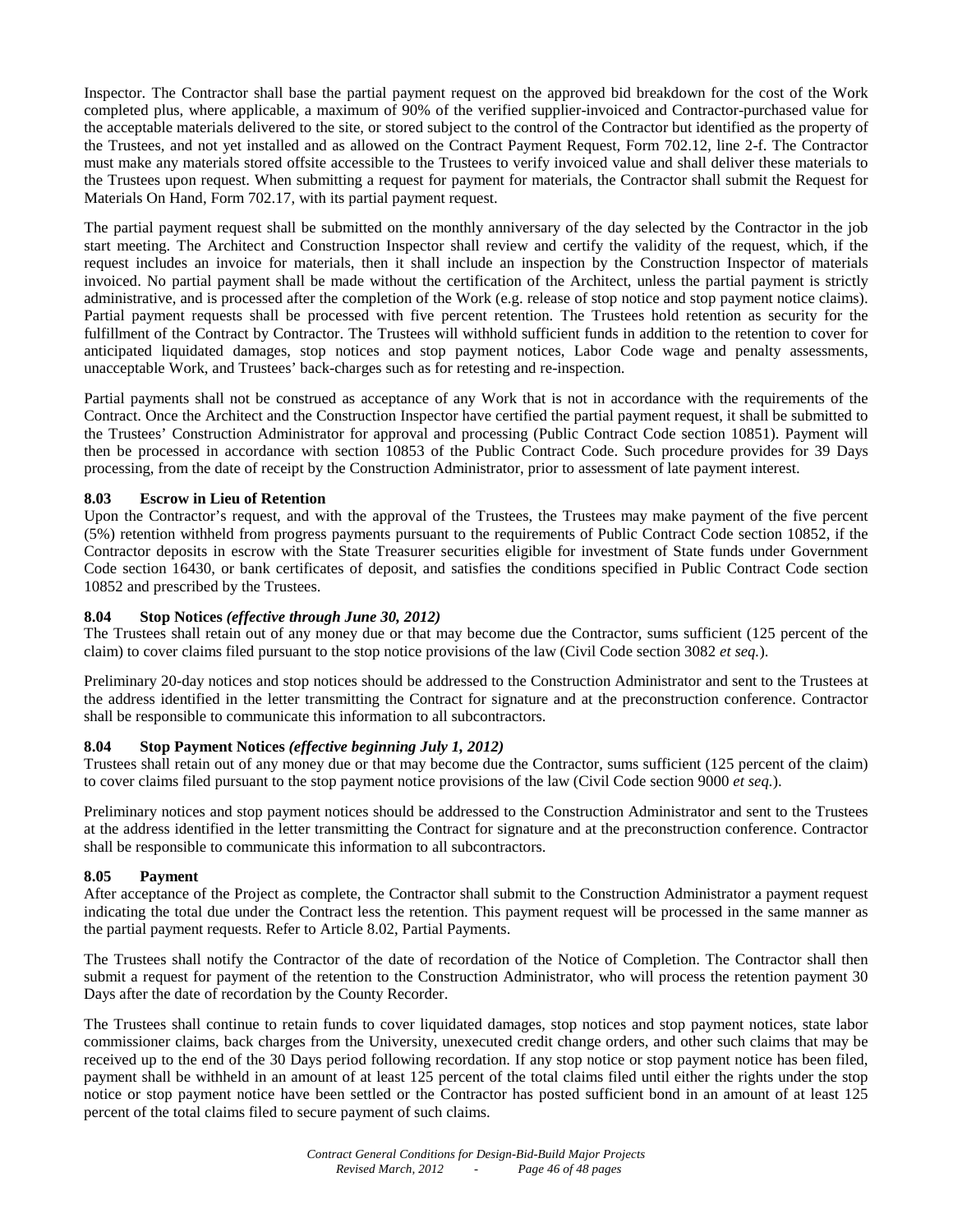Inspector. The Contractor shall base the partial payment request on the approved bid breakdown for the cost of the Work completed plus, where applicable, a maximum of 90% of the verified supplier-invoiced and Contractor-purchased value for the acceptable materials delivered to the site, or stored subject to the control of the Contractor but identified as the property of the Trustees, and not yet installed and as allowed on the Contract Payment Request, Form 702.12, line 2-f. The Contractor must make any materials stored offsite accessible to the Trustees to verify invoiced value and shall deliver these materials to the Trustees upon request. When submitting a request for payment for materials, the Contractor shall submit the Request for Materials On Hand, Form 702.17, with its partial payment request.

The partial payment request shall be submitted on the monthly anniversary of the day selected by the Contractor in the job start meeting. The Architect and Construction Inspector shall review and certify the validity of the request, which, if the request includes an invoice for materials, then it shall include an inspection by the Construction Inspector of materials invoiced. No partial payment shall be made without the certification of the Architect, unless the partial payment is strictly administrative, and is processed after the completion of the Work (e.g. release of stop notice and stop payment notice claims). Partial payment requests shall be processed with five percent retention. The Trustees hold retention as security for the fulfillment of the Contract by Contractor. The Trustees will withhold sufficient funds in addition to the retention to cover for anticipated liquidated damages, stop notices and stop payment notices, Labor Code wage and penalty assessments, unacceptable Work, and Trustees' back-charges such as for retesting and re-inspection.

Partial payments shall not be construed as acceptance of any Work that is not in accordance with the requirements of the Contract. Once the Architect and the Construction Inspector have certified the partial payment request, it shall be submitted to the Trustees' Construction Administrator for approval and processing (Public Contract Code section 10851). Payment will then be processed in accordance with section 10853 of the Public Contract Code. Such procedure provides for 39 Days processing, from the date of receipt by the Construction Administrator, prior to assessment of late payment interest.

**8.03 Escrow in Lieu of Retention**

Upon the Contractor's request, and with the approval of the Trustees, the Trustees may make payment of the five percent (5%) retention withheld from progress payments pursuant to the requirements of Public Contract Code section 10852, if the Contractor deposits in escrow with the State Treasurer securities eligible for investment of State funds under Government Code section 16430, or bank certificates of deposit, and satisfies the conditions specified in Public Contract Code section 10852 and prescribed by the Trustees.

**8.04 Stop Notices *(effective through June 30, 2012)***

The Trustees shall retain out of any money due or that may become due the Contractor, sums sufficient (125 percent of the claim) to cover claims filed pursuant to the stop notice provisions of the law (Civil Code section 3082 *et seq.*).

Preliminary 20-day notices and stop notices should be addressed to the Construction Administrator and sent to the Trustees at the address identified in the letter transmitting the Contract for signature and at the preconstruction conference. Contractor shall be responsible to communicate this information to all subcontractors.

**8.04 Stop Payment Notices *(effective beginning July 1, 2012)***

Trustees shall retain out of any money due or that may become due the Contractor, sums sufficient (125 percent of the claim) to cover claims filed pursuant to the stop payment notice provisions of the law (Civil Code section 9000 *et seq.*).

Preliminary notices and stop payment notices should be addressed to the Construction Administrator and sent to the Trustees at the address identified in the letter transmitting the Contract for signature and at the preconstruction conference. Contractor shall be responsible to communicate this information to all subcontractors.

**8.05 Payment**

After acceptance of the Project as complete, the Contractor shall submit to the Construction Administrator a payment request indicating the total due under the Contract less the retention. This payment request will be processed in the same manner as the partial payment requests. Refer to Article 8.02, Partial Payments.

The Trustees shall notify the Contractor of the date of recordation of the Notice of Completion. The Contractor shall then submit a request for payment of the retention to the Construction Administrator, who will process the retention payment 30 Days after the date of recordation by the County Recorder.

The Trustees shall continue to retain funds to cover liquidated damages, stop notices and stop payment notices, state labor commissioner claims, back charges from the University, unexecuted credit change orders, and other such claims that may be received up to the end of the 30 Days period following recordation. If any stop notice or stop payment notice has been filed, payment shall be withheld in an amount of at least 125 percent of the total claims filed until either the rights under the stop notice or stop payment notice have been settled or the Contractor has posted sufficient bond in an amount of at least 125 percent of the total claims filed to secure payment of such claims.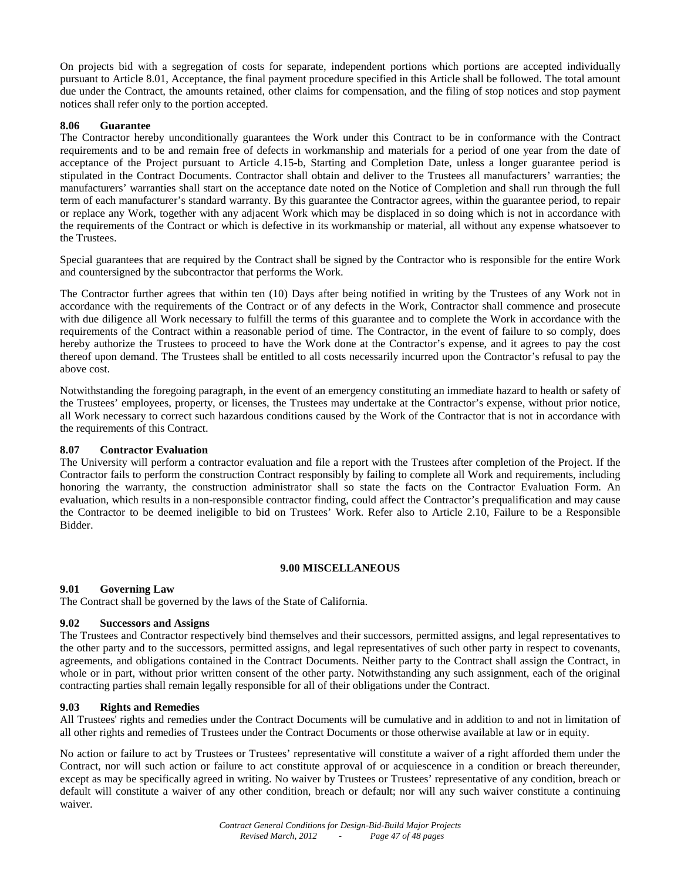On projects bid with a segregation of costs for separate, independent portions which portions are accepted individually pursuant to Article 8.01, Acceptance, the final payment procedure specified in this Article shall be followed. The total amount due under the Contract, the amounts retained, other claims for compensation, and the filing of stop notices and stop payment notices shall refer only to the portion accepted.

### 8.06 Guarantee

The Contractor hereby unconditionally guarantees the Work under this Contract to be in conformance with the Contract requirements and to be and remain free of defects in workmanship and materials for a period of one year from the date of acceptance of the Project pursuant to Article 4.15-b, Starting and Completion Date, unless a longer guarantee period is stipulated in the Contract Documents. Contractor shall obtain and deliver to the Trustees all manufacturers' warranties; the manufacturers' warranties shall start on the acceptance date noted on the Notice of Completion and shall run through the full term of each manufacturer's standard warranty. By this guarantee the Contractor agrees, within the guarantee period, to repair or replace any Work, together with any adjacent Work which may be displaced in so doing which is not in accordance with the requirements of the Contract or which is defective in its workmanship or material, all without any expense whatsoever to the Trustees.

Special guarantees that are required by the Contract shall be signed by the Contractor who is responsible for the entire Work and countersigned by the subcontractor that performs the Work.

The Contractor further agrees that within ten (10) Days after being notified in writing by the Trustees of any Work not in accordance with the requirements of the Contract or of any defects in the Work, Contractor shall commence and prosecute with due diligence all Work necessary to fulfill the terms of this guarantee and to complete the Work in accordance with the requirements of the Contract within a reasonable period of time. The Contractor, in the event of failure to so comply, does hereby authorize the Trustees to proceed to have the Work done at the Contractor's expense, and it agrees to pay the cost thereof upon demand. The Trustees shall be entitled to all costs necessarily incurred upon the Contractor's refusal to pay the above cost.

Notwithstanding the foregoing paragraph, in the event of an emergency constituting an immediate hazard to health or safety of the Trustees' employees, property, or licenses, the Trustees may undertake at the Contractor's expense, without prior notice, all Work necessary to correct such hazardous conditions caused by the Work of the Contractor that is not in accordance with the requirements of this Contract.

### 8.07 Contractor Evaluation

The University will perform a contractor evaluation and file a report with the Trustees after completion of the Project. If the Contractor fails to perform the construction Contract responsibly by failing to complete all Work and requirements, including honoring the warranty, the construction administrator shall so state the facts on the Contractor Evaluation Form. An evaluation, which results in a non-responsible contractor finding, could affect the Contractor's prequalification and may cause the Contractor to be deemed ineligible to bid on Trustees' Work. Refer also to Article 2.10, Failure to be a Responsible Bidder.

## 9.00 MISCELLANEOUS

### 9.01 Governing Law

The Contract shall be governed by the laws of the State of California.

### 9.02 Successors and Assigns

The Trustees and Contractor respectively bind themselves and their successors, permitted assigns, and legal representatives to the other party and to the successors, permitted assigns, and legal representatives of such other party in respect to covenants, agreements, and obligations contained in the Contract Documents. Neither party to the Contract shall assign the Contract, in whole or in part, without prior written consent of the other party. Notwithstanding any such assignment, each of the original contracting parties shall remain legally responsible for all of their obligations under the Contract.

### 9.03 Rights and Remedies

All Trustees' rights and remedies under the Contract Documents will be cumulative and in addition to and not in limitation of all other rights and remedies of Trustees under the Contract Documents or those otherwise available at law or in equity.

No action or failure to act by Trustees or Trustees' representative will constitute a waiver of a right afforded them under the Contract, nor will such action or failure to act constitute approval of or acquiescence in a condition or breach thereunder, except as may be specifically agreed in writing. No waiver by Trustees or Trustees' representative of any condition, breach or default will constitute a waiver of any other condition, breach or default; nor will any such waiver constitute a continuing waiver.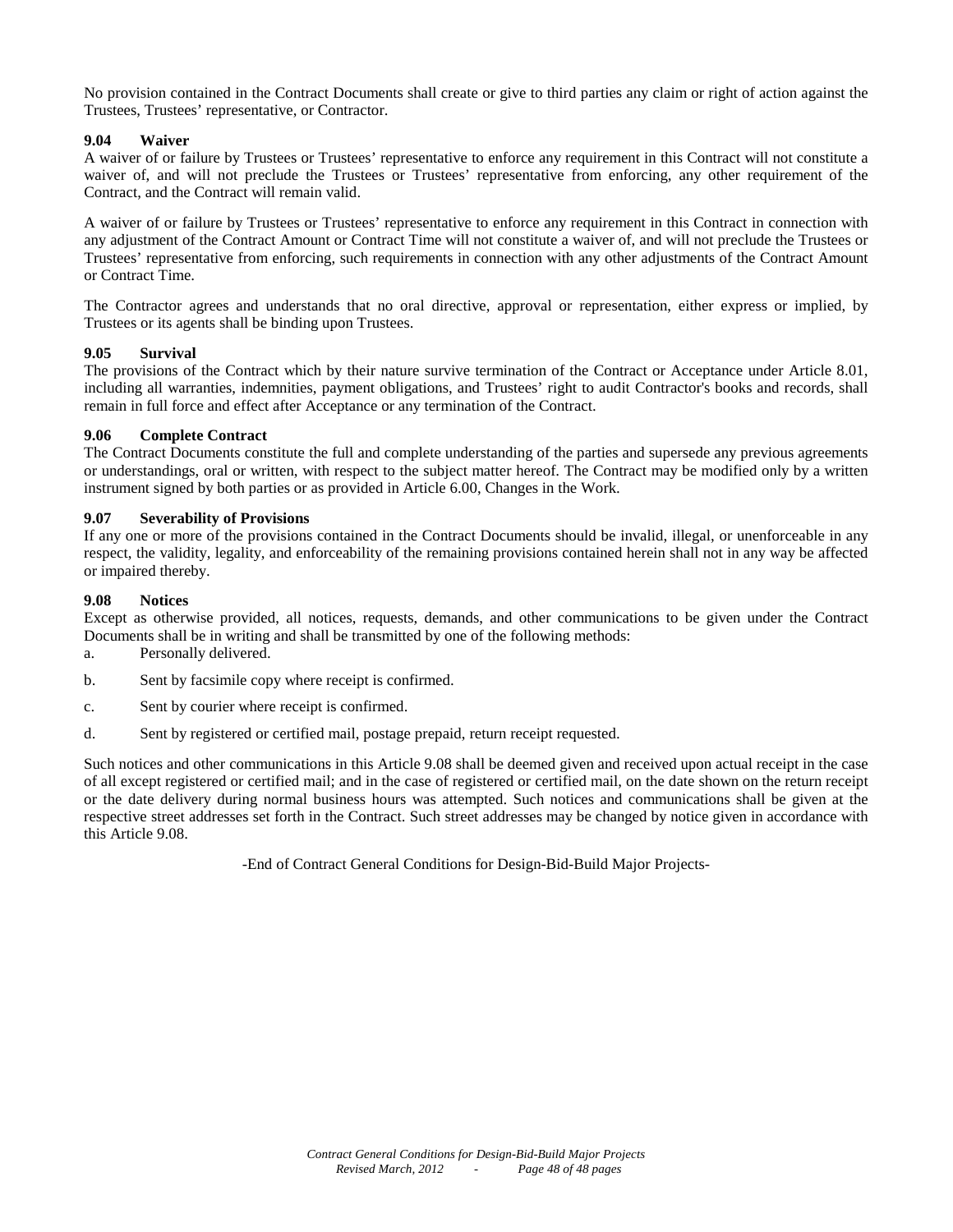No provision contained in the Contract Documents shall create or give to third parties any claim or right of action against the Trustees, Trustees' representative, or Contractor.

### 9.04 Waiver

A waiver of or failure by Trustees or Trustees' representative to enforce any requirement in this Contract will not constitute a waiver of, and will not preclude the Trustees or Trustees' representative from enforcing, any other requirement of the Contract, and the Contract will remain valid.

A waiver of or failure by Trustees or Trustees' representative to enforce any requirement in this Contract in connection with any adjustment of the Contract Amount or Contract Time will not constitute a waiver of, and will not preclude the Trustees or Trustees' representative from enforcing, such requirements in connection with any other adjustments of the Contract Amount or Contract Time.

The Contractor agrees and understands that no oral directive, approval or representation, either express or implied, by Trustees or its agents shall be binding upon Trustees.

### 9.05 Survival

The provisions of the Contract which by their nature survive termination of the Contract or Acceptance under Article 8.01, including all warranties, indemnities, payment obligations, and Trustees' right to audit Contractor's books and records, shall remain in full force and effect after Acceptance or any termination of the Contract.

### 9.06 Complete Contract

The Contract Documents constitute the full and complete understanding of the parties and supersede any previous agreements or understandings, oral or written, with respect to the subject matter hereof. The Contract may be modified only by a written instrument signed by both parties or as provided in Article 6.00, Changes in the Work.

### 9.07 Severability of Provisions

If any one or more of the provisions contained in the Contract Documents should be invalid, illegal, or unenforceable in any respect, the validity, legality, and enforceability of the remaining provisions contained herein shall not in any way be affected or impaired thereby.

### 9.08 Notices

Except as otherwise provided, all notices, requests, demands, and other communications to be given under the Contract Documents shall be in writing and shall be transmitted by one of the following methods:

a. Personally delivered.

b. Sent by facsimile copy where receipt is confirmed.

c. Sent by courier where receipt is confirmed.

d. Sent by registered or certified mail, postage prepaid, return receipt requested.

Such notices and other communications in this Article 9.08 shall be deemed given and received upon actual receipt in the case of all except registered or certified mail; and in the case of registered or certified mail, on the date shown on the return receipt or the date delivery during normal business hours was attempted. Such notices and communications shall be given at the respective street addresses set forth in the Contract. Such street addresses may be changed by notice given in accordance with this Article 9.08.

-End of Contract General Conditions for Design-Bid-Build Major Projects-